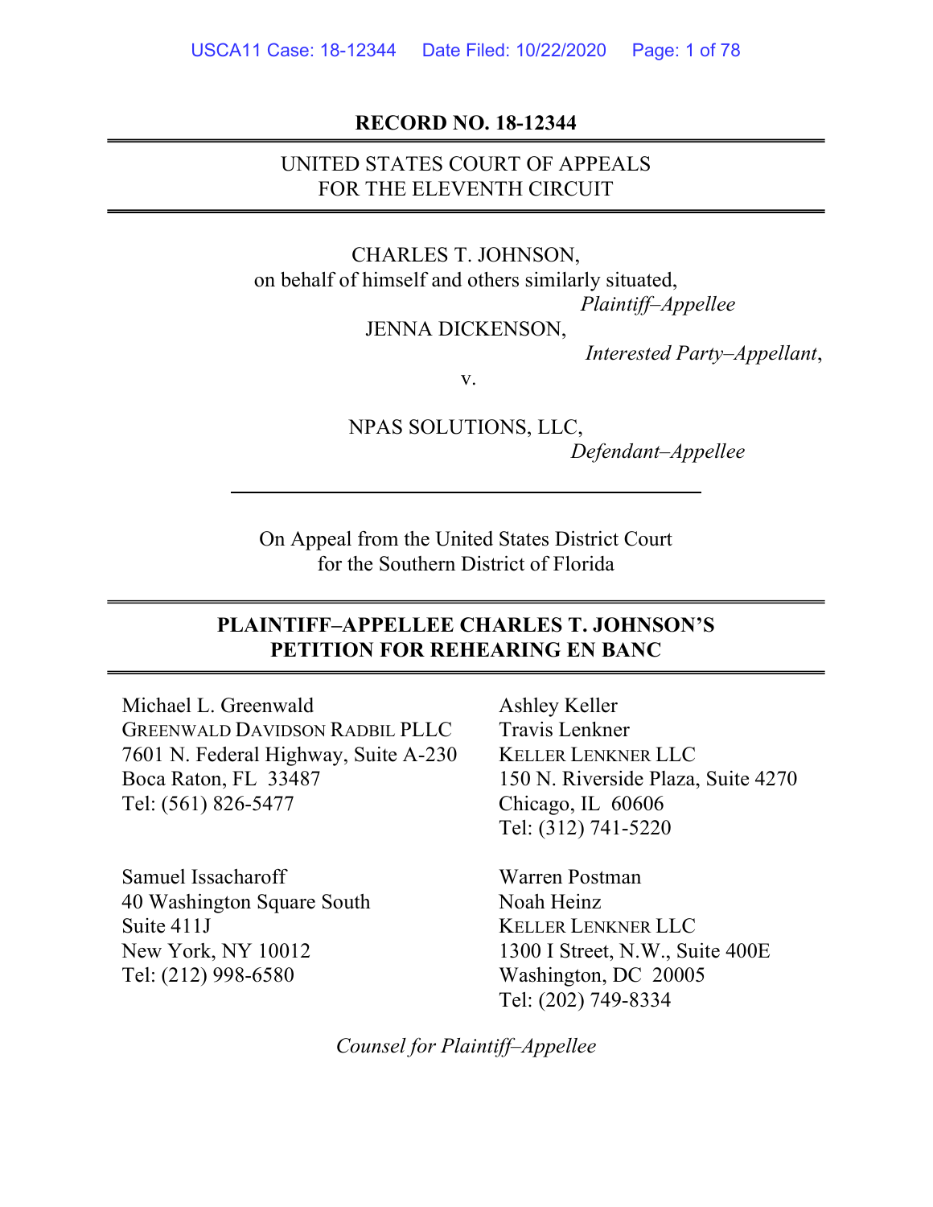**RECORD NO. 18-12344**

UNITED STATES COURT OF APPEALS
FOR THE ELEVENTH CIRCUIT

CHARLES T. JOHNSON,
on behalf of himself and others similarly situated,
*Plaintiff–Appellee*

JENNA DICKENSON,
*Interested Party–Appellant*,

v.

NPAS SOLUTIONS, LLC,
*Defendant–Appellee*

---

On Appeal from the United States District Court
for the Southern District of Florida

**PLAINTIFF–APPELLEE CHARLES T. JOHNSON'S PETITION FOR REHEARING EN BANC**

Michael L. Greenwald
GREENWALD DAVIDSON RADBIL PLLC
7601 N. Federal Highway, Suite A-230
Boca Raton, FL 33487
Tel: (561) 826-5477

Ashley Keller
Travis Lenkner
KELLER LENKNER LLC
150 N. Riverside Plaza, Suite 4270
Chicago, IL 60606
Tel: (312) 741-5220

Samuel Issacharoff
40 Washington Square South
Suite 411J
New York, NY 10012
Tel: (212) 998-6580

Warren Postman
Noah Heinz
KELLER LENKNER LLC
1300 I Street, N.W., Suite 400E
Washington, DC 20005
Tel: (202) 749-8334

*Counsel for Plaintiff–Appellee*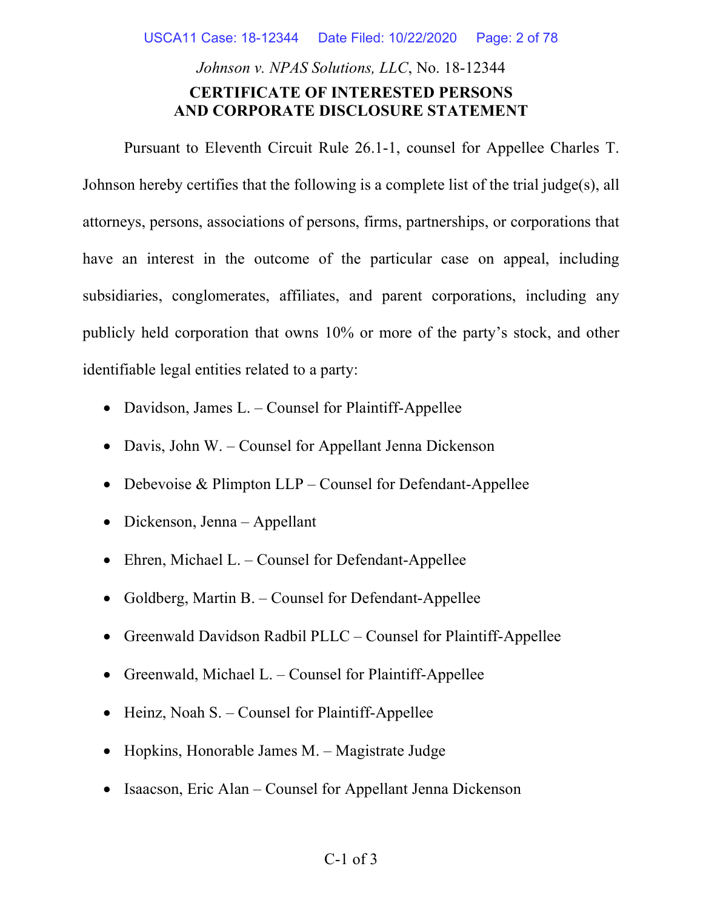*Johnson v. NPAS Solutions, LLC*, No. 18-12344

**CERTIFICATE OF INTERESTED PERSONS AND CORPORATE DISCLOSURE STATEMENT**

Pursuant to Eleventh Circuit Rule 26.1-1, counsel for Appellee Charles T. Johnson hereby certifies that the following is a complete list of the trial judge(s), all attorneys, persons, associations of persons, firms, partnerships, or corporations that have an interest in the outcome of the particular case on appeal, including subsidiaries, conglomerates, affiliates, and parent corporations, including any publicly held corporation that owns 10% or more of the party's stock, and other identifiable legal entities related to a party:

- Davidson, James L. – Counsel for Plaintiff-Appellee
- Davis, John W. – Counsel for Appellant Jenna Dickenson
- Debevoise & Plimpton LLP – Counsel for Defendant-Appellee
- Dickenson, Jenna – Appellant
- Ehren, Michael L. – Counsel for Defendant-Appellee
- Goldberg, Martin B. – Counsel for Defendant-Appellee
- Greenwald Davidson Radbil PLLC – Counsel for Plaintiff-Appellee
- Greenwald, Michael L. – Counsel for Plaintiff-Appellee
- Heinz, Noah S. – Counsel for Plaintiff-Appellee
- Hopkins, Honorable James M. – Magistrate Judge
- Isaacson, Eric Alan – Counsel for Appellant Jenna Dickenson

C-1 of 3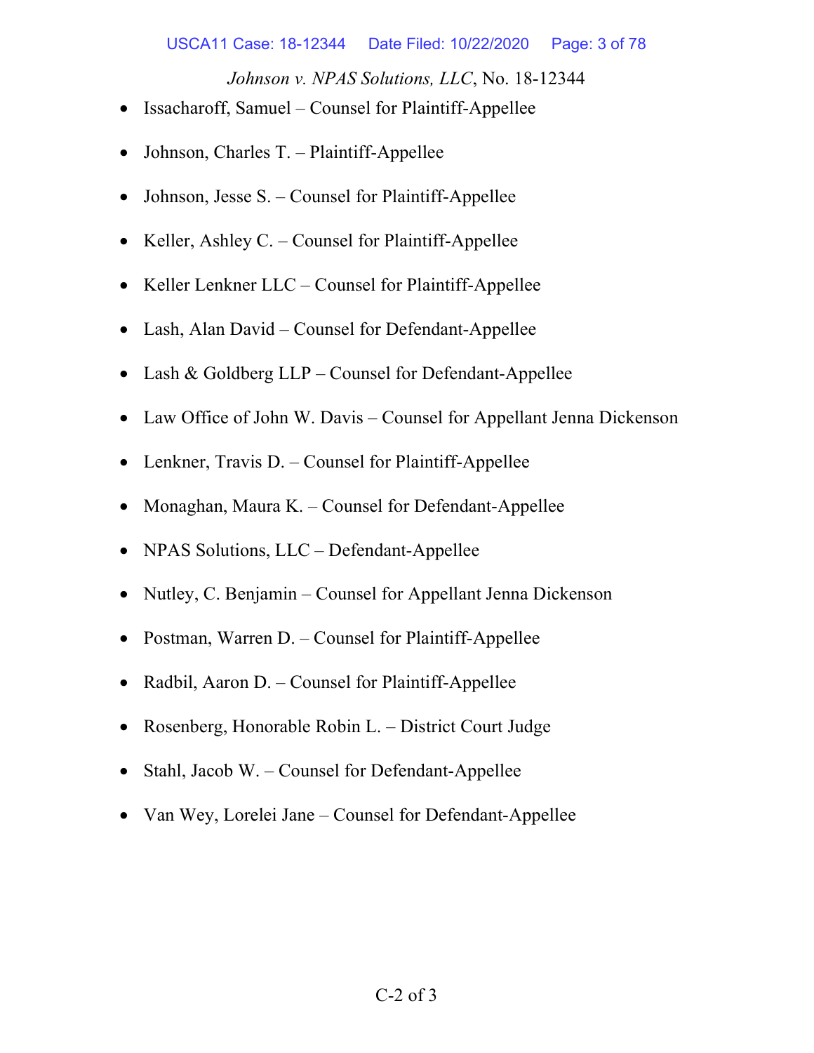- Issacharoff, Samuel – Counsel for Plaintiff-Appellee
- Johnson, Charles T. – Plaintiff-Appellee
- Johnson, Jesse S. – Counsel for Plaintiff-Appellee
- Keller, Ashley C. – Counsel for Plaintiff-Appellee
- Keller Lenkner LLC – Counsel for Plaintiff-Appellee
- Lash, Alan David – Counsel for Defendant-Appellee
- Lash & Goldberg LLP – Counsel for Defendant-Appellee
- Law Office of John W. Davis – Counsel for Appellant Jenna Dickenson
- Lenkner, Travis D. – Counsel for Plaintiff-Appellee
- Monaghan, Maura K. – Counsel for Defendant-Appellee
- NPAS Solutions, LLC – Defendant-Appellee
- Nutley, C. Benjamin – Counsel for Appellant Jenna Dickenson
- Postman, Warren D. – Counsel for Plaintiff-Appellee
- Radbil, Aaron D. – Counsel for Plaintiff-Appellee
- Rosenberg, Honorable Robin L. – District Court Judge
- Stahl, Jacob W. – Counsel for Defendant-Appellee
- Van Wey, Lorelei Jane – Counsel for Defendant-Appellee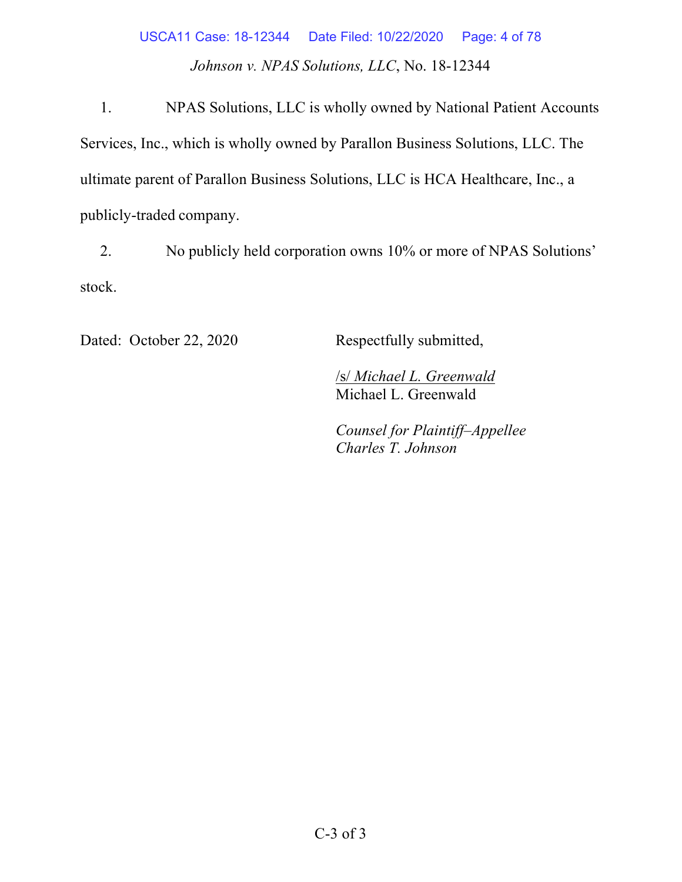1. NPAS Solutions, LLC is wholly owned by National Patient Accounts Services, Inc., which is wholly owned by Parallon Business Solutions, LLC. The ultimate parent of Parallon Business Solutions, LLC is HCA Healthcare, Inc., a publicly-traded company.

2. No publicly held corporation owns 10% or more of NPAS Solutions' stock.

Dated: October 22, 2020

Respectfully submitted,

/s/ *Michael L. Greenwald*
Michael L. Greenwald

*Counsel for Plaintiff–Appellee Charles T. Johnson*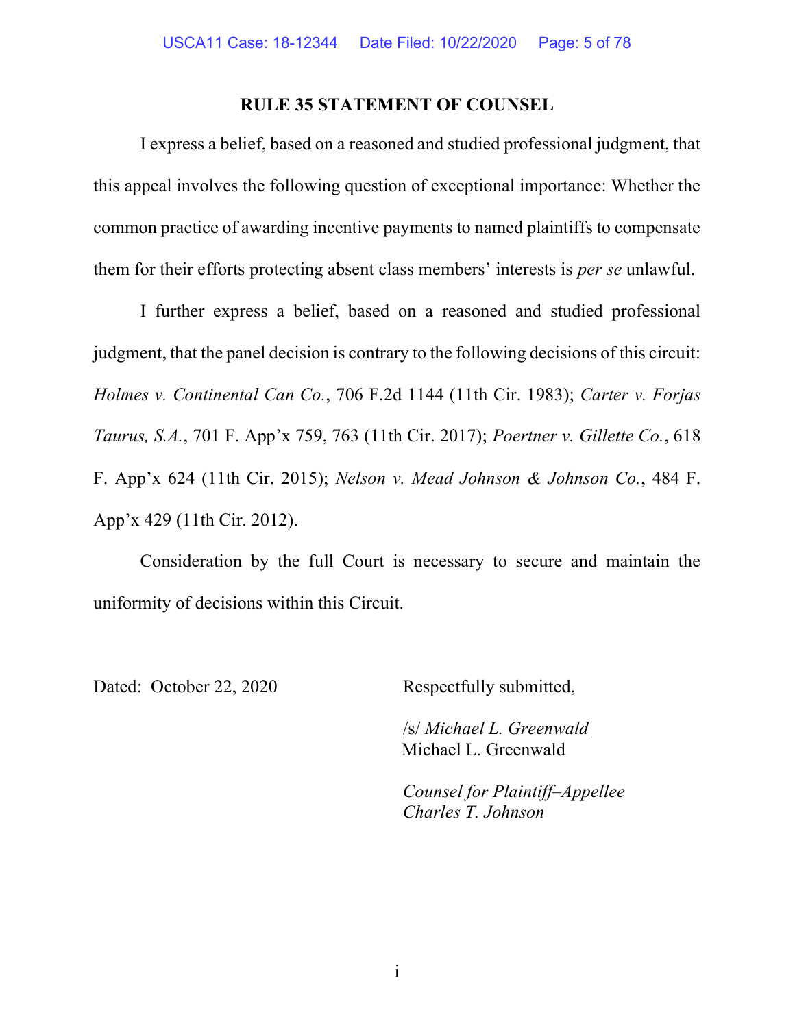## RULE 35 STATEMENT OF COUNSEL

I express a belief, based on a reasoned and studied professional judgment, that this appeal involves the following question of exceptional importance: Whether the common practice of awarding incentive payments to named plaintiffs to compensate them for their efforts protecting absent class members' interests is *per se* unlawful.

I further express a belief, based on a reasoned and studied professional judgment, that the panel decision is contrary to the following decisions of this circuit: *Holmes v. Continental Can Co.*, 706 F.2d 1144 (11th Cir. 1983); *Carter v. Forjas Taurus, S.A.*, 701 F. App'x 759, 763 (11th Cir. 2017); *Poertner v. Gillette Co.*, 618 F. App'x 624 (11th Cir. 2015); *Nelson v. Mead Johnson & Johnson Co.*, 484 F. App'x 429 (11th Cir. 2012).

Consideration by the full Court is necessary to secure and maintain the uniformity of decisions within this Circuit.

Dated: October 22, 2020

Respectfully submitted,

/s/ *Michael L. Greenwald*
Michael L. Greenwald

*Counsel for Plaintiff–Appellee Charles T. Johnson*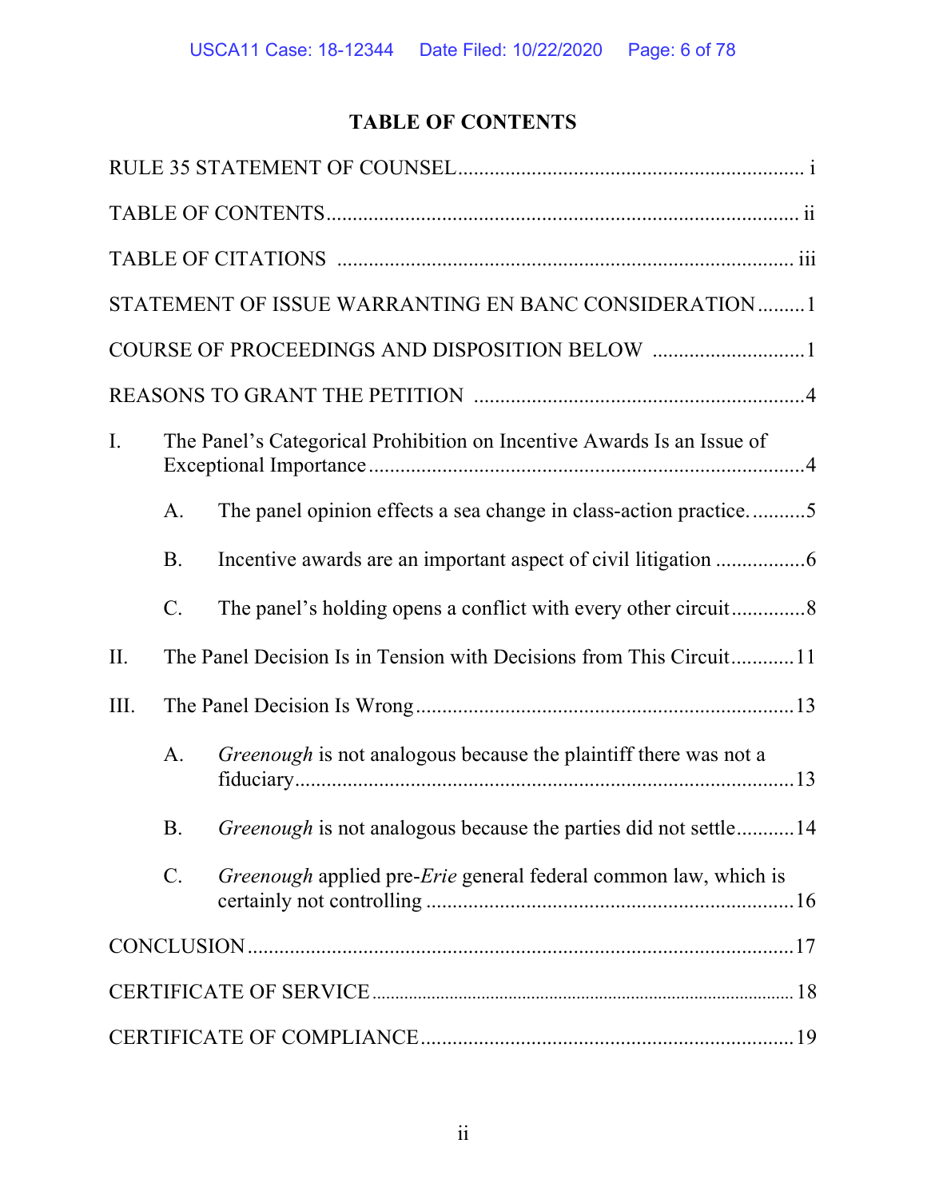# TABLE OF CONTENTS

RULE 35 STATEMENT OF COUNSEL ........................................................................ i

TABLE OF CONTENTS ........................................................................................ ii

TABLE OF CITATIONS ...................................................................................... iii

STATEMENT OF ISSUE WARRANTING EN BANC CONSIDERATION .........1

COURSE OF PROCEEDINGS AND DISPOSITION BELOW .............................1

REASONS TO GRANT THE PETITION ...............................................................4

I. The Panel's Categorical Prohibition on Incentive Awards Is an Issue of Exceptional Importance ....................................................................................4

   A. The panel opinion effects a sea change in class-action practice. ..........5

   B. Incentive awards are an important aspect of civil litigation ................6

   C. The panel's holding opens a conflict with every other circuit .............8

II. The Panel Decision Is in Tension with Decisions from This Circuit ...........11

III. The Panel Decision Is Wrong ......................................................................13

   A. *Greenough* is not analogous because the plaintiff there was not a fiduciary ..............................................................................................13

   B. *Greenough* is not analogous because the parties did not settle ...........14

   C. *Greenough* applied pre-*Erie* general federal common law, which is certainly not controlling ......................................................................16

CONCLUSION ........................................................................................................17

CERTIFICATE OF SERVICE ...............................................................................18

CERTIFICATE OF COMPLIANCE ......................................................................19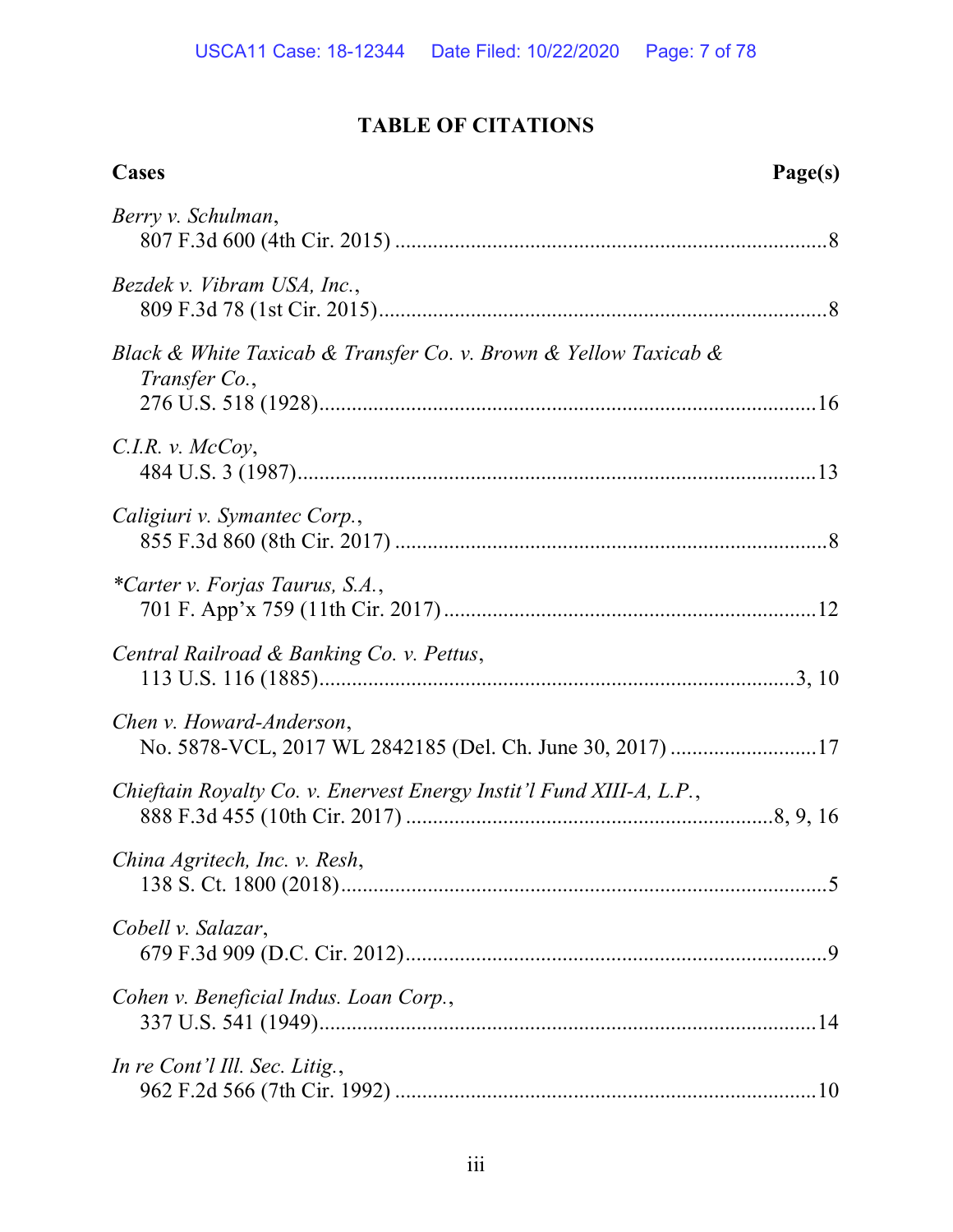## TABLE OF CITATIONS

**Cases** **Page(s)**

*Berry v. Schulman*,
807 F.3d 600 (4th Cir. 2015) ............................................................................8

*Bezdek v. Vibram USA, Inc.*,
809 F.3d 78 (1st Cir. 2015)...............................................................................8

*Black & White Taxicab & Transfer Co. v. Brown & Yellow Taxicab & Transfer Co.*,
276 U.S. 518 (1928).........................................................................................16

*C.I.R. v. McCoy*,
484 U.S. 3 (1987).............................................................................................13

*Caligiuri v. Symantec Corp.*,
855 F.3d 860 (8th Cir. 2017) .............................................................................8

**Carter v. Forjas Taurus, S.A.*,
701 F. App'x 759 (11th Cir. 2017) ..................................................................12

*Central Railroad & Banking Co. v. Pettus*,
113 U.S. 116 (1885).....................................................................................3, 10

*Chen v. Howard-Anderson*,
No. 5878-VCL, 2017 WL 2842185 (Del. Ch. June 30, 2017) ..........................17

*Chieftain Royalty Co. v. Enervest Energy Instit'l Fund XIII-A, L.P.*,
888 F.3d 455 (10th Cir. 2017) .................................................................8, 9, 16

*China Agritech, Inc. v. Resh*,
138 S. Ct. 1800 (2018)........................................................................................5

*Cobell v. Salazar*,
679 F.3d 909 (D.C. Cir. 2012)............................................................................9

*Cohen v. Beneficial Indus. Loan Corp.*,
337 U.S. 541 (1949)..........................................................................................14

*In re Cont'l Ill. Sec. Litig.*,
962 F.2d 566 (7th Cir. 1992) ...........................................................................10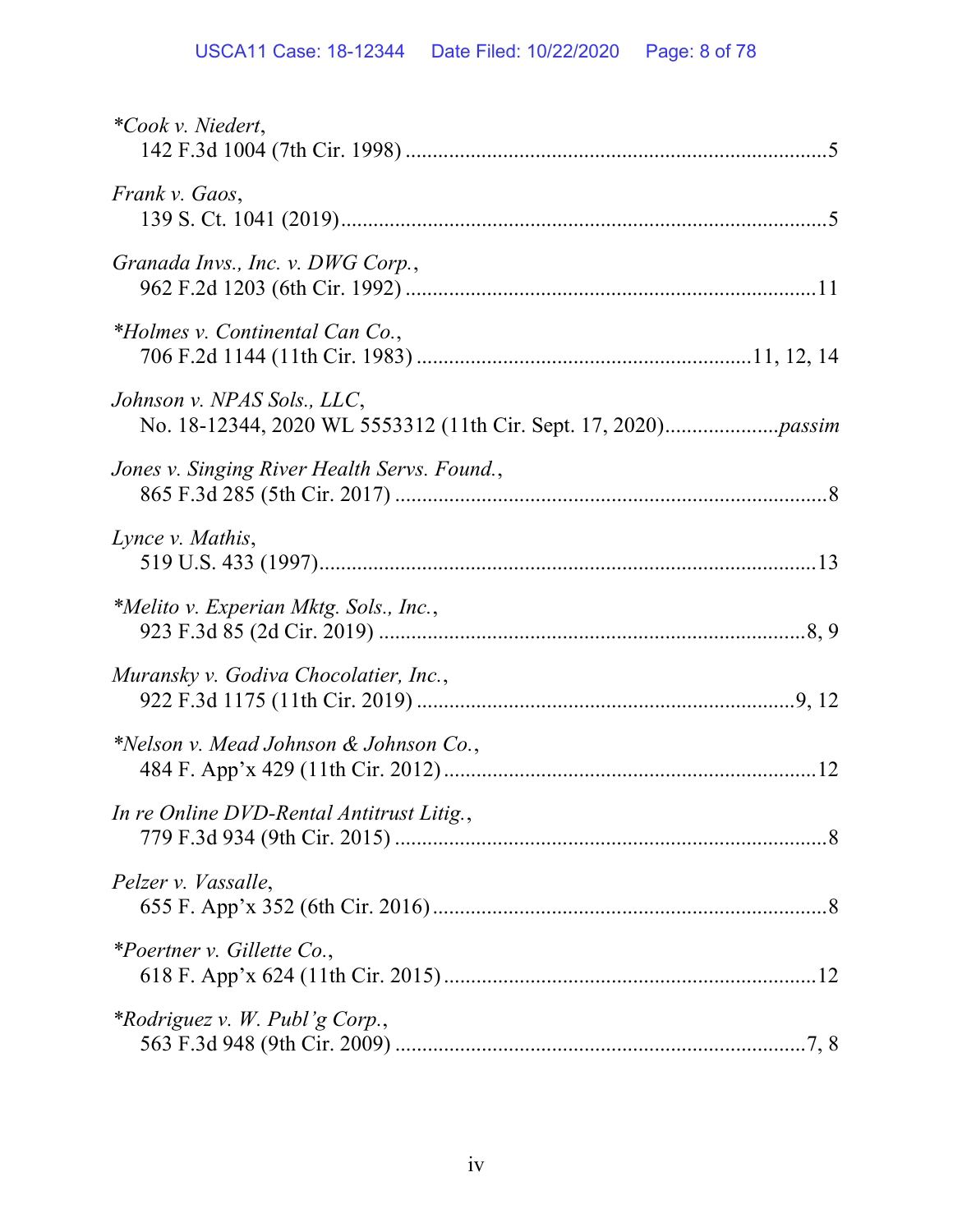*\*Cook v. Niedert*,
142 F.3d 1004 (7th Cir. 1998) ............................................................................5

*Frank v. Gaos*,
139 S. Ct. 1041 (2019).........................................................................................5

*Granada Invs., Inc. v. DWG Corp.*,
962 F.2d 1203 (6th Cir. 1992) ...........................................................................11

*\*Holmes v. Continental Can Co.*,
706 F.2d 1144 (11th Cir. 1983) ............................................................11, 12, 14

*Johnson v. NPAS Sols., LLC*,
No. 18-12344, 2020 WL 5553312 (11th Cir. Sept. 17, 2020).....................*passim*

*Jones v. Singing River Health Servs. Found.*,
865 F.3d 285 (5th Cir. 2017) ...............................................................................8

*Lynce v. Mathis*,
519 U.S. 433 (1997).........................................................................................13

*\*Melito v. Experian Mktg. Sols., Inc.*,
923 F.3d 85 (2d Cir. 2019) ..............................................................................8, 9

*Muransky v. Godiva Chocolatier, Inc.*,
922 F.3d 1175 (11th Cir. 2019) ......................................................................9, 12

*\*Nelson v. Mead Johnson & Johnson Co.*,
484 F. App'x 429 (11th Cir. 2012) ....................................................................12

*In re Online DVD-Rental Antitrust Litig.*,
779 F.3d 934 (9th Cir. 2015) ..............................................................................8

*Pelzer v. Vassalle*,
655 F. App'x 352 (6th Cir. 2016) ........................................................................8

*\*Poertner v. Gillette Co.*,
618 F. App'x 624 (11th Cir. 2015) ....................................................................12

*\*Rodriguez v. W. Publ'g Corp.*,
563 F.3d 948 (9th Cir. 2009) ...........................................................................7, 8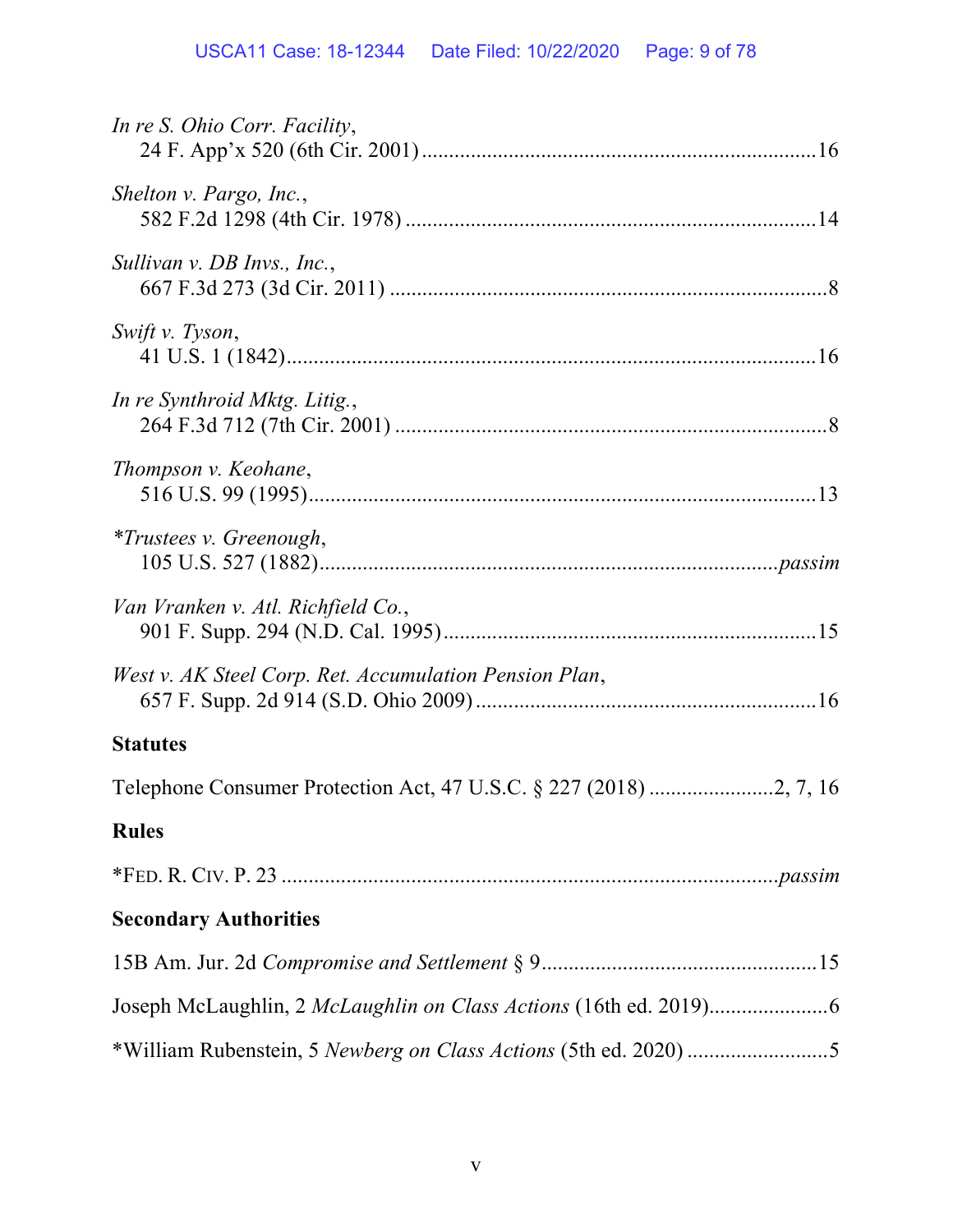*In re S. Ohio Corr. Facility*,
24 F. App'x 520 (6th Cir. 2001) ........................................................................16

*Shelton v. Pargo, Inc.*,
582 F.2d 1298 (4th Cir. 1978) ...........................................................................14

*Sullivan v. DB Invs., Inc.*,
667 F.3d 273 (3d Cir. 2011) ...............................................................................8

*Swift v. Tyson*,
41 U.S. 1 (1842)..................................................................................................16

*In re Synthroid Mktg. Litig.*,
264 F.3d 712 (7th Cir. 2001) ..............................................................................8

*Thompson v. Keohane*,
516 U.S. 99 (1995)..............................................................................................13

**Trustees v. Greenough*,
105 U.S. 527 (1882)......................................................................................*passim*

*Van Vranken v. Atl. Richfield Co.*,
901 F. Supp. 294 (N.D. Cal. 1995)....................................................................15

*West v. AK Steel Corp. Ret. Accumulation Pension Plan*,
657 F. Supp. 2d 914 (S.D. Ohio 2009) ..............................................................16

**Statutes**

Telephone Consumer Protection Act, 47 U.S.C. § 227 (2018) .......................2, 7, 16

**Rules**

*FED. R. CIV. P. 23 ..........................................................................................*passim*

**Secondary Authorities**

15B Am. Jur. 2d *Compromise and Settlement* § 9..................................................15

Joseph McLaughlin, 2 *McLaughlin on Class Actions* (16th ed. 2019).....................6

*William Rubenstein, 5 *Newberg on Class Actions* (5th ed. 2020) ..........................5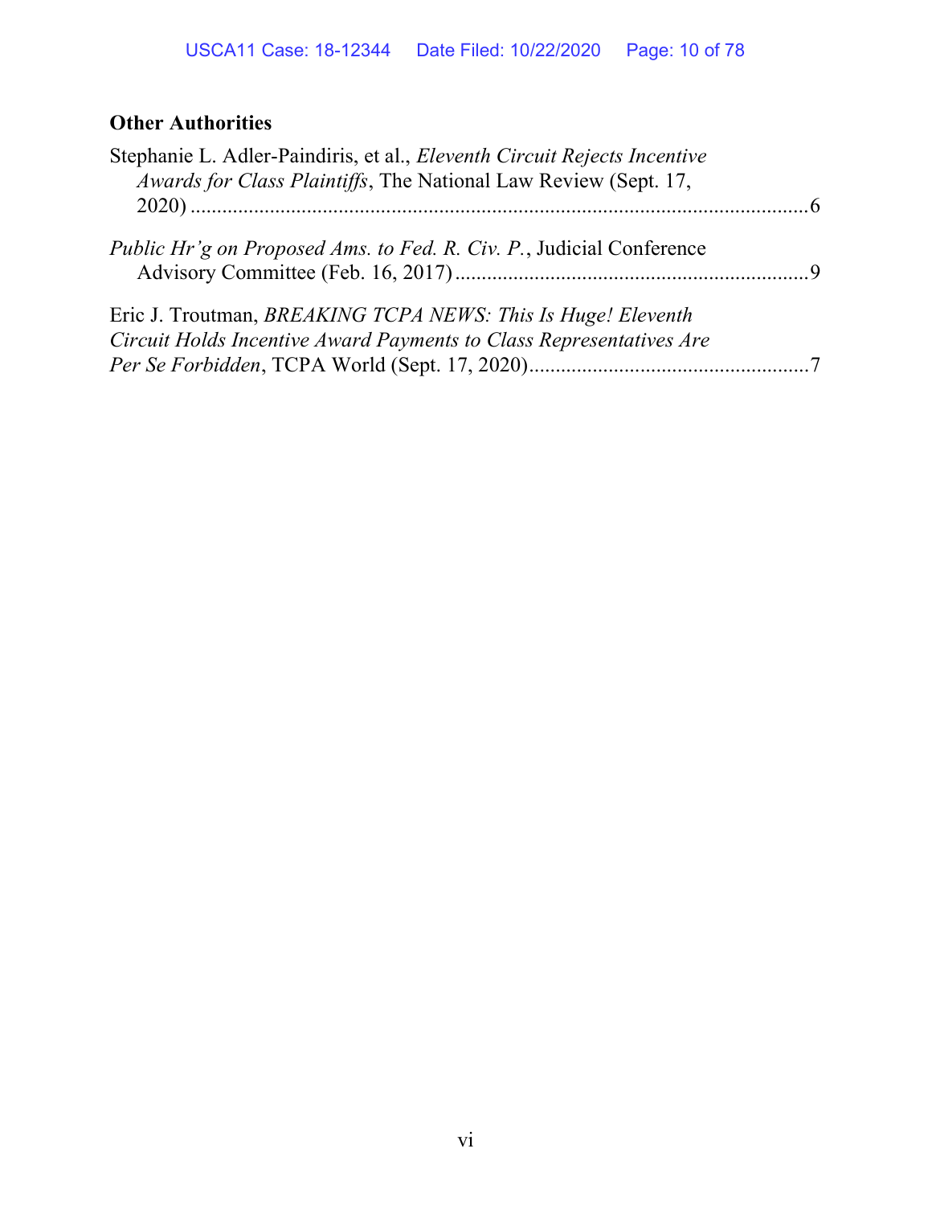**Other Authorities**

Stephanie L. Adler-Paindiris, et al., *Eleventh Circuit Rejects Incentive Awards for Class Plaintiffs*, The National Law Review (Sept. 17, 2020) ....................................................................................................... 6

*Public Hr'g on Proposed Ams. to Fed. R. Civ. P.*, Judicial Conference Advisory Committee (Feb. 16, 2017) ................................................................... 9

Eric J. Troutman, *BREAKING TCPA NEWS: This Is Huge! Eleventh Circuit Holds Incentive Award Payments to Class Representatives Are Per Se Forbidden*, TCPA World (Sept. 17, 2020) ..................................................... 7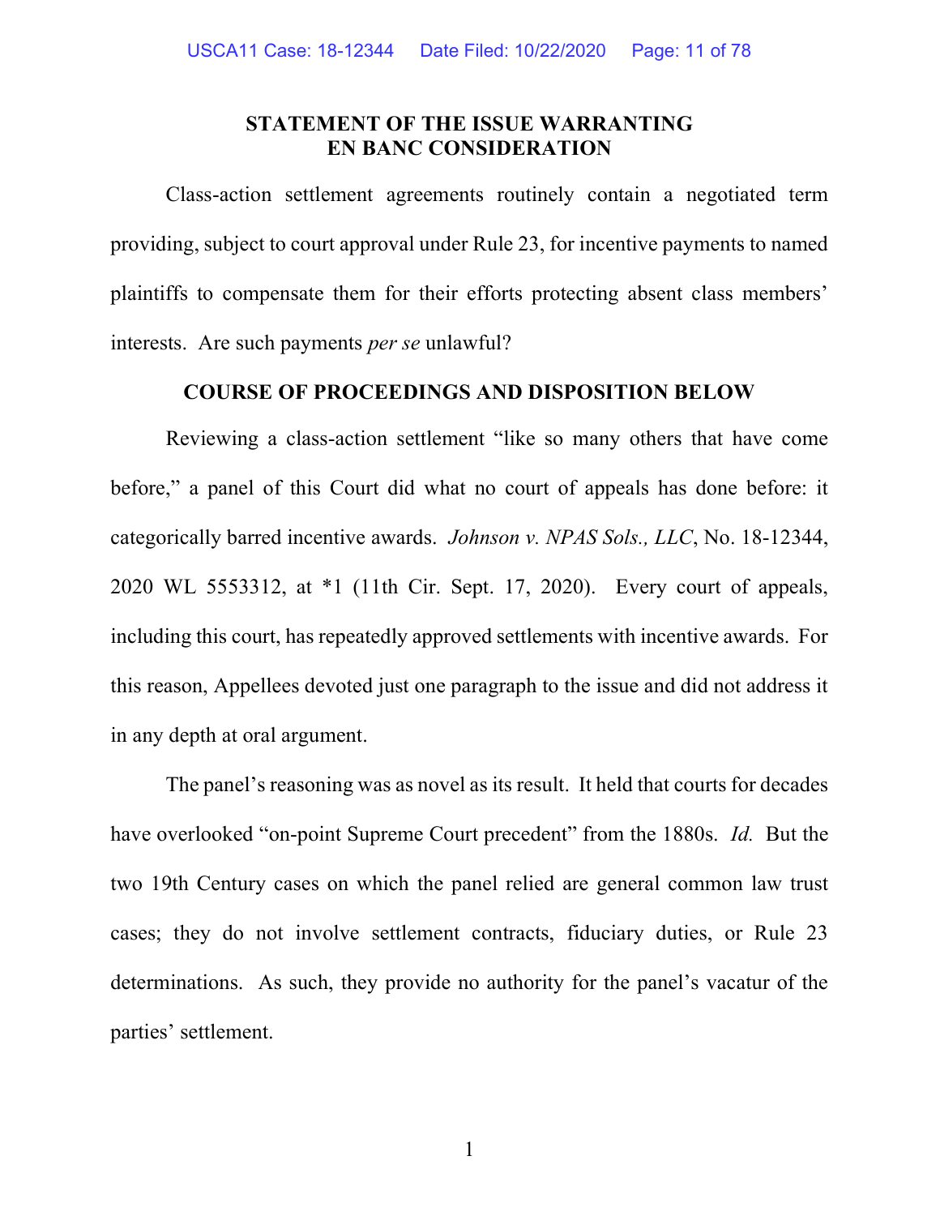## STATEMENT OF THE ISSUE WARRANTING EN BANC CONSIDERATION

Class-action settlement agreements routinely contain a negotiated term providing, subject to court approval under Rule 23, for incentive payments to named plaintiffs to compensate them for their efforts protecting absent class members' interests. Are such payments *per se* unlawful?

## COURSE OF PROCEEDINGS AND DISPOSITION BELOW

Reviewing a class-action settlement "like so many others that have come before," a panel of this Court did what no court of appeals has done before: it categorically barred incentive awards. *Johnson v. NPAS Sols., LLC*, No. 18-12344, 2020 WL 5553312, at *1 (11th Cir. Sept. 17, 2020). Every court of appeals, including this court, has repeatedly approved settlements with incentive awards. For this reason, Appellees devoted just one paragraph to the issue and did not address it in any depth at oral argument.

The panel's reasoning was as novel as its result. It held that courts for decades have overlooked "on-point Supreme Court precedent" from the 1880s. *Id.* But the two 19th Century cases on which the panel relied are general common law trust cases; they do not involve settlement contracts, fiduciary duties, or Rule 23 determinations. As such, they provide no authority for the panel's vacatur of the parties' settlement.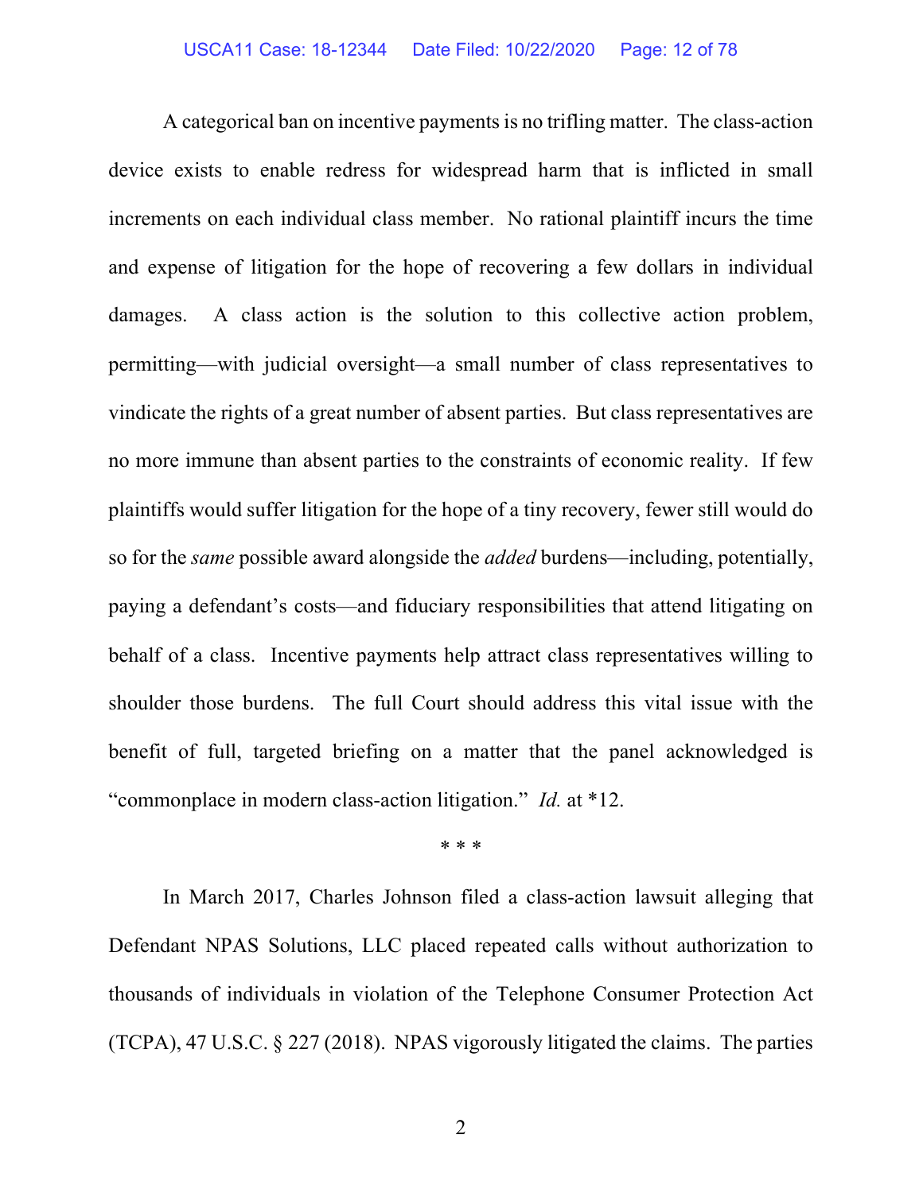A categorical ban on incentive payments is no trifling matter. The class-action device exists to enable redress for widespread harm that is inflicted in small increments on each individual class member. No rational plaintiff incurs the time and expense of litigation for the hope of recovering a few dollars in individual damages. A class action is the solution to this collective action problem, permitting—with judicial oversight—a small number of class representatives to vindicate the rights of a great number of absent parties. But class representatives are no more immune than absent parties to the constraints of economic reality. If few plaintiffs would suffer litigation for the hope of a tiny recovery, fewer still would do so for the *same* possible award alongside the *added* burdens—including, potentially, paying a defendant's costs—and fiduciary responsibilities that attend litigating on behalf of a class. Incentive payments help attract class representatives willing to shoulder those burdens. The full Court should address this vital issue with the benefit of full, targeted briefing on a matter that the panel acknowledged is "commonplace in modern class-action litigation." *Id.* at *12.

\* \* \*

In March 2017, Charles Johnson filed a class-action lawsuit alleging that Defendant NPAS Solutions, LLC placed repeated calls without authorization to thousands of individuals in violation of the Telephone Consumer Protection Act (TCPA), 47 U.S.C. § 227 (2018). NPAS vigorously litigated the claims. The parties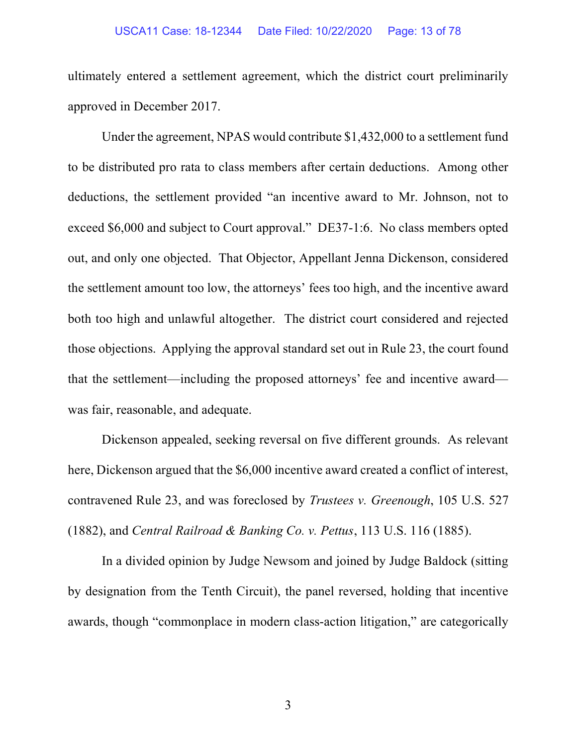ultimately entered a settlement agreement, which the district court preliminarily approved in December 2017.

Under the agreement, NPAS would contribute $1,432,000 to a settlement fund to be distributed pro rata to class members after certain deductions. Among other deductions, the settlement provided "an incentive award to Mr. Johnson, not to exceed $6,000 and subject to Court approval." DE37-1:6. No class members opted out, and only one objected. That Objector, Appellant Jenna Dickenson, considered the settlement amount too low, the attorneys' fees too high, and the incentive award both too high and unlawful altogether. The district court considered and rejected those objections. Applying the approval standard set out in Rule 23, the court found that the settlement—including the proposed attorneys' fee and incentive award—was fair, reasonable, and adequate.

Dickenson appealed, seeking reversal on five different grounds. As relevant here, Dickenson argued that the $6,000 incentive award created a conflict of interest, contravened Rule 23, and was foreclosed by *Trustees v. Greenough*, 105 U.S. 527 (1882), and *Central Railroad & Banking Co. v. Pettus*, 113 U.S. 116 (1885).

In a divided opinion by Judge Newsom and joined by Judge Baldock (sitting by designation from the Tenth Circuit), the panel reversed, holding that incentive awards, though "commonplace in modern class-action litigation," are categorically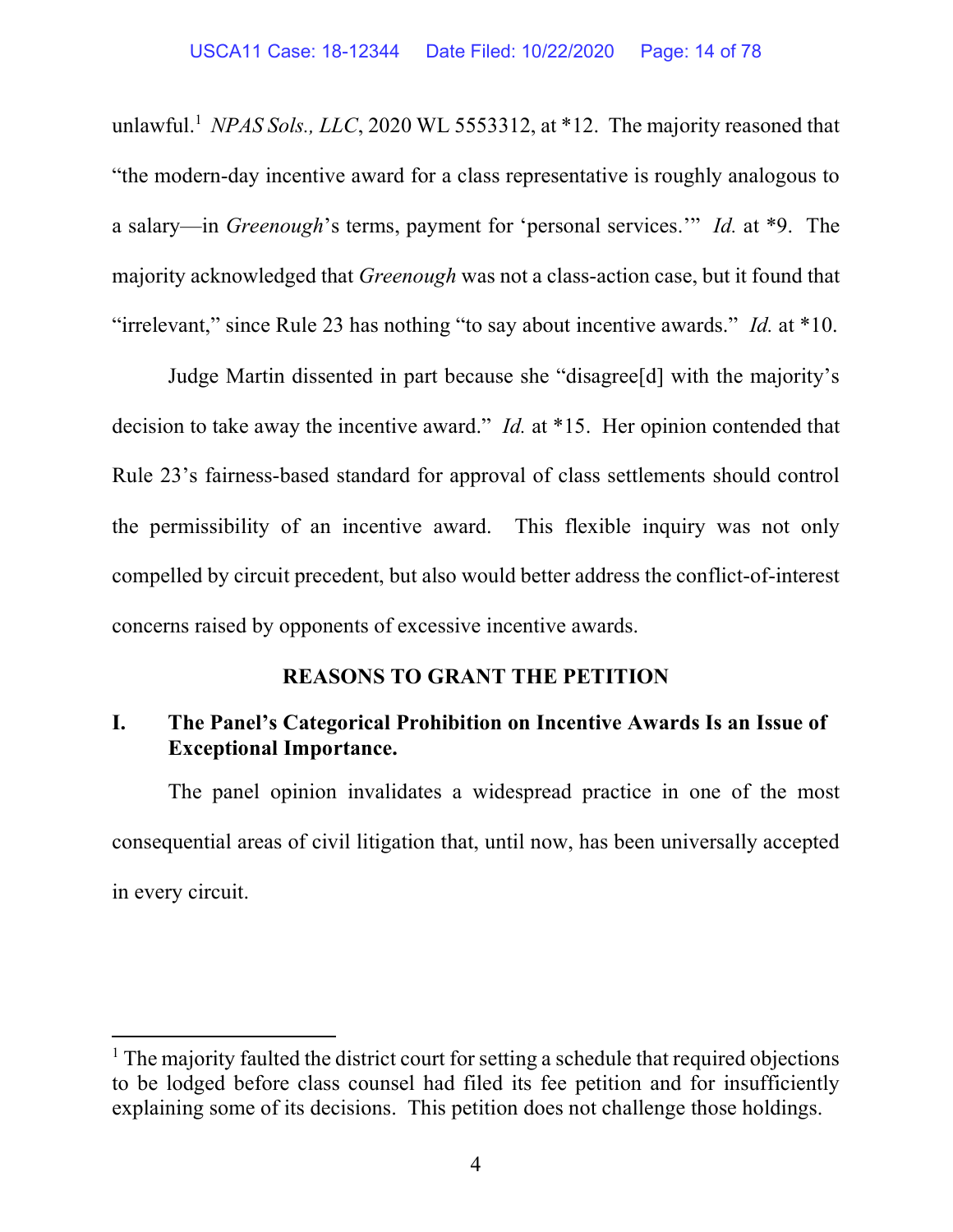unlawful.[1] *NPAS Sols., LLC*, 2020 WL 5553312, at *12. The majority reasoned that "the modern-day incentive award for a class representative is roughly analogous to a salary—in *Greenough*'s terms, payment for 'personal services.'" *Id.* at *9. The majority acknowledged that *Greenough* was not a class-action case, but it found that "irrelevant," since Rule 23 has nothing "to say about incentive awards." *Id.* at *10.

Judge Martin dissented in part because she "disagree[d] with the majority's decision to take away the incentive award." *Id.* at *15. Her opinion contended that Rule 23's fairness-based standard for approval of class settlements should control the permissibility of an incentive award. This flexible inquiry was not only compelled by circuit precedent, but also would better address the conflict-of-interest concerns raised by opponents of excessive incentive awards.

## REASONS TO GRANT THE PETITION

### I. The Panel's Categorical Prohibition on Incentive Awards Is an Issue of Exceptional Importance.

The panel opinion invalidates a widespread practice in one of the most consequential areas of civil litigation that, until now, has been universally accepted in every circuit.

---

[1] The majority faulted the district court for setting a schedule that required objections to be lodged before class counsel had filed its fee petition and for insufficiently explaining some of its decisions. This petition does not challenge those holdings.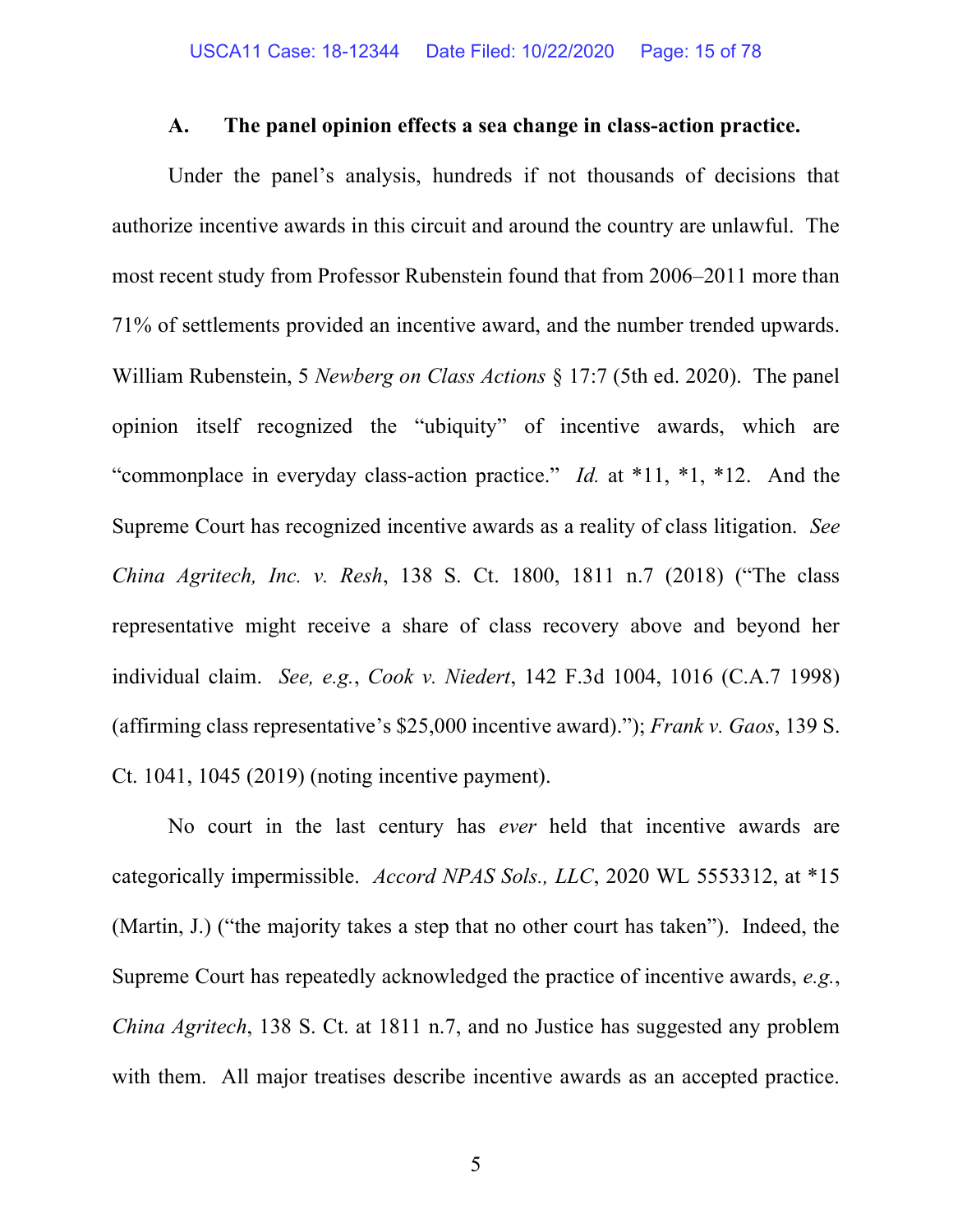### A. The panel opinion effects a sea change in class-action practice.

Under the panel's analysis, hundreds if not thousands of decisions that authorize incentive awards in this circuit and around the country are unlawful. The most recent study from Professor Rubenstein found that from 2006–2011 more than 71% of settlements provided an incentive award, and the number trended upwards. William Rubenstein, 5 *Newberg on Class Actions* § 17:7 (5th ed. 2020). The panel opinion itself recognized the "ubiquity" of incentive awards, which are "commonplace in everyday class-action practice." *Id.* at *11, *1, *12. And the Supreme Court has recognized incentive awards as a reality of class litigation. *See China Agritech, Inc. v. Resh*, 138 S. Ct. 1800, 1811 n.7 (2018) ("The class representative might receive a share of class recovery above and beyond her individual claim. *See, e.g.*, *Cook v. Niedert*, 142 F.3d 1004, 1016 (C.A.7 1998) (affirming class representative's $25,000 incentive award)."); *Frank v. Gaos*, 139 S. Ct. 1041, 1045 (2019) (noting incentive payment).

No court in the last century has *ever* held that incentive awards are categorically impermissible. *Accord NPAS Sols., LLC*, 2020 WL 5553312, at *15 (Martin, J.) ("the majority takes a step that no other court has taken"). Indeed, the Supreme Court has repeatedly acknowledged the practice of incentive awards, *e.g.*, *China Agritech*, 138 S. Ct. at 1811 n.7, and no Justice has suggested any problem with them. All major treatises describe incentive awards as an accepted practice.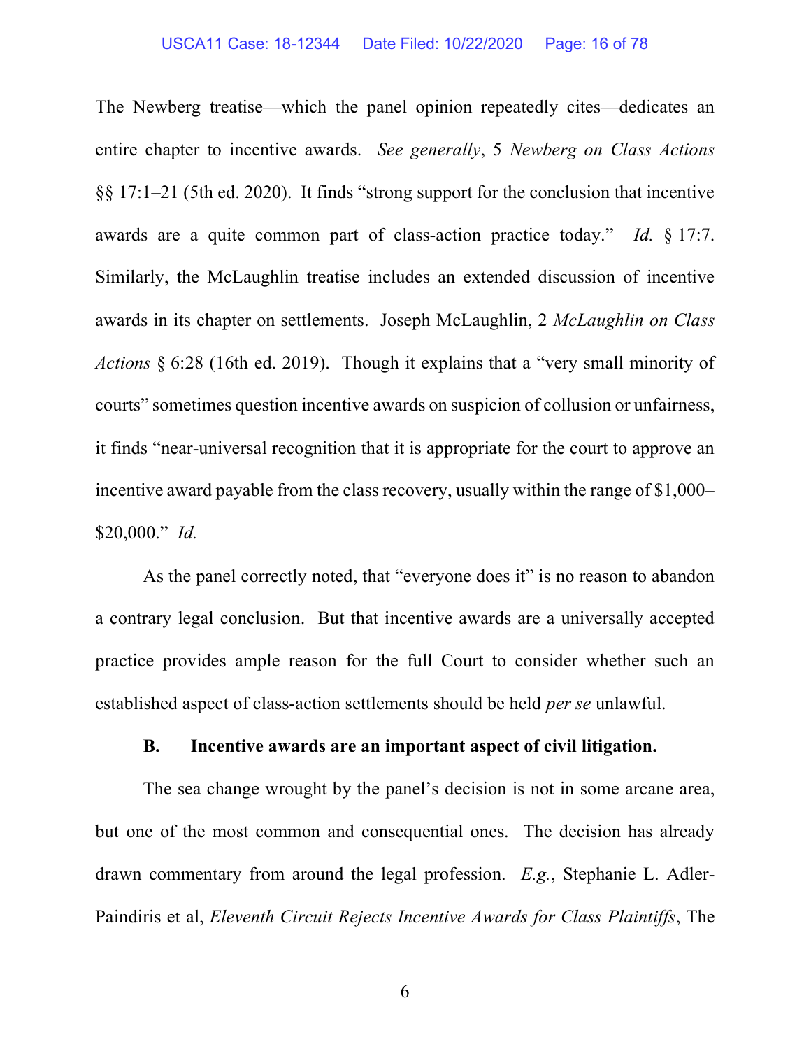The Newberg treatise—which the panel opinion repeatedly cites—dedicates an entire chapter to incentive awards. *See generally*, 5 *Newberg on Class Actions* §§ 17:1–21 (5th ed. 2020). It finds "strong support for the conclusion that incentive awards are a quite common part of class-action practice today." *Id.* § 17:7. Similarly, the McLaughlin treatise includes an extended discussion of incentive awards in its chapter on settlements. Joseph McLaughlin, 2 *McLaughlin on Class Actions* § 6:28 (16th ed. 2019). Though it explains that a "very small minority of courts" sometimes question incentive awards on suspicion of collusion or unfairness, it finds "near-universal recognition that it is appropriate for the court to approve an incentive award payable from the class recovery, usually within the range of $1,000–$20,000." *Id.*

As the panel correctly noted, that "everyone does it" is no reason to abandon a contrary legal conclusion. But that incentive awards are a universally accepted practice provides ample reason for the full Court to consider whether such an established aspect of class-action settlements should be held *per se* unlawful.

### B. Incentive awards are an important aspect of civil litigation.

The sea change wrought by the panel's decision is not in some arcane area, but one of the most common and consequential ones. The decision has already drawn commentary from around the legal profession. *E.g.*, Stephanie L. Adler-Paindiris et al, *Eleventh Circuit Rejects Incentive Awards for Class Plaintiffs*, The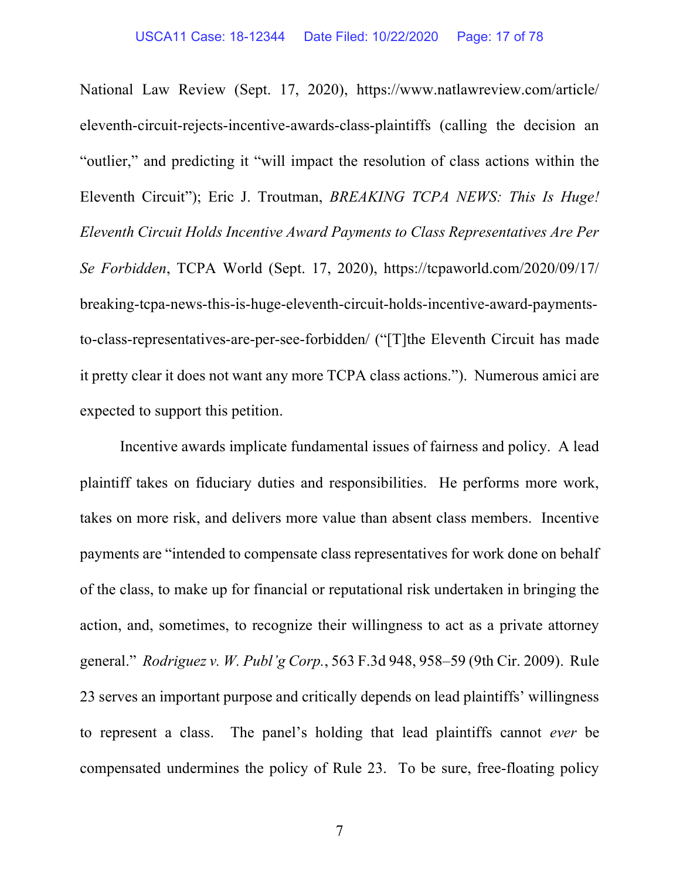National Law Review (Sept. 17, 2020), https://www.natlawreview.com/article/eleventh-circuit-rejects-incentive-awards-class-plaintiffs (calling the decision an "outlier," and predicting it "will impact the resolution of class actions within the Eleventh Circuit"); Eric J. Troutman, *BREAKING TCPA NEWS: This Is Huge! Eleventh Circuit Holds Incentive Award Payments to Class Representatives Are Per Se Forbidden*, TCPA World (Sept. 17, 2020), https://tcpaworld.com/2020/09/17/breaking-tcpa-news-this-is-huge-eleventh-circuit-holds-incentive-award-payments-to-class-representatives-are-per-see-forbidden/ ("[T]the Eleventh Circuit has made it pretty clear it does not want any more TCPA class actions."). Numerous amici are expected to support this petition.

Incentive awards implicate fundamental issues of fairness and policy. A lead plaintiff takes on fiduciary duties and responsibilities. He performs more work, takes on more risk, and delivers more value than absent class members. Incentive payments are "intended to compensate class representatives for work done on behalf of the class, to make up for financial or reputational risk undertaken in bringing the action, and, sometimes, to recognize their willingness to act as a private attorney general." *Rodriguez v. W. Publ'g Corp.*, 563 F.3d 948, 958–59 (9th Cir. 2009). Rule 23 serves an important purpose and critically depends on lead plaintiffs' willingness to represent a class. The panel's holding that lead plaintiffs cannot *ever* be compensated undermines the policy of Rule 23. To be sure, free-floating policy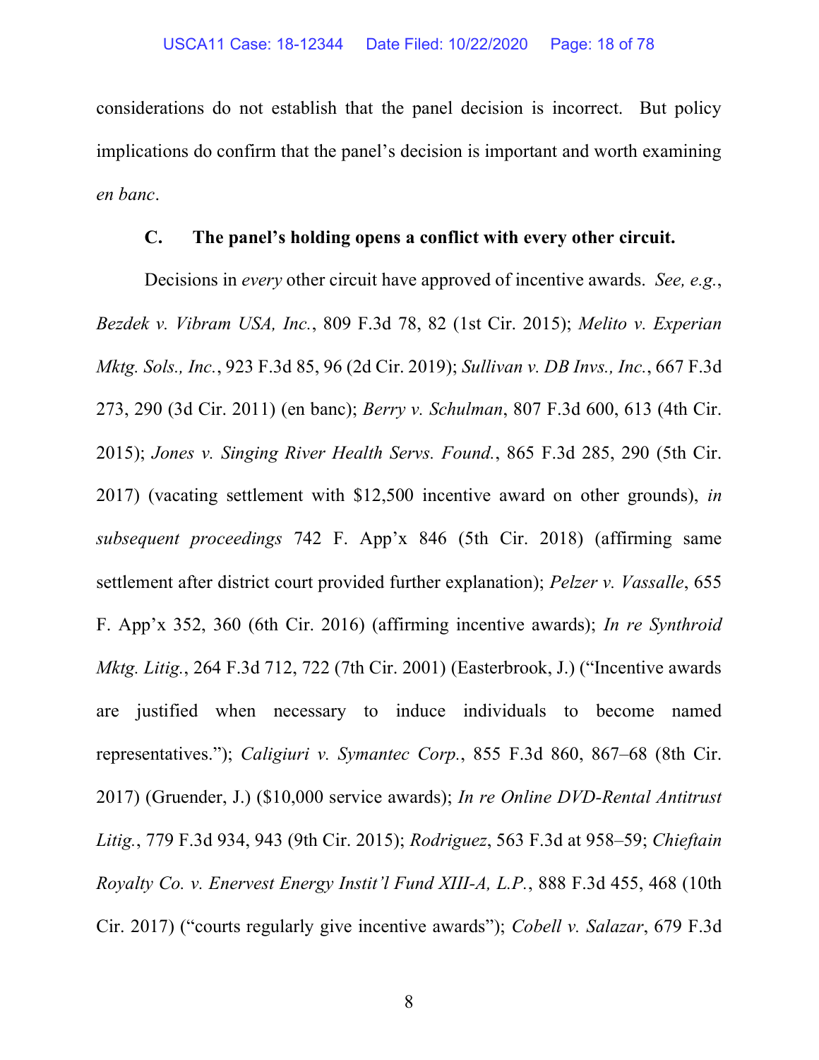considerations do not establish that the panel decision is incorrect. But policy implications do confirm that the panel's decision is important and worth examining *en banc*.

### C. The panel's holding opens a conflict with every other circuit.

Decisions in *every* other circuit have approved of incentive awards. *See, e.g.*, *Bezdek v. Vibram USA, Inc.*, 809 F.3d 78, 82 (1st Cir. 2015); *Melito v. Experian Mktg. Sols., Inc.*, 923 F.3d 85, 96 (2d Cir. 2019); *Sullivan v. DB Invs., Inc.*, 667 F.3d 273, 290 (3d Cir. 2011) (en banc); *Berry v. Schulman*, 807 F.3d 600, 613 (4th Cir. 2015); *Jones v. Singing River Health Servs. Found.*, 865 F.3d 285, 290 (5th Cir. 2017) (vacating settlement with $12,500 incentive award on other grounds), *in subsequent proceedings* 742 F. App'x 846 (5th Cir. 2018) (affirming same settlement after district court provided further explanation); *Pelzer v. Vassalle*, 655 F. App'x 352, 360 (6th Cir. 2016) (affirming incentive awards); *In re Synthroid Mktg. Litig.*, 264 F.3d 712, 722 (7th Cir. 2001) (Easterbrook, J.) ("Incentive awards are justified when necessary to induce individuals to become named representatives."); *Caligiuri v. Symantec Corp.*, 855 F.3d 860, 867–68 (8th Cir. 2017) (Gruender, J.) ($10,000 service awards); *In re Online DVD-Rental Antitrust Litig.*, 779 F.3d 934, 943 (9th Cir. 2015); *Rodriguez*, 563 F.3d at 958–59; *Chieftain Royalty Co. v. Enervest Energy Instit'l Fund XIII-A, L.P.*, 888 F.3d 455, 468 (10th Cir. 2017) ("courts regularly give incentive awards"); *Cobell v. Salazar*, 679 F.3d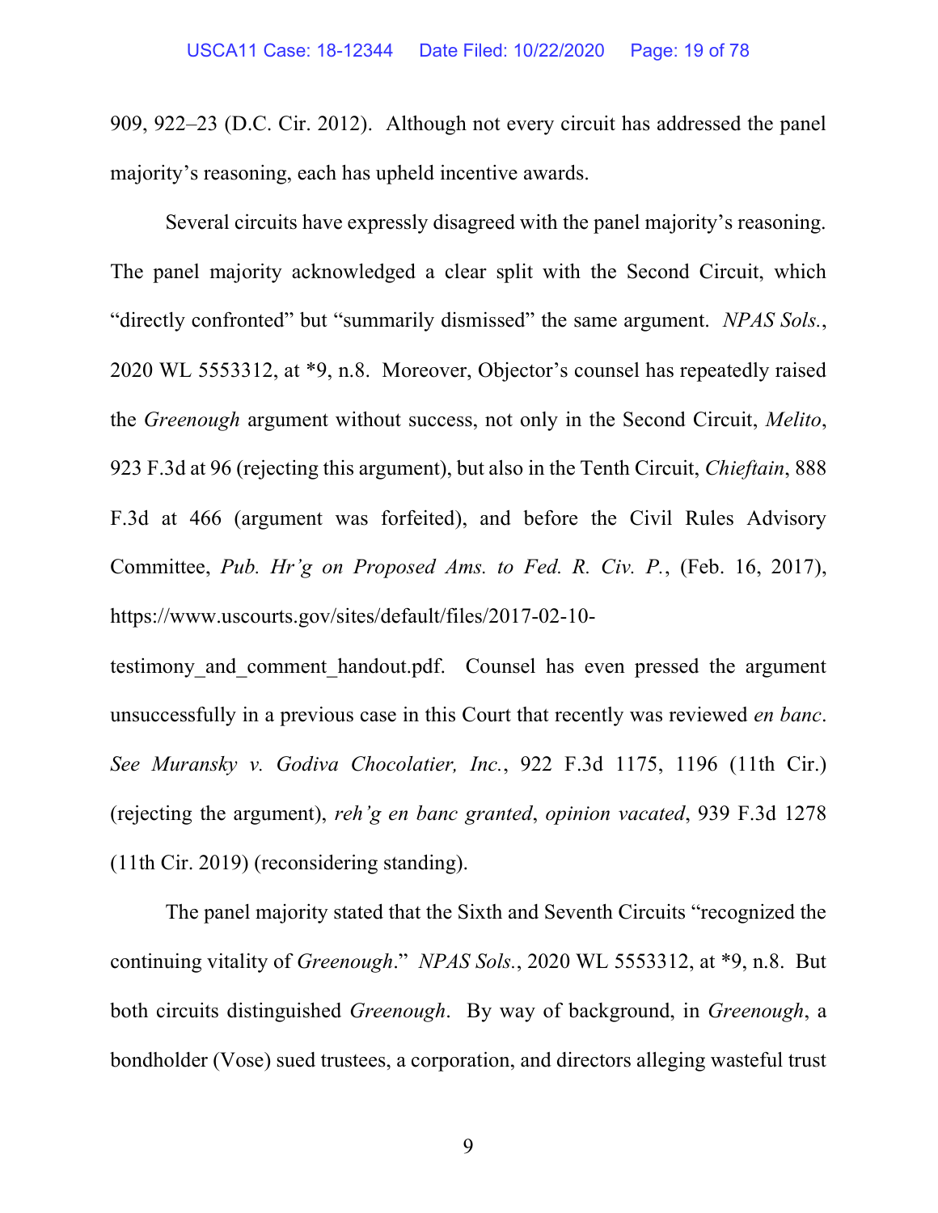909, 922–23 (D.C. Cir. 2012). Although not every circuit has addressed the panel majority's reasoning, each has upheld incentive awards.

Several circuits have expressly disagreed with the panel majority's reasoning. The panel majority acknowledged a clear split with the Second Circuit, which "directly confronted" but "summarily dismissed" the same argument. *NPAS Sols.*, 2020 WL 5553312, at *9, n.8. Moreover, Objector's counsel has repeatedly raised the *Greenough* argument without success, not only in the Second Circuit, *Melito*, 923 F.3d at 96 (rejecting this argument), but also in the Tenth Circuit, *Chieftain*, 888 F.3d at 466 (argument was forfeited), and before the Civil Rules Advisory Committee, *Pub. Hr'g on Proposed Ams. to Fed. R. Civ. P.*, (Feb. 16, 2017), https://www.uscourts.gov/sites/default/files/2017-02-10-testimony_and_comment_handout.pdf. Counsel has even pressed the argument unsuccessfully in a previous case in this Court that recently was reviewed *en banc*. *See Muransky v. Godiva Chocolatier, Inc.*, 922 F.3d 1175, 1196 (11th Cir.) (rejecting the argument), *reh'g en banc granted*, *opinion vacated*, 939 F.3d 1278 (11th Cir. 2019) (reconsidering standing).

The panel majority stated that the Sixth and Seventh Circuits "recognized the continuing vitality of *Greenough*." *NPAS Sols.*, 2020 WL 5553312, at *9, n.8. But both circuits distinguished *Greenough*. By way of background, in *Greenough*, a bondholder (Vose) sued trustees, a corporation, and directors alleging wasteful trust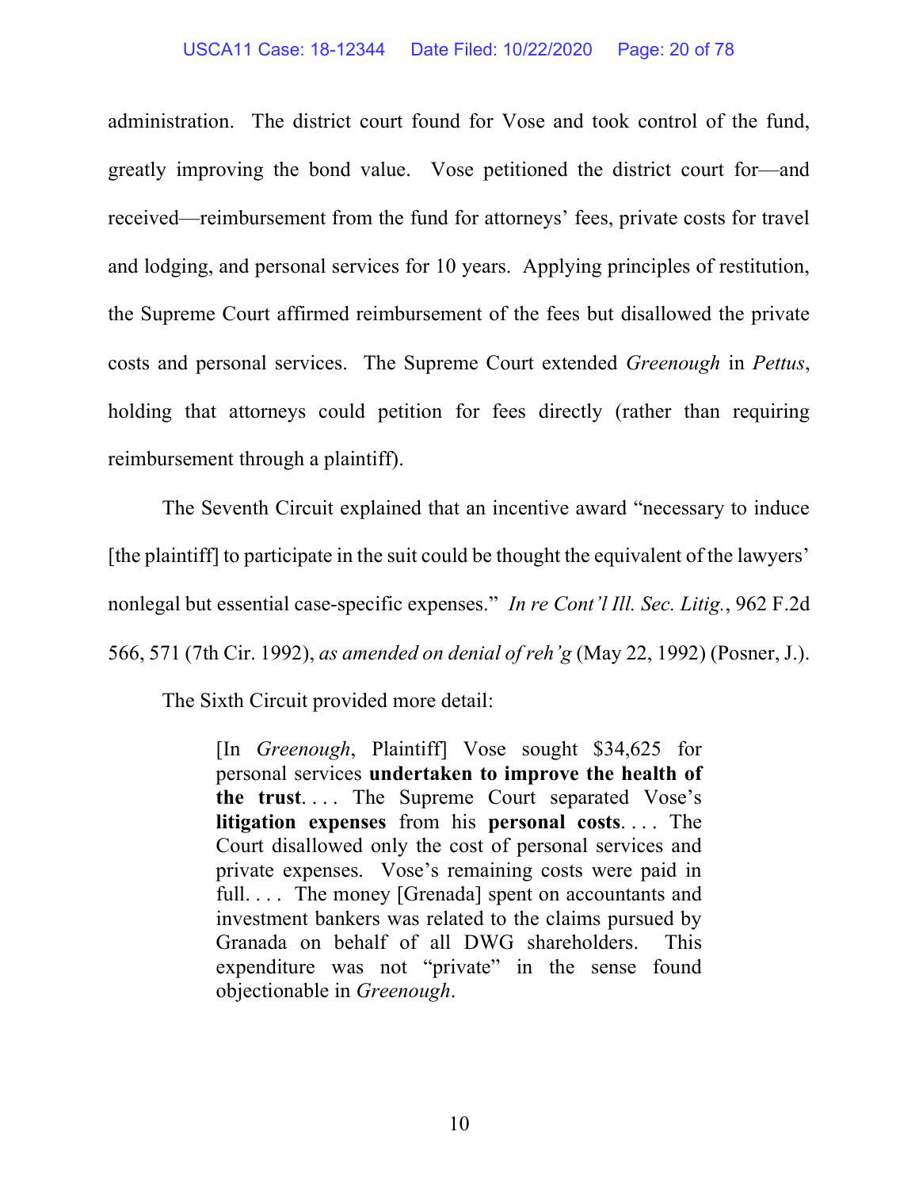administration. The district court found for Vose and took control of the fund, greatly improving the bond value. Vose petitioned the district court for—and received—reimbursement from the fund for attorneys' fees, private costs for travel and lodging, and personal services for 10 years. Applying principles of restitution, the Supreme Court affirmed reimbursement of the fees but disallowed the private costs and personal services. The Supreme Court extended *Greenough* in *Pettus*, holding that attorneys could petition for fees directly (rather than requiring reimbursement through a plaintiff).

The Seventh Circuit explained that an incentive award "necessary to induce [the plaintiff] to participate in the suit could be thought the equivalent of the lawyers' nonlegal but essential case-specific expenses." *In re Cont'l Ill. Sec. Litig.*, 962 F.2d 566, 571 (7th Cir. 1992), *as amended on denial of reh'g* (May 22, 1992) (Posner, J.).

The Sixth Circuit provided more detail:

> [In *Greenough*, Plaintiff] Vose sought $34,625 for personal services **undertaken to improve the health of the trust**. . . . The Supreme Court separated Vose's **litigation expenses** from his **personal costs**. . . . The Court disallowed only the cost of personal services and private expenses. Vose's remaining costs were paid in full. . . . The money [Grenada] spent on accountants and investment bankers was related to the claims pursued by Granada on behalf of all DWG shareholders. This expenditure was not "private" in the sense found objectionable in *Greenough*.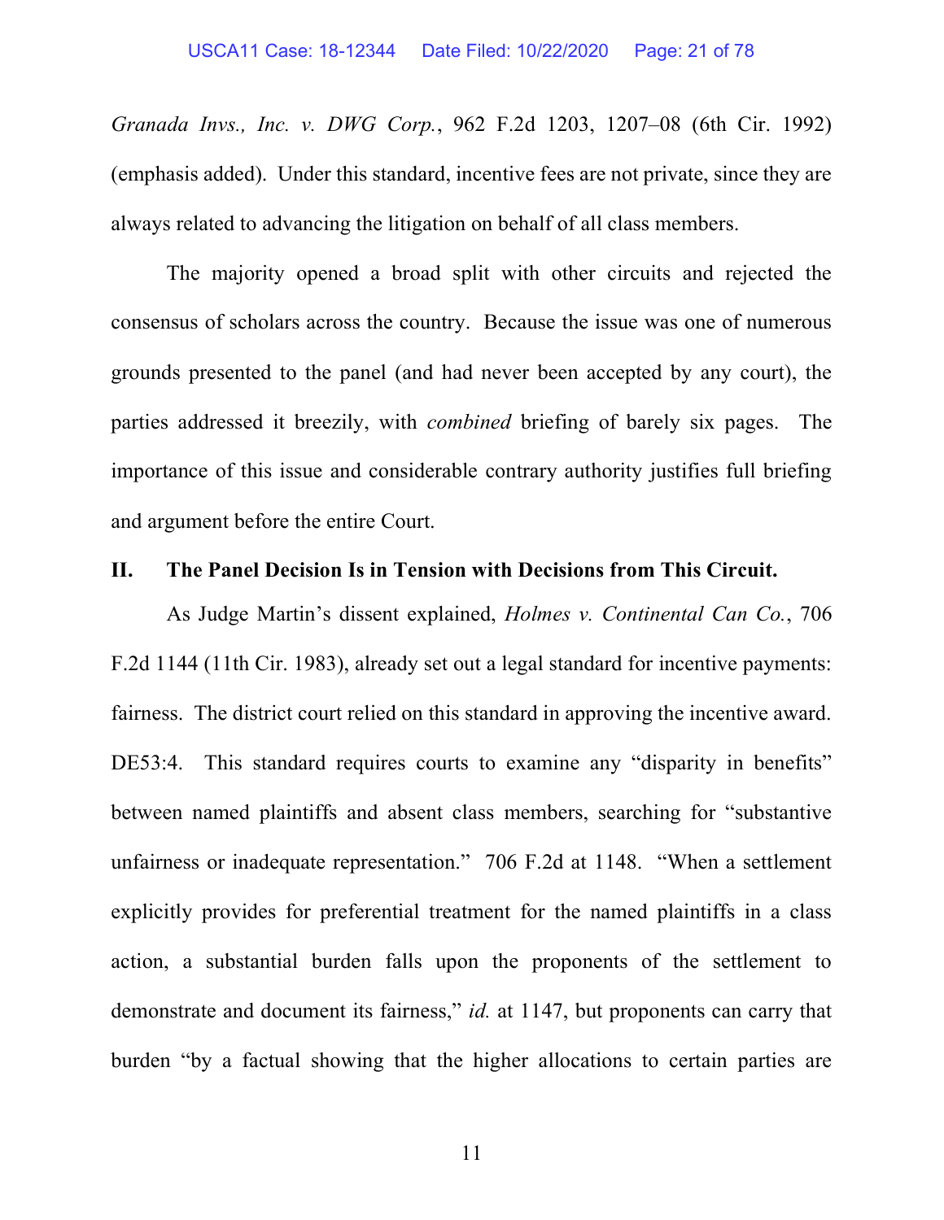*Granada Invs., Inc. v. DWG Corp.*, 962 F.2d 1203, 1207–08 (6th Cir. 1992) (emphasis added). Under this standard, incentive fees are not private, since they are always related to advancing the litigation on behalf of all class members.

The majority opened a broad split with other circuits and rejected the consensus of scholars across the country. Because the issue was one of numerous grounds presented to the panel (and had never been accepted by any court), the parties addressed it breezily, with *combined* briefing of barely six pages. The importance of this issue and considerable contrary authority justifies full briefing and argument before the entire Court.

## II. The Panel Decision Is in Tension with Decisions from This Circuit.

As Judge Martin's dissent explained, *Holmes v. Continental Can Co.*, 706 F.2d 1144 (11th Cir. 1983), already set out a legal standard for incentive payments: fairness. The district court relied on this standard in approving the incentive award. DE53:4. This standard requires courts to examine any "disparity in benefits" between named plaintiffs and absent class members, searching for "substantive unfairness or inadequate representation." 706 F.2d at 1148. "When a settlement explicitly provides for preferential treatment for the named plaintiffs in a class action, a substantial burden falls upon the proponents of the settlement to demonstrate and document its fairness," *id.* at 1147, but proponents can carry that burden "by a factual showing that the higher allocations to certain parties are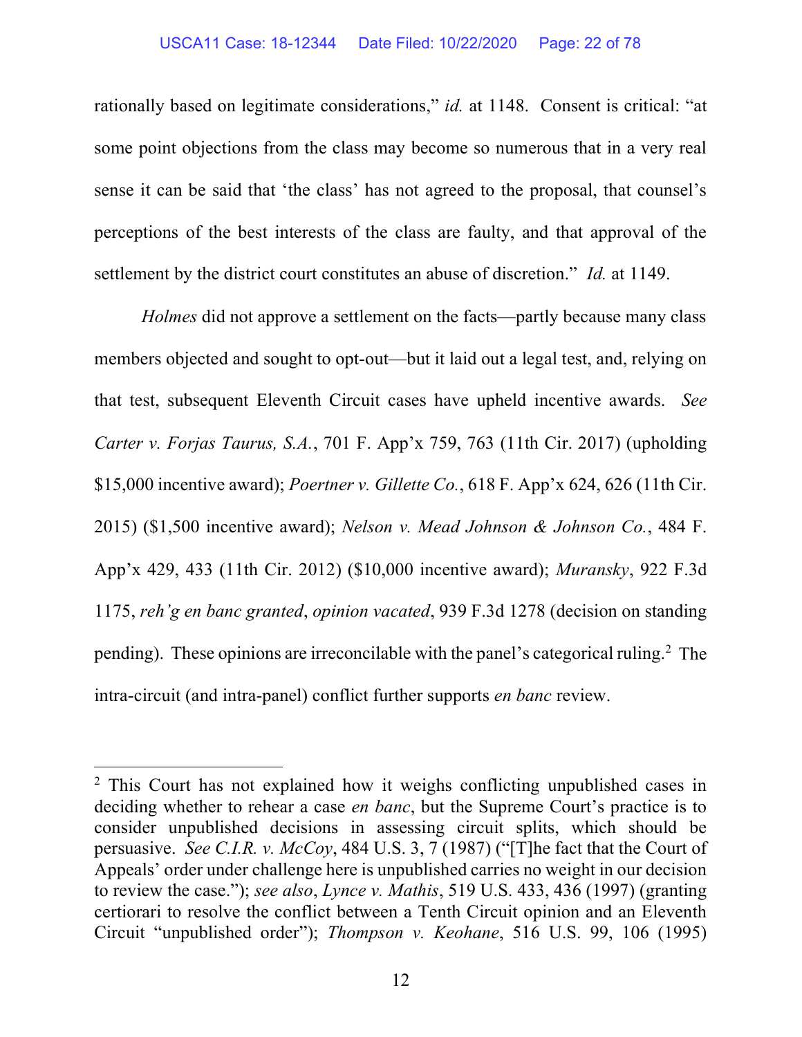rationally based on legitimate considerations," *id.* at 1148. Consent is critical: "at some point objections from the class may become so numerous that in a very real sense it can be said that 'the class' has not agreed to the proposal, that counsel's perceptions of the best interests of the class are faulty, and that approval of the settlement by the district court constitutes an abuse of discretion." *Id.* at 1149.

*Holmes* did not approve a settlement on the facts—partly because many class members objected and sought to opt-out—but it laid out a legal test, and, relying on that test, subsequent Eleventh Circuit cases have upheld incentive awards. *See Carter v. Forjas Taurus, S.A.*, 701 F. App'x 759, 763 (11th Cir. 2017) (upholding $15,000 incentive award); *Poertner v. Gillette Co.*, 618 F. App'x 624, 626 (11th Cir. 2015) ($1,500 incentive award); *Nelson v. Mead Johnson & Johnson Co.*, 484 F. App'x 429, 433 (11th Cir. 2012) ($10,000 incentive award); *Muransky*, 922 F.3d 1175, *reh'g en banc granted*, *opinion vacated*, 939 F.3d 1278 (decision on standing pending). These opinions are irreconcilable with the panel's categorical ruling.[2] The intra-circuit (and intra-panel) conflict further supports *en banc* review.

---

[2] This Court has not explained how it weighs conflicting unpublished cases in deciding whether to rehear a case *en banc*, but the Supreme Court's practice is to consider unpublished decisions in assessing circuit splits, which should be persuasive. *See C.I.R. v. McCoy*, 484 U.S. 3, 7 (1987) ("[T]he fact that the Court of Appeals' order under challenge here is unpublished carries no weight in our decision to review the case."); *see also*, *Lynce v. Mathis*, 519 U.S. 433, 436 (1997) (granting certiorari to resolve the conflict between a Tenth Circuit opinion and an Eleventh Circuit "unpublished order"); *Thompson v. Keohane*, 516 U.S. 99, 106 (1995)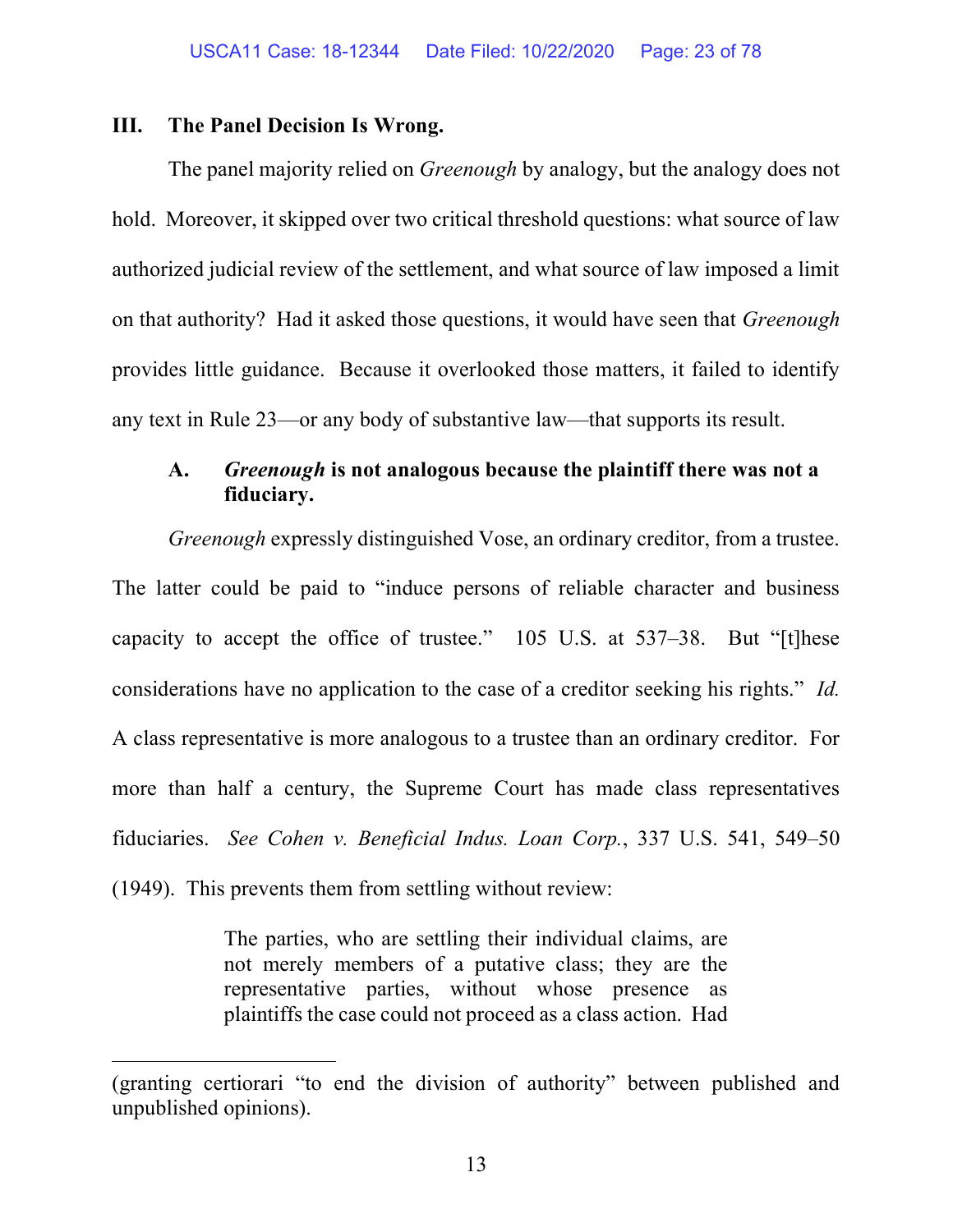## III. The Panel Decision Is Wrong.

The panel majority relied on *Greenough* by analogy, but the analogy does not hold. Moreover, it skipped over two critical threshold questions: what source of law authorized judicial review of the settlement, and what source of law imposed a limit on that authority? Had it asked those questions, it would have seen that *Greenough* provides little guidance. Because it overlooked those matters, it failed to identify any text in Rule 23—or any body of substantive law—that supports its result.

### A. *Greenough* is not analogous because the plaintiff there was not a fiduciary.

*Greenough* expressly distinguished Vose, an ordinary creditor, from a trustee. The latter could be paid to "induce persons of reliable character and business capacity to accept the office of trustee." 105 U.S. at 537–38. But "[t]hese considerations have no application to the case of a creditor seeking his rights." *Id.* A class representative is more analogous to a trustee than an ordinary creditor. For more than half a century, the Supreme Court has made class representatives fiduciaries. *See Cohen v. Beneficial Indus. Loan Corp.*, 337 U.S. 541, 549–50 (1949). This prevents them from settling without review:

> The parties, who are settling their individual claims, are not merely members of a putative class; they are the representative parties, without whose presence as plaintiffs the case could not proceed as a class action. Had

(granting certiorari "to end the division of authority" between published and unpublished opinions).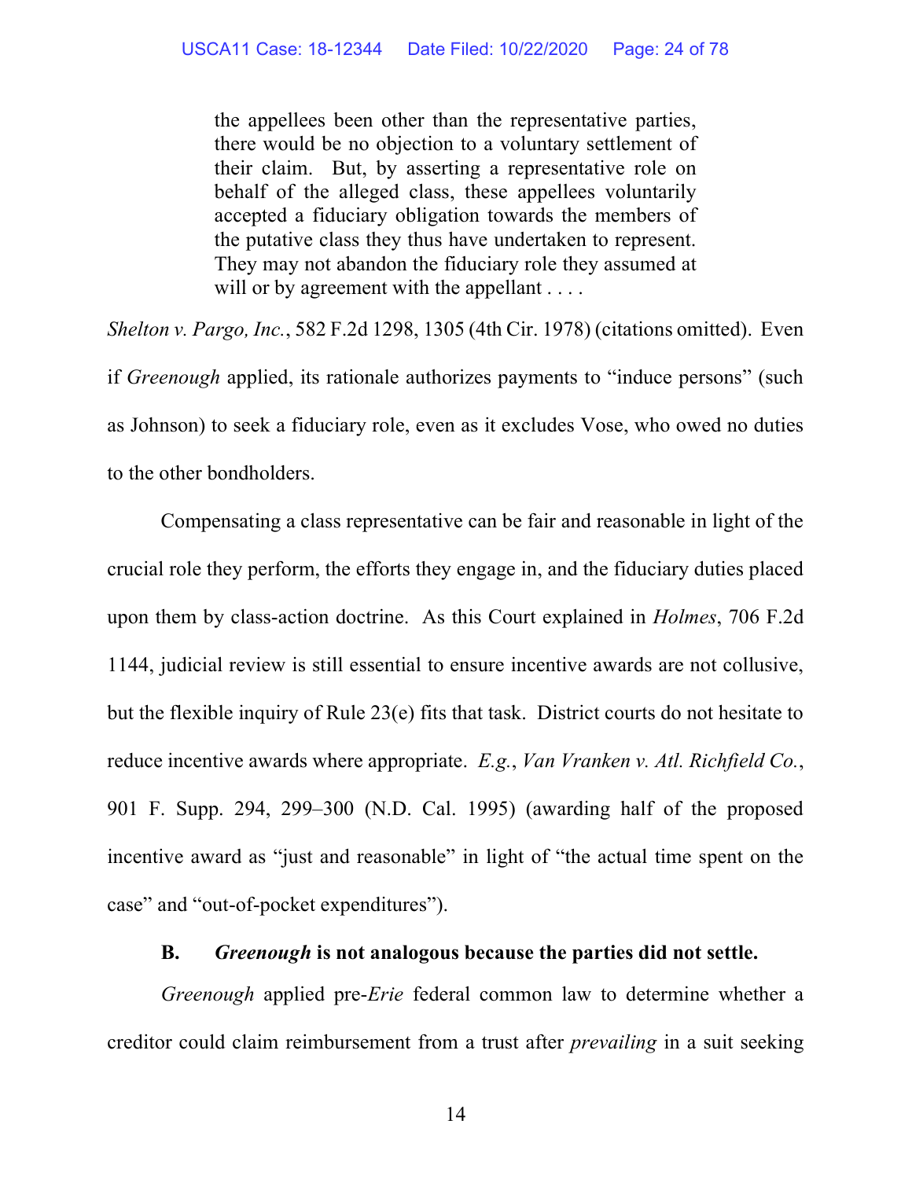> the appellees been other than the representative parties, there would be no objection to a voluntary settlement of their claim. But, by asserting a representative role on behalf of the alleged class, these appellees voluntarily accepted a fiduciary obligation towards the members of the putative class they thus have undertaken to represent. They may not abandon the fiduciary role they assumed at will or by agreement with the appellant . . . .

*Shelton v. Pargo, Inc.*, 582 F.2d 1298, 1305 (4th Cir. 1978) (citations omitted). Even if *Greenough* applied, its rationale authorizes payments to "induce persons" (such as Johnson) to seek a fiduciary role, even as it excludes Vose, who owed no duties to the other bondholders.

Compensating a class representative can be fair and reasonable in light of the crucial role they perform, the efforts they engage in, and the fiduciary duties placed upon them by class-action doctrine. As this Court explained in *Holmes*, 706 F.2d 1144, judicial review is still essential to ensure incentive awards are not collusive, but the flexible inquiry of Rule 23(e) fits that task. District courts do not hesitate to reduce incentive awards where appropriate. *E.g.*, *Van Vranken v. Atl. Richfield Co.*, 901 F. Supp. 294, 299–300 (N.D. Cal. 1995) (awarding half of the proposed incentive award as "just and reasonable" in light of "the actual time spent on the case" and "out-of-pocket expenditures").

### B. *Greenough* is not analogous because the parties did not settle.

*Greenough* applied pre-*Erie* federal common law to determine whether a creditor could claim reimbursement from a trust after *prevailing* in a suit seeking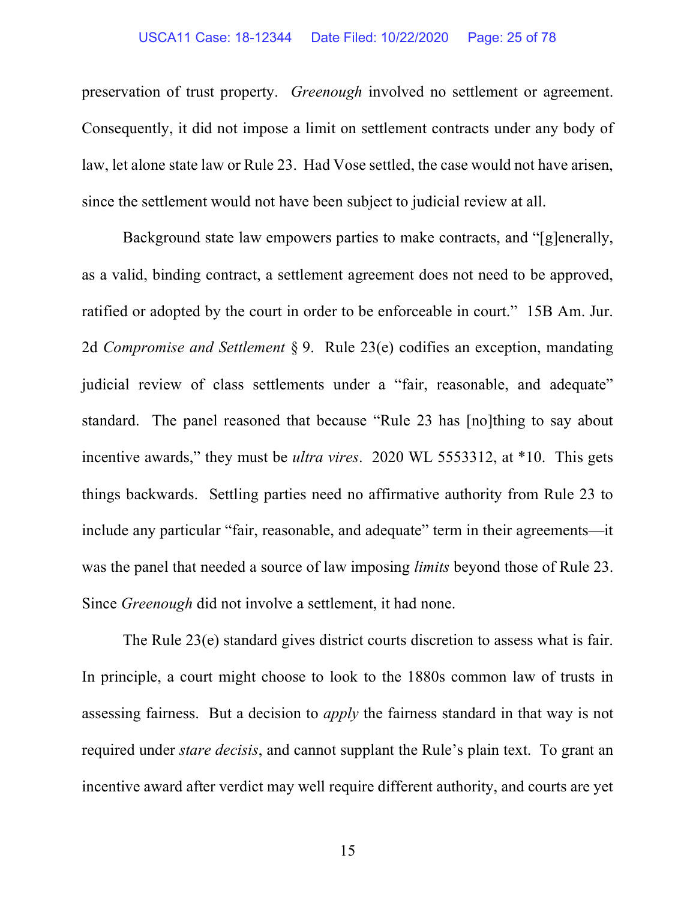preservation of trust property. *Greenough* involved no settlement or agreement. Consequently, it did not impose a limit on settlement contracts under any body of law, let alone state law or Rule 23. Had Vose settled, the case would not have arisen, since the settlement would not have been subject to judicial review at all.

Background state law empowers parties to make contracts, and "[g]enerally, as a valid, binding contract, a settlement agreement does not need to be approved, ratified or adopted by the court in order to be enforceable in court." 15B Am. Jur. 2d *Compromise and Settlement* § 9. Rule 23(e) codifies an exception, mandating judicial review of class settlements under a "fair, reasonable, and adequate" standard. The panel reasoned that because "Rule 23 has [no]thing to say about incentive awards," they must be *ultra vires*. 2020 WL 5553312, at *10. This gets things backwards. Settling parties need no affirmative authority from Rule 23 to include any particular "fair, reasonable, and adequate" term in their agreements—it was the panel that needed a source of law imposing *limits* beyond those of Rule 23. Since *Greenough* did not involve a settlement, it had none.

The Rule 23(e) standard gives district courts discretion to assess what is fair. In principle, a court might choose to look to the 1880s common law of trusts in assessing fairness. But a decision to *apply* the fairness standard in that way is not required under *stare decisis*, and cannot supplant the Rule's plain text. To grant an incentive award after verdict may well require different authority, and courts are yet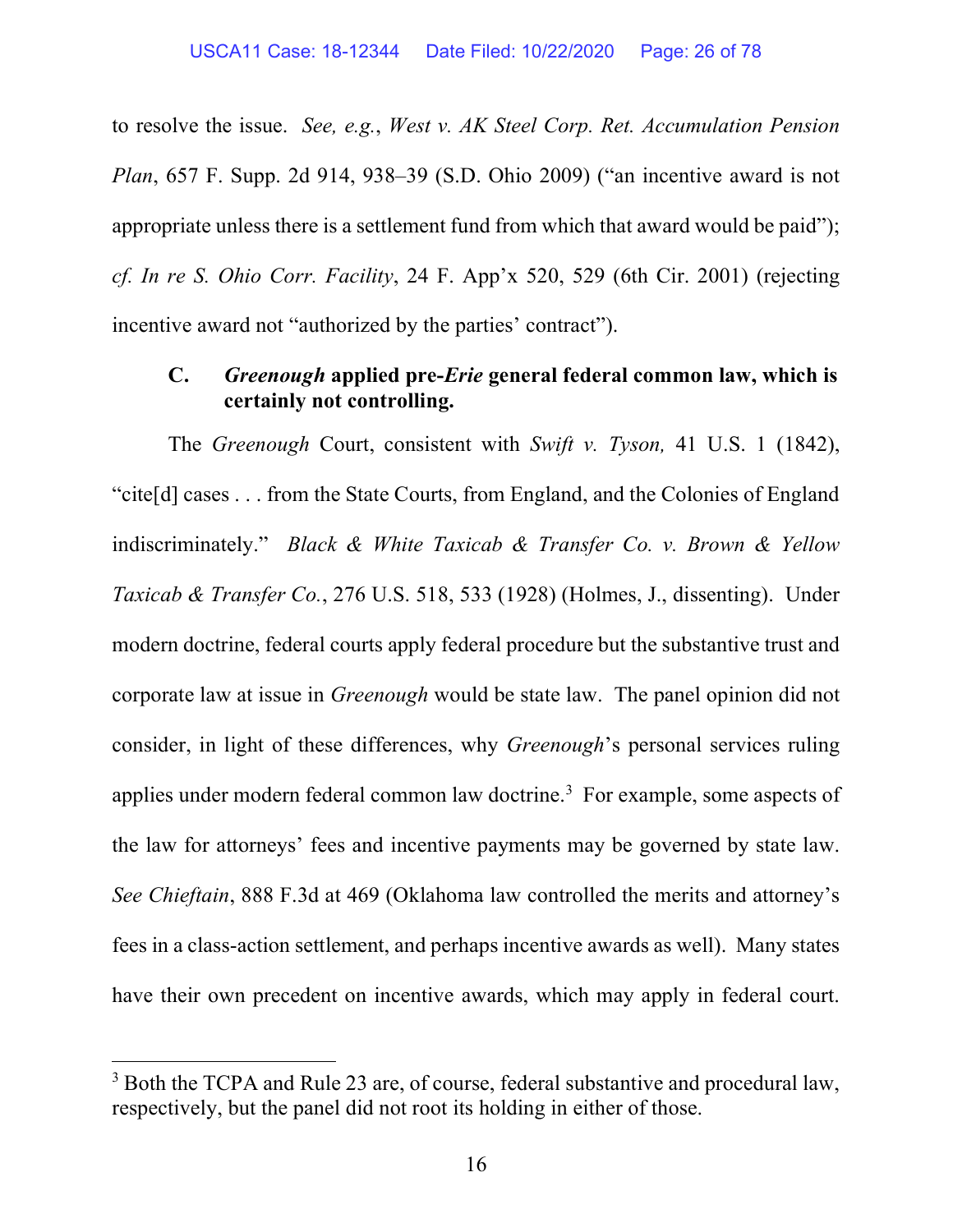to resolve the issue. *See, e.g.*, *West v. AK Steel Corp. Ret. Accumulation Pension Plan*, 657 F. Supp. 2d 914, 938–39 (S.D. Ohio 2009) ("an incentive award is not appropriate unless there is a settlement fund from which that award would be paid"); *cf. In re S. Ohio Corr. Facility*, 24 F. App'x 520, 529 (6th Cir. 2001) (rejecting incentive award not "authorized by the parties' contract").

### C. *Greenough* applied pre-*Erie* general federal common law, which is certainly not controlling.

The *Greenough* Court, consistent with *Swift v. Tyson,* 41 U.S. 1 (1842), "cite[d] cases . . . from the State Courts, from England, and the Colonies of England indiscriminately." *Black & White Taxicab & Transfer Co. v. Brown & Yellow Taxicab & Transfer Co.*, 276 U.S. 518, 533 (1928) (Holmes, J., dissenting). Under modern doctrine, federal courts apply federal procedure but the substantive trust and corporate law at issue in *Greenough* would be state law. The panel opinion did not consider, in light of these differences, why *Greenough*'s personal services ruling applies under modern federal common law doctrine.[3] For example, some aspects of the law for attorneys' fees and incentive payments may be governed by state law. *See Chieftain*, 888 F.3d at 469 (Oklahoma law controlled the merits and attorney's fees in a class-action settlement, and perhaps incentive awards as well). Many states have their own precedent on incentive awards, which may apply in federal court.

[3] Both the TCPA and Rule 23 are, of course, federal substantive and procedural law, respectively, but the panel did not root its holding in either of those.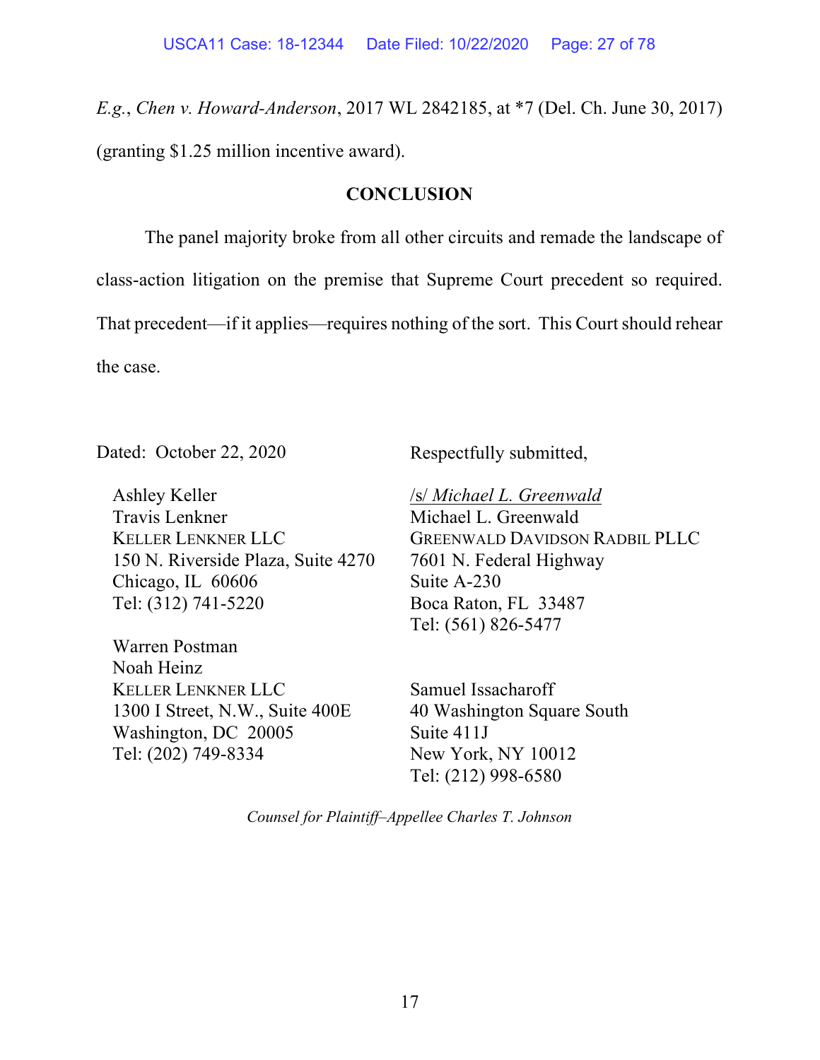*E.g.*, *Chen v. Howard-Anderson*, 2017 WL 2842185, at *7 (Del. Ch. June 30, 2017) (granting $1.25 million incentive award).

## CONCLUSION

The panel majority broke from all other circuits and remade the landscape of class-action litigation on the premise that Supreme Court precedent so required. That precedent—if it applies—requires nothing of the sort. This Court should rehear the case.

Dated: October 22, 2020

Respectfully submitted,

/s/ *Michael L. Greenwald*
Michael L. Greenwald
GREENWALD DAVIDSON RADBIL PLLC
7601 N. Federal Highway
Suite A-230
Boca Raton, FL 33487
Tel: (561) 826-5477

Ashley Keller
Travis Lenkner
KELLER LENKNER LLC
150 N. Riverside Plaza, Suite 4270
Chicago, IL 60606
Tel: (312) 741-5220

Warren Postman
Noah Heinz
KELLER LENKNER LLC
1300 I Street, N.W., Suite 400E
Washington, DC 20005
Tel: (202) 749-8334

Samuel Issacharoff
40 Washington Square South
Suite 411J
New York, NY 10012
Tel: (212) 998-6580

*Counsel for Plaintiff–Appellee Charles T. Johnson*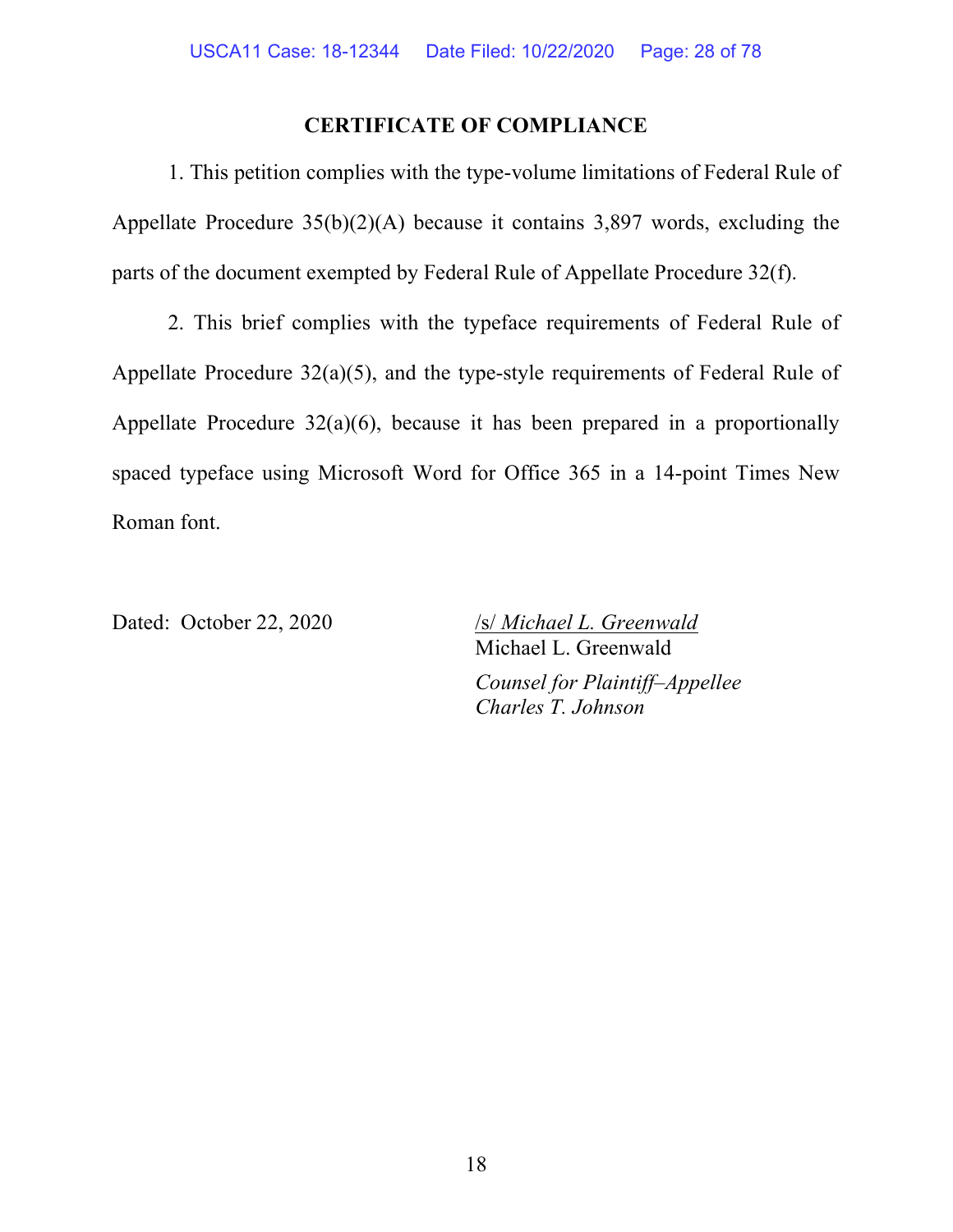## CERTIFICATE OF COMPLIANCE

1. This petition complies with the type-volume limitations of Federal Rule of Appellate Procedure 35(b)(2)(A) because it contains 3,897 words, excluding the parts of the document exempted by Federal Rule of Appellate Procedure 32(f).

2. This brief complies with the typeface requirements of Federal Rule of Appellate Procedure 32(a)(5), and the type-style requirements of Federal Rule of Appellate Procedure 32(a)(6), because it has been prepared in a proportionally spaced typeface using Microsoft Word for Office 365 in a 14-point Times New Roman font.

Dated: October 22, 2020

/s/ *Michael L. Greenwald*
Michael L. Greenwald

*Counsel for Plaintiff–Appellee Charles T. Johnson*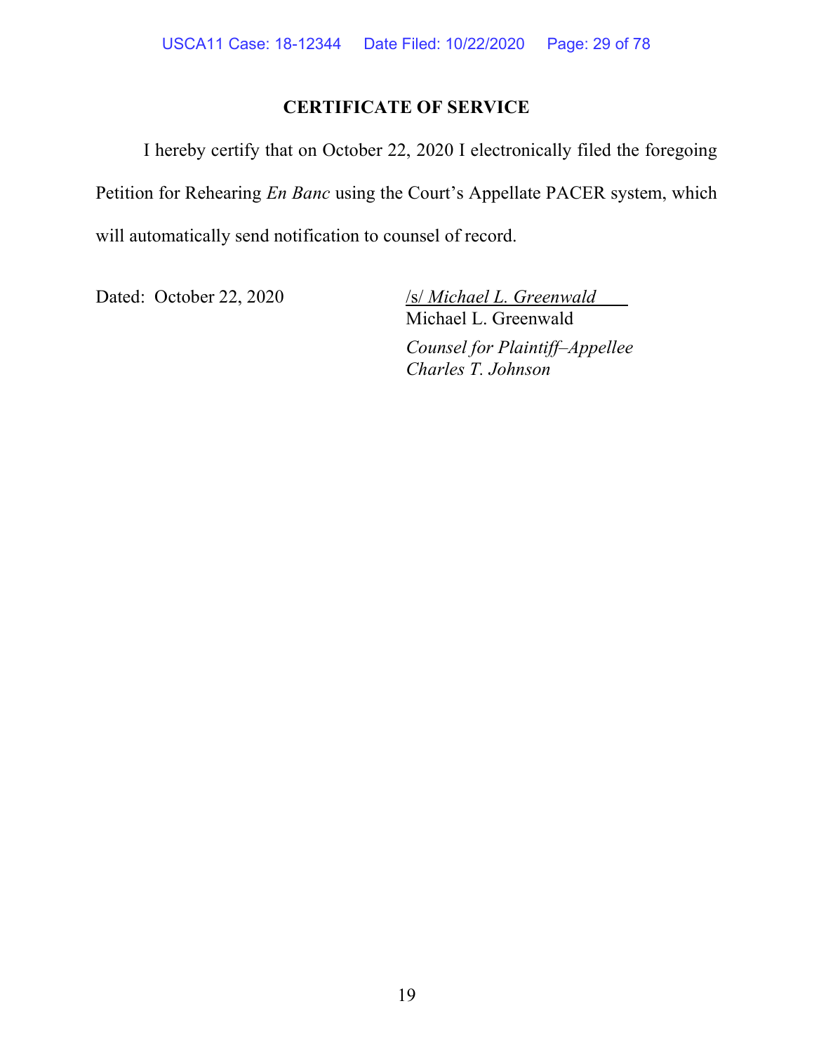## CERTIFICATE OF SERVICE

I hereby certify that on October 22, 2020 I electronically filed the foregoing Petition for Rehearing *En Banc* using the Court's Appellate PACER system, which will automatically send notification to counsel of record.

Dated: October 22, 2020

/s/ *Michael L. Greenwald*
Michael L. Greenwald
*Counsel for Plaintiff–Appellee Charles T. Johnson*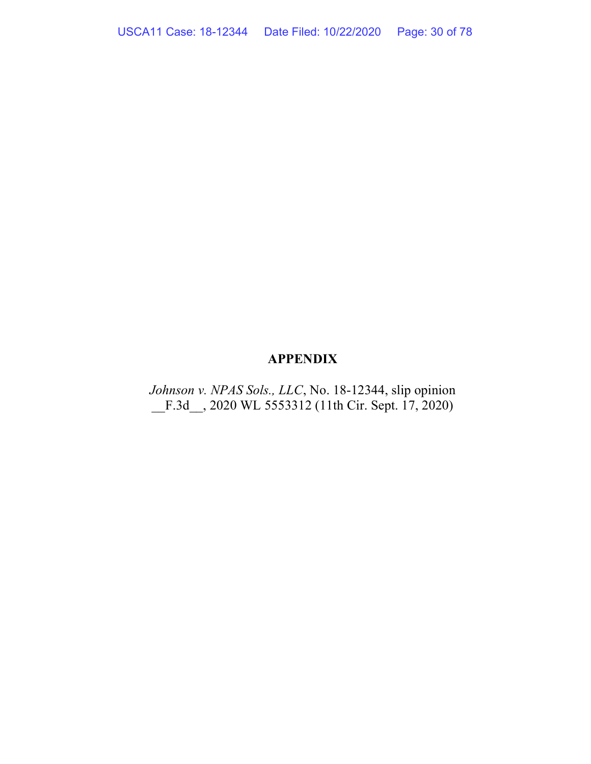# APPENDIX

*Johnson v. NPAS Sols., LLC*, No. 18-12344, slip opinion __F.3d__, 2020 WL 5553312 (11th Cir. Sept. 17, 2020)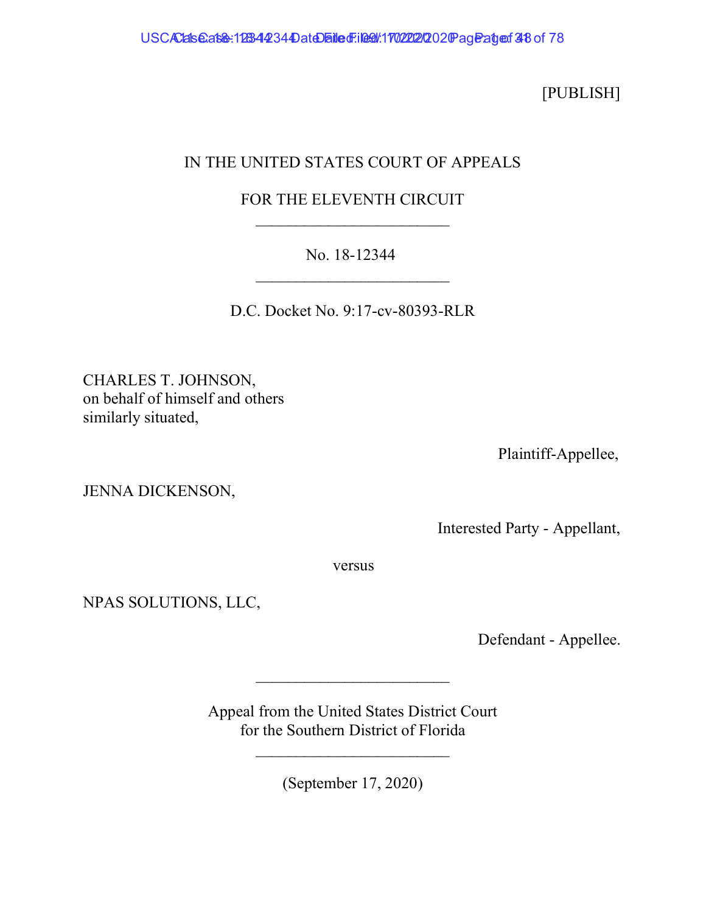[PUBLISH]

IN THE UNITED STATES COURT OF APPEALS

FOR THE ELEVENTH CIRCUIT

________________________

No. 18-12344

________________________

D.C. Docket No. 9:17-cv-80393-RLR

CHARLES T. JOHNSON,
on behalf of himself and others
similarly situated,

Plaintiff-Appellee,

JENNA DICKENSON,

Interested Party - Appellant,

versus

NPAS SOLUTIONS, LLC,

Defendant - Appellee.

________________________

Appeal from the United States District Court
for the Southern District of Florida

________________________

(September 17, 2020)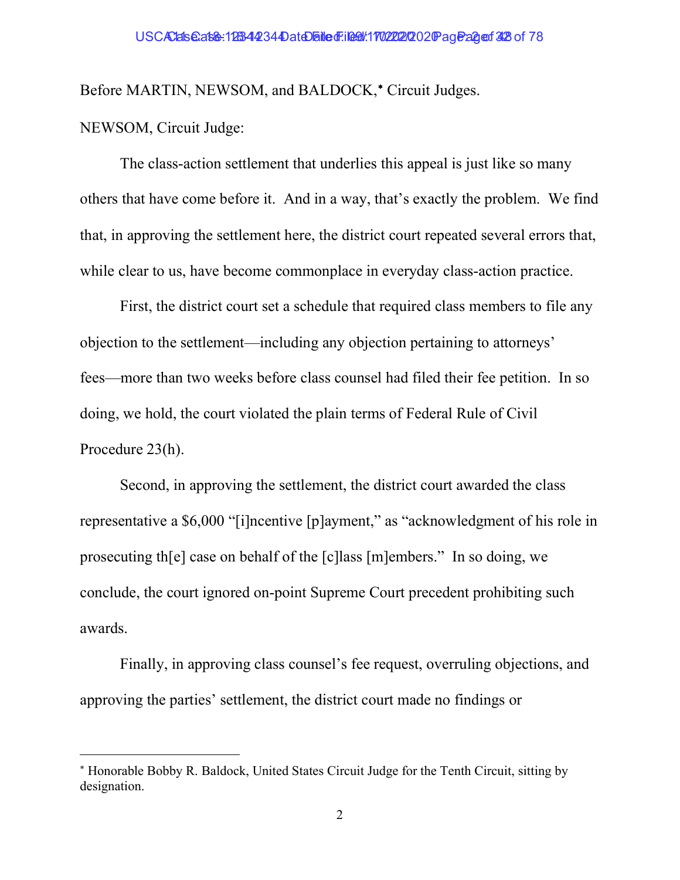Before MARTIN, NEWSOM, and BALDOCK,* Circuit Judges.

NEWSOM, Circuit Judge:

The class-action settlement that underlies this appeal is just like so many others that have come before it. And in a way, that's exactly the problem. We find that, in approving the settlement here, the district court repeated several errors that, while clear to us, have become commonplace in everyday class-action practice.

First, the district court set a schedule that required class members to file any objection to the settlement—including any objection pertaining to attorneys' fees—more than two weeks before class counsel had filed their fee petition. In so doing, we hold, the court violated the plain terms of Federal Rule of Civil Procedure 23(h).

Second, in approving the settlement, the district court awarded the class representative a $6,000 "[i]ncentive [p]ayment," as "acknowledgment of his role in prosecuting th[e] case on behalf of the [c]lass [m]embers." In so doing, we conclude, the court ignored on-point Supreme Court precedent prohibiting such awards.

Finally, in approving class counsel's fee request, overruling objections, and approving the parties' settlement, the district court made no findings or

---

* Honorable Bobby R. Baldock, United States Circuit Judge for the Tenth Circuit, sitting by designation.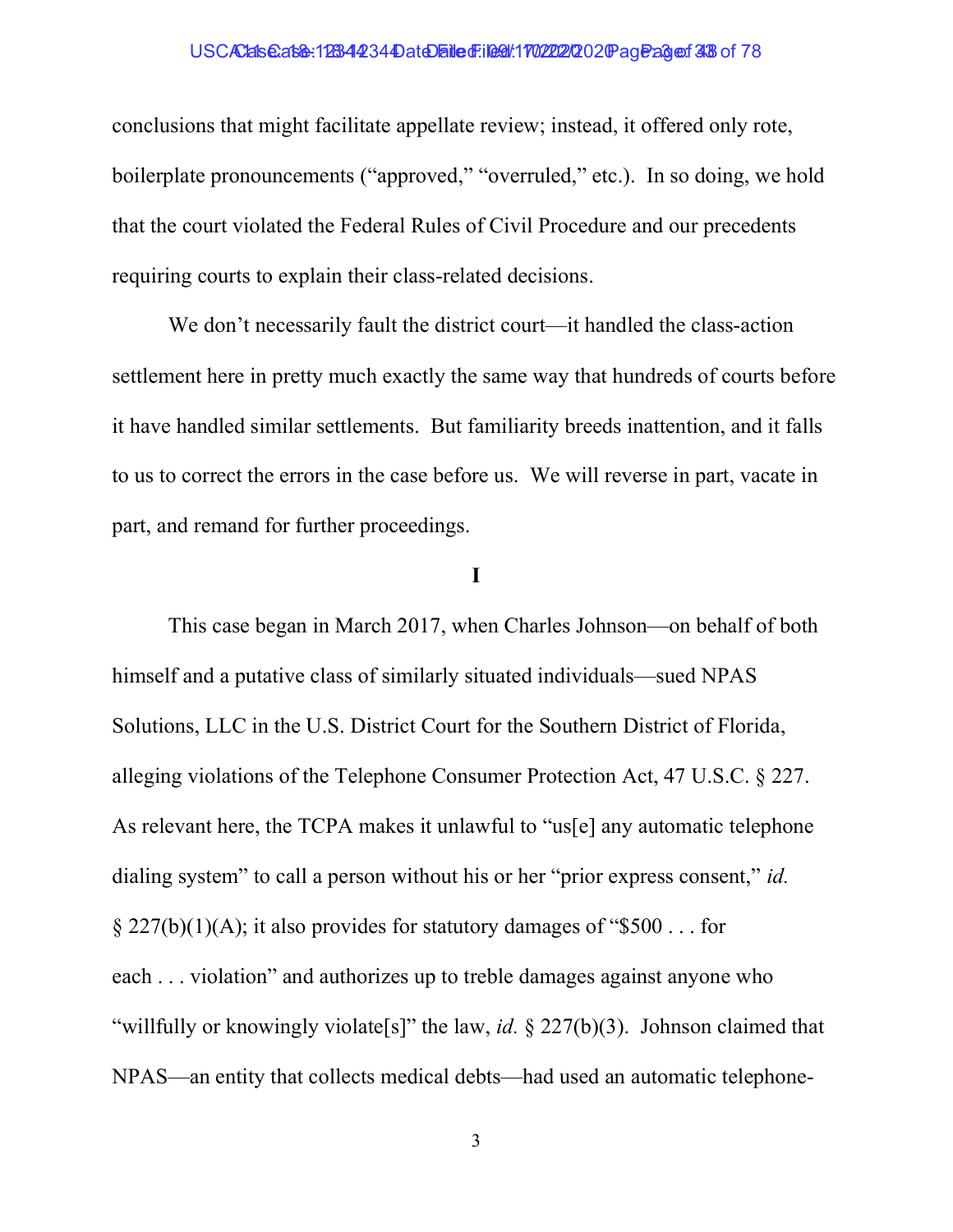conclusions that might facilitate appellate review; instead, it offered only rote, boilerplate pronouncements ("approved," "overruled," etc.). In so doing, we hold that the court violated the Federal Rules of Civil Procedure and our precedents requiring courts to explain their class-related decisions.

We don't necessarily fault the district court—it handled the class-action settlement here in pretty much exactly the same way that hundreds of courts before it have handled similar settlements. But familiarity breeds inattention, and it falls to us to correct the errors in the case before us. We will reverse in part, vacate in part, and remand for further proceedings.

## I

This case began in March 2017, when Charles Johnson—on behalf of both himself and a putative class of similarly situated individuals—sued NPAS Solutions, LLC in the U.S. District Court for the Southern District of Florida, alleging violations of the Telephone Consumer Protection Act, 47 U.S.C. § 227. As relevant here, the TCPA makes it unlawful to "us[e] any automatic telephone dialing system" to call a person without his or her "prior express consent," *id.* § 227(b)(1)(A); it also provides for statutory damages of "$500 . . . for each . . . violation" and authorizes up to treble damages against anyone who "willfully or knowingly violate[s]" the law, *id.* § 227(b)(3). Johnson claimed that NPAS—an entity that collects medical debts—had used an automatic telephone-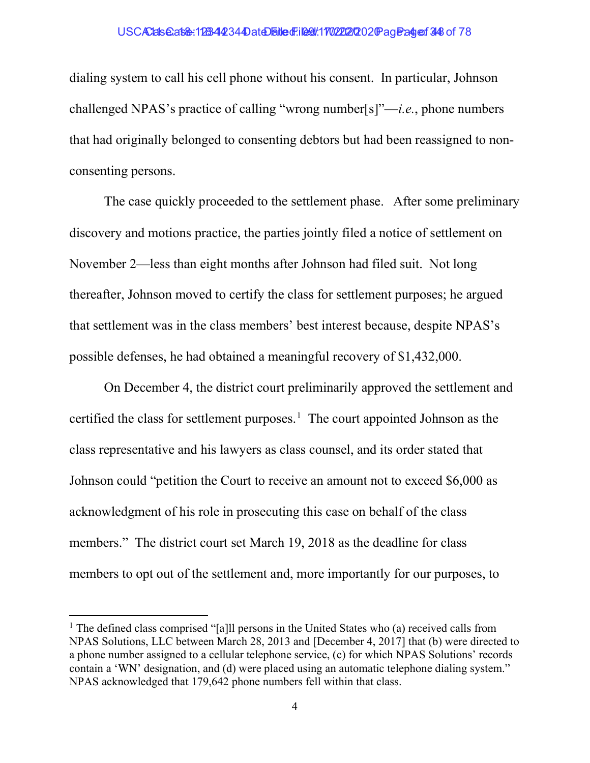dialing system to call his cell phone without his consent. In particular, Johnson challenged NPAS's practice of calling "wrong number[s]"—*i.e.*, phone numbers that had originally belonged to consenting debtors but had been reassigned to non-consenting persons.

The case quickly proceeded to the settlement phase. After some preliminary discovery and motions practice, the parties jointly filed a notice of settlement on November 2—less than eight months after Johnson had filed suit. Not long thereafter, Johnson moved to certify the class for settlement purposes; he argued that settlement was in the class members' best interest because, despite NPAS's possible defenses, he had obtained a meaningful recovery of $1,432,000.

On December 4, the district court preliminarily approved the settlement and certified the class for settlement purposes.[1] The court appointed Johnson as the class representative and his lawyers as class counsel, and its order stated that Johnson could "petition the Court to receive an amount not to exceed $6,000 as acknowledgment of his role in prosecuting this case on behalf of the class members." The district court set March 19, 2018 as the deadline for class members to opt out of the settlement and, more importantly for our purposes, to

[1] The defined class comprised "[a]ll persons in the United States who (a) received calls from NPAS Solutions, LLC between March 28, 2013 and [December 4, 2017] that (b) were directed to a phone number assigned to a cellular telephone service, (c) for which NPAS Solutions' records contain a 'WN' designation, and (d) were placed using an automatic telephone dialing system." NPAS acknowledged that 179,642 phone numbers fell within that class.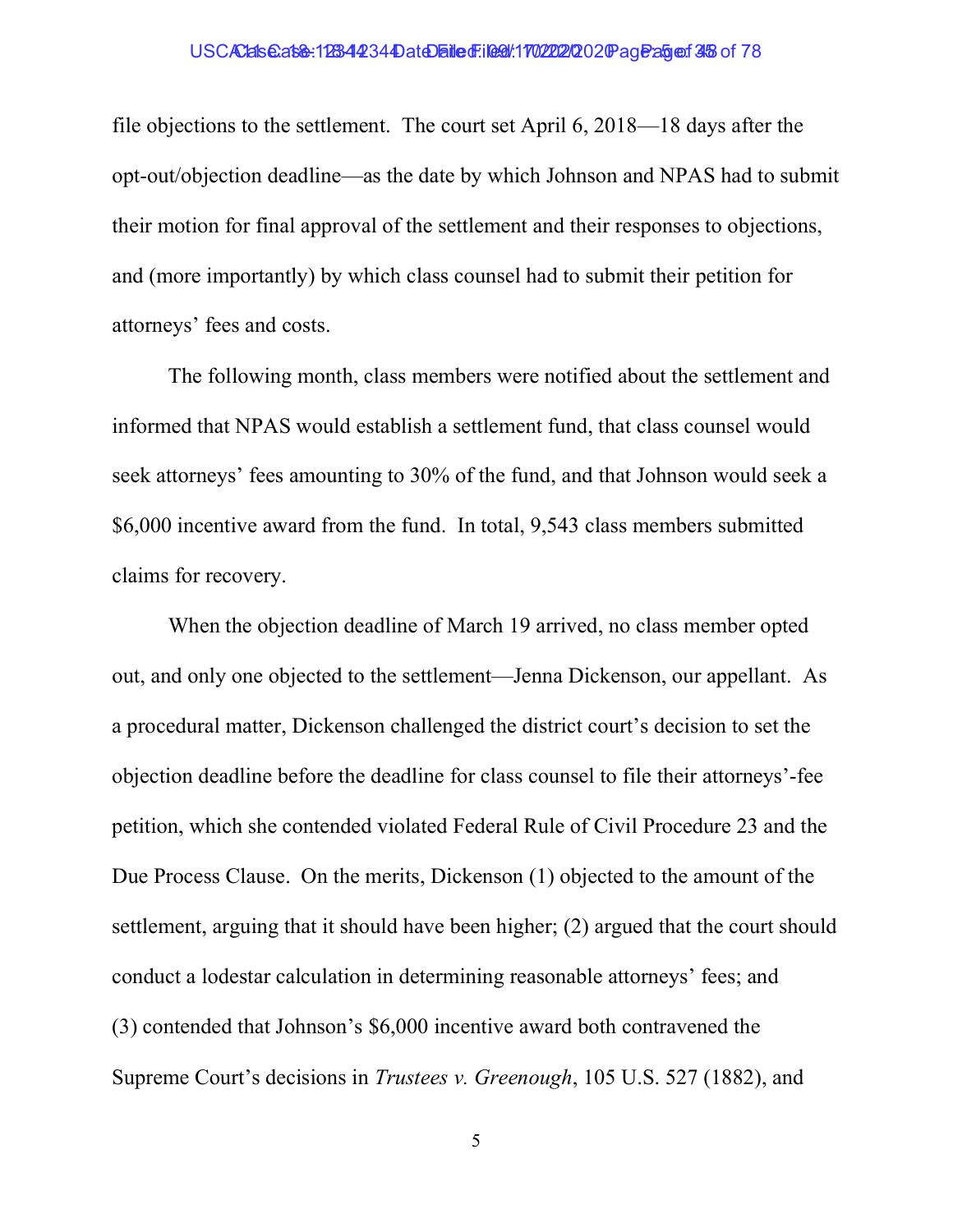file objections to the settlement. The court set April 6, 2018—18 days after the opt-out/objection deadline—as the date by which Johnson and NPAS had to submit their motion for final approval of the settlement and their responses to objections, and (more importantly) by which class counsel had to submit their petition for attorneys' fees and costs.

The following month, class members were notified about the settlement and informed that NPAS would establish a settlement fund, that class counsel would seek attorneys' fees amounting to 30% of the fund, and that Johnson would seek a $6,000 incentive award from the fund. In total, 9,543 class members submitted claims for recovery.

When the objection deadline of March 19 arrived, no class member opted out, and only one objected to the settlement—Jenna Dickenson, our appellant. As a procedural matter, Dickenson challenged the district court's decision to set the objection deadline before the deadline for class counsel to file their attorneys'-fee petition, which she contended violated Federal Rule of Civil Procedure 23 and the Due Process Clause. On the merits, Dickenson (1) objected to the amount of the settlement, arguing that it should have been higher; (2) argued that the court should conduct a lodestar calculation in determining reasonable attorneys' fees; and (3) contended that Johnson's $6,000 incentive award both contravened the Supreme Court's decisions in *Trustees v. Greenough*, 105 U.S. 527 (1882), and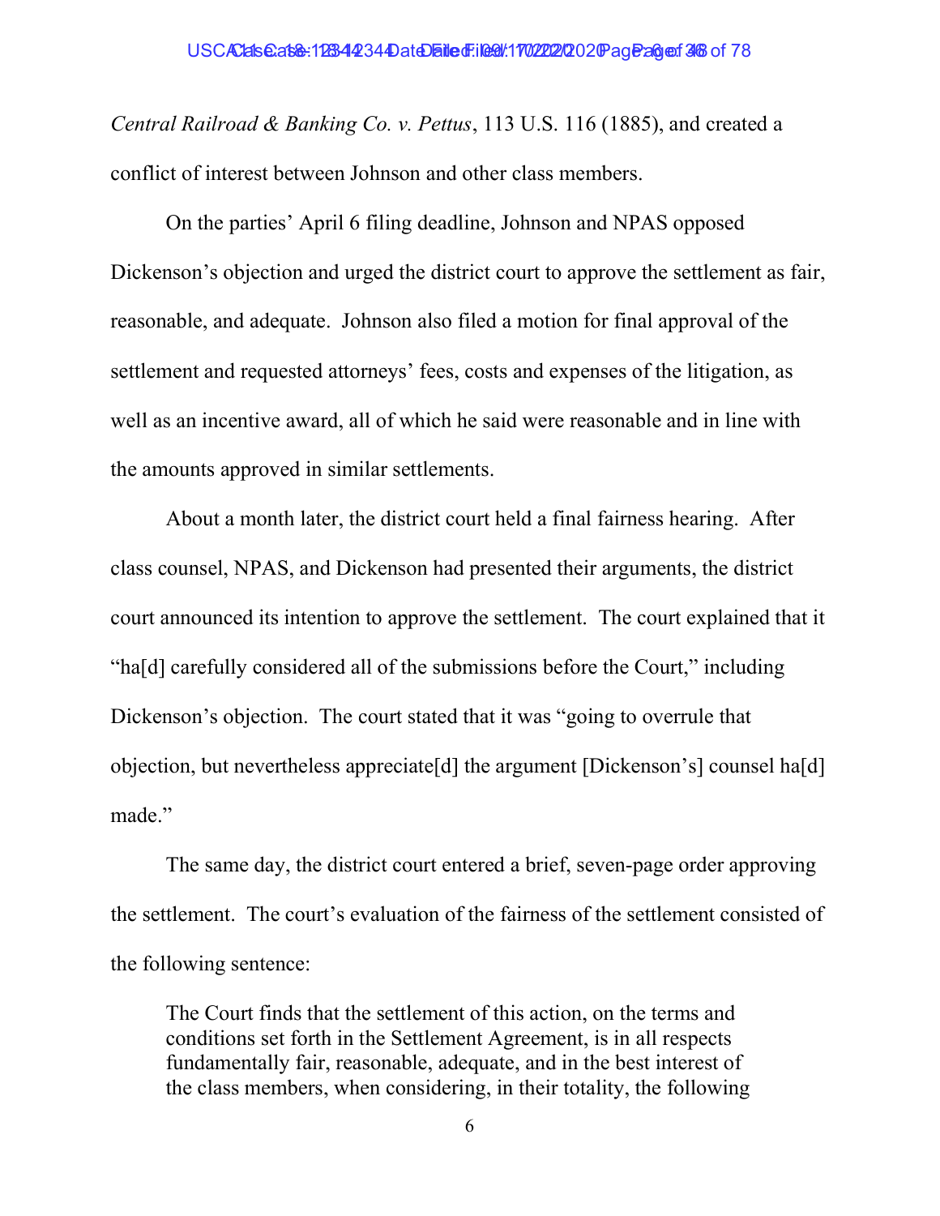*Central Railroad & Banking Co. v. Pettus*, 113 U.S. 116 (1885), and created a conflict of interest between Johnson and other class members.

On the parties' April 6 filing deadline, Johnson and NPAS opposed Dickenson's objection and urged the district court to approve the settlement as fair, reasonable, and adequate. Johnson also filed a motion for final approval of the settlement and requested attorneys' fees, costs and expenses of the litigation, as well as an incentive award, all of which he said were reasonable and in line with the amounts approved in similar settlements.

About a month later, the district court held a final fairness hearing. After class counsel, NPAS, and Dickenson had presented their arguments, the district court announced its intention to approve the settlement. The court explained that it "ha[d] carefully considered all of the submissions before the Court," including Dickenson's objection. The court stated that it was "going to overrule that objection, but nevertheless appreciate[d] the argument [Dickenson's] counsel ha[d] made."

The same day, the district court entered a brief, seven-page order approving the settlement. The court's evaluation of the fairness of the settlement consisted of the following sentence:

> The Court finds that the settlement of this action, on the terms and conditions set forth in the Settlement Agreement, is in all respects fundamentally fair, reasonable, adequate, and in the best interest of the class members, when considering, in their totality, the following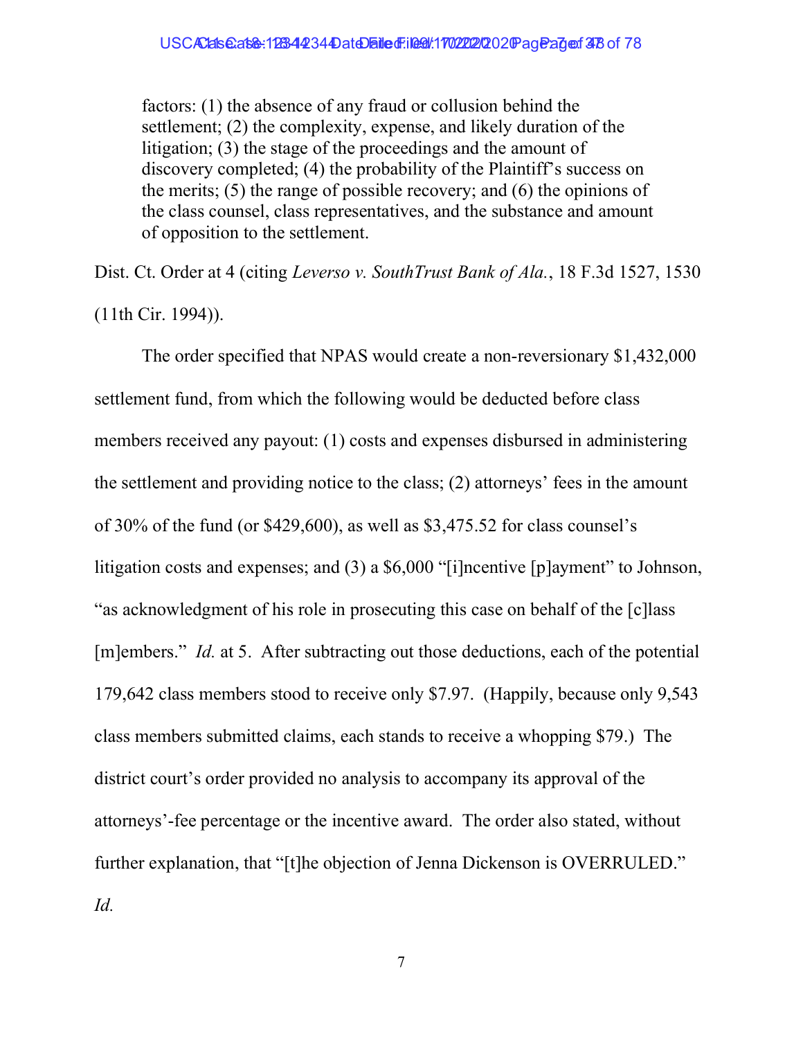> factors: (1) the absence of any fraud or collusion behind the settlement; (2) the complexity, expense, and likely duration of the litigation; (3) the stage of the proceedings and the amount of discovery completed; (4) the probability of the Plaintiff's success on the merits; (5) the range of possible recovery; and (6) the opinions of the class counsel, class representatives, and the substance and amount of opposition to the settlement.

Dist. Ct. Order at 4 (citing *Leverso v. SouthTrust Bank of Ala.*, 18 F.3d 1527, 1530 (11th Cir. 1994)).

The order specified that NPAS would create a non-reversionary $1,432,000 settlement fund, from which the following would be deducted before class members received any payout: (1) costs and expenses disbursed in administering the settlement and providing notice to the class; (2) attorneys' fees in the amount of 30% of the fund (or $429,600), as well as $3,475.52 for class counsel's litigation costs and expenses; and (3) a $6,000 "[i]ncentive [p]ayment" to Johnson, "as acknowledgment of his role in prosecuting this case on behalf of the [c]lass [m]embers." *Id.* at 5. After subtracting out those deductions, each of the potential 179,642 class members stood to receive only $7.97. (Happily, because only 9,543 class members submitted claims, each stands to receive a whopping $79.) The district court's order provided no analysis to accompany its approval of the attorneys'-fee percentage or the incentive award. The order also stated, without further explanation, that "[t]he objection of Jenna Dickenson is OVERRULED." *Id.*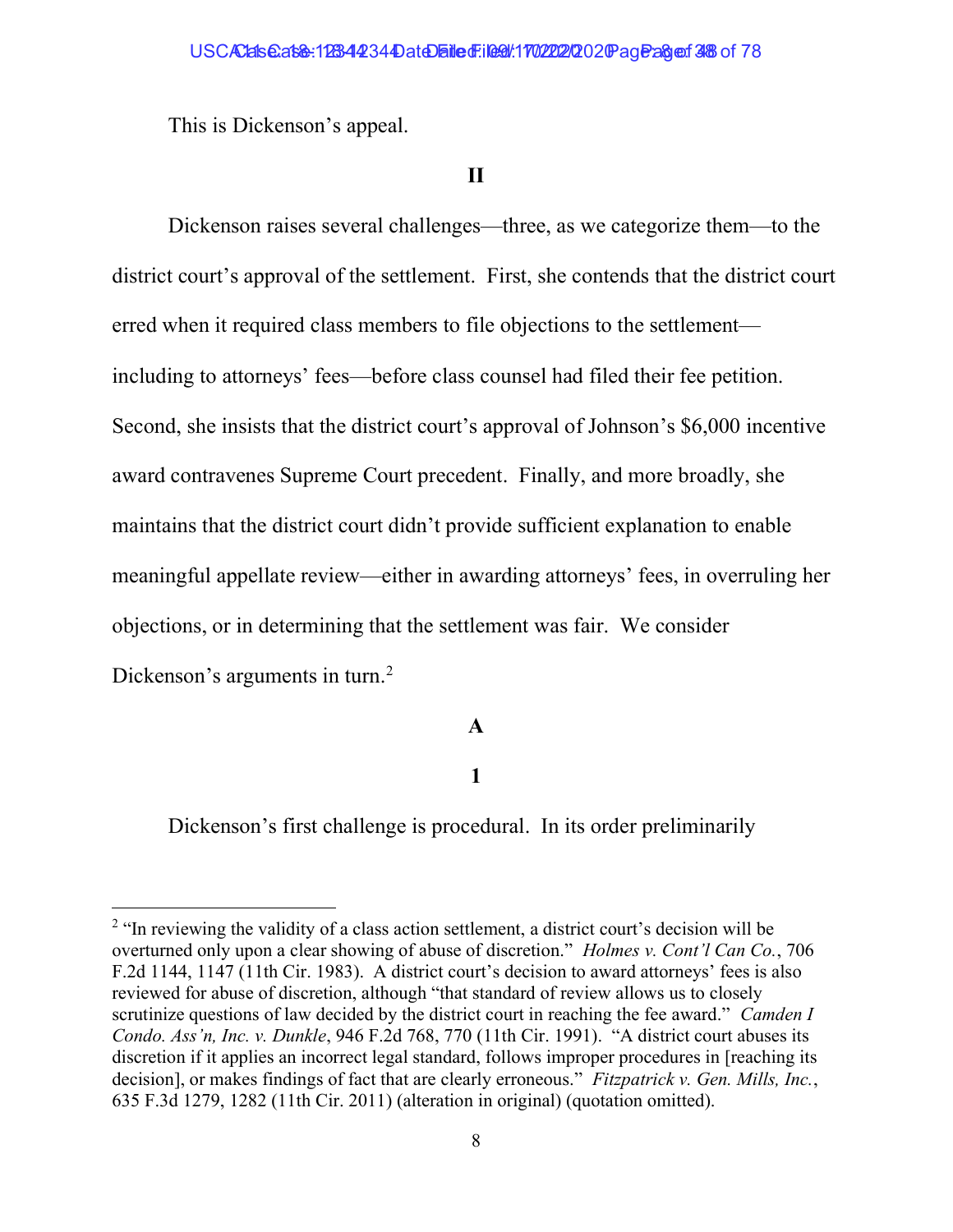This is Dickenson's appeal.

## II

Dickenson raises several challenges—three, as we categorize them—to the district court's approval of the settlement. First, she contends that the district court erred when it required class members to file objections to the settlement—including to attorneys' fees—before class counsel had filed their fee petition. Second, she insists that the district court's approval of Johnson's $6,000 incentive award contravenes Supreme Court precedent. Finally, and more broadly, she maintains that the district court didn't provide sufficient explanation to enable meaningful appellate review—either in awarding attorneys' fees, in overruling her objections, or in determining that the settlement was fair. We consider Dickenson's arguments in turn.[2]

### A

#### 1

Dickenson's first challenge is procedural. In its order preliminarily

---

[2] "In reviewing the validity of a class action settlement, a district court's decision will be overturned only upon a clear showing of abuse of discretion." *Holmes v. Cont'l Can Co.*, 706 F.2d 1144, 1147 (11th Cir. 1983). A district court's decision to award attorneys' fees is also reviewed for abuse of discretion, although "that standard of review allows us to closely scrutinize questions of law decided by the district court in reaching the fee award." *Camden I Condo. Ass'n, Inc. v. Dunkle*, 946 F.2d 768, 770 (11th Cir. 1991). "A district court abuses its discretion if it applies an incorrect legal standard, follows improper procedures in [reaching its decision], or makes findings of fact that are clearly erroneous." *Fitzpatrick v. Gen. Mills, Inc.*, 635 F.3d 1279, 1282 (11th Cir. 2011) (alteration in original) (quotation omitted).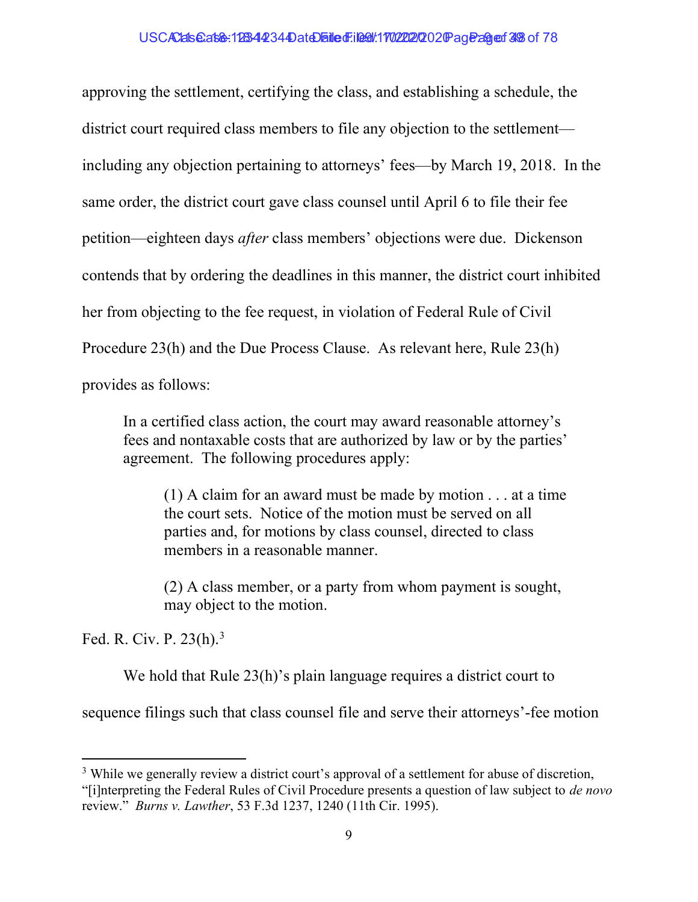approving the settlement, certifying the class, and establishing a schedule, the district court required class members to file any objection to the settlement—including any objection pertaining to attorneys' fees—by March 19, 2018. In the same order, the district court gave class counsel until April 6 to file their fee petition—eighteen days *after* class members' objections were due. Dickenson contends that by ordering the deadlines in this manner, the district court inhibited her from objecting to the fee request, in violation of Federal Rule of Civil Procedure 23(h) and the Due Process Clause. As relevant here, Rule 23(h) provides as follows:

> In a certified class action, the court may award reasonable attorney's fees and nontaxable costs that are authorized by law or by the parties' agreement. The following procedures apply:
>
> > (1) A claim for an award must be made by motion . . . at a time the court sets. Notice of the motion must be served on all parties and, for motions by class counsel, directed to class members in a reasonable manner.
> >
> > (2) A class member, or a party from whom payment is sought, may object to the motion.

Fed. R. Civ. P. 23(h).[3]

We hold that Rule 23(h)'s plain language requires a district court to sequence filings such that class counsel file and serve their attorneys'-fee motion

---

[3] While we generally review a district court's approval of a settlement for abuse of discretion, "[i]nterpreting the Federal Rules of Civil Procedure presents a question of law subject to *de novo* review." *Burns v. Lawther*, 53 F.3d 1237, 1240 (11th Cir. 1995).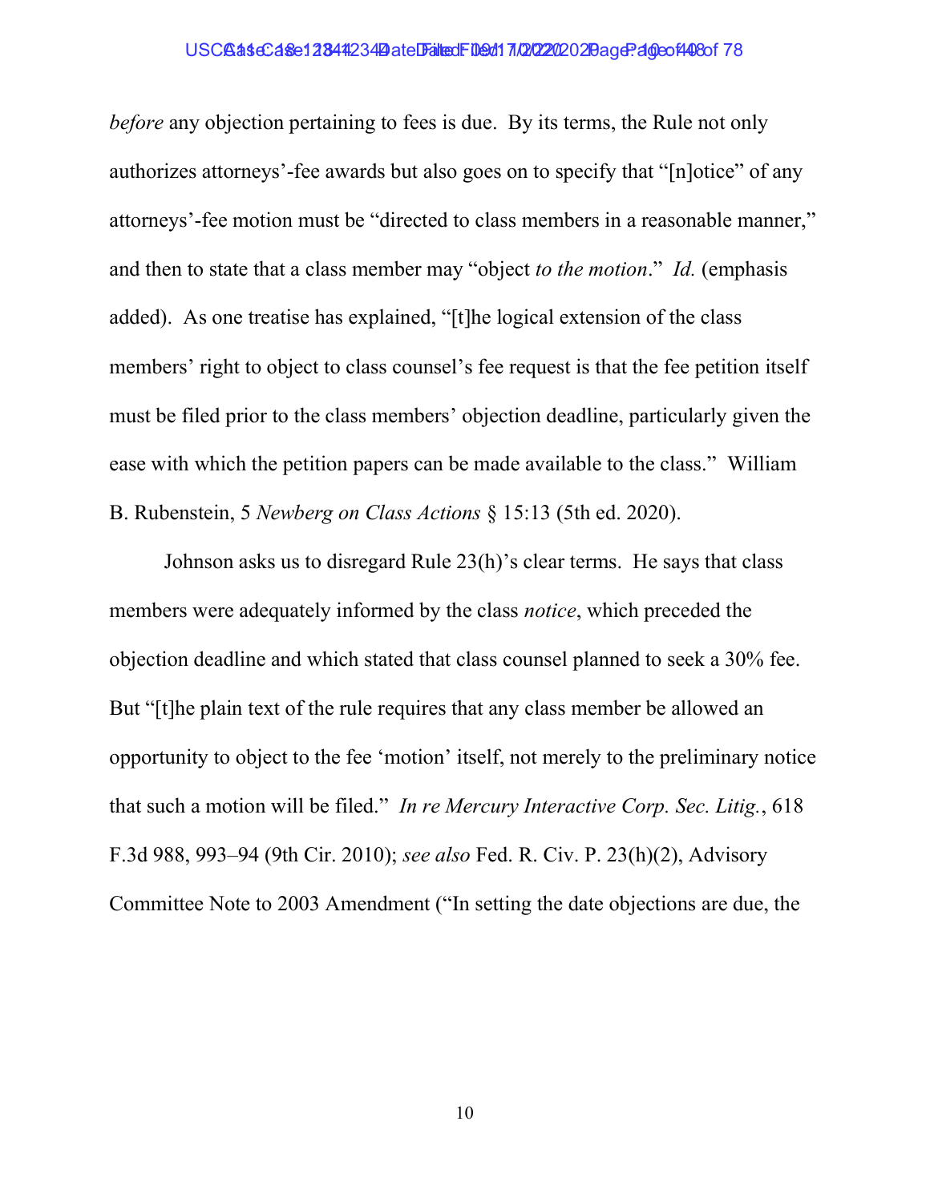*before* any objection pertaining to fees is due. By its terms, the Rule not only authorizes attorneys'-fee awards but also goes on to specify that "[n]otice" of any attorneys'-fee motion must be "directed to class members in a reasonable manner," and then to state that a class member may "object *to the motion*." *Id.* (emphasis added). As one treatise has explained, "[t]he logical extension of the class members' right to object to class counsel's fee request is that the fee petition itself must be filed prior to the class members' objection deadline, particularly given the ease with which the petition papers can be made available to the class." William B. Rubenstein, 5 *Newberg on Class Actions* § 15:13 (5th ed. 2020).

Johnson asks us to disregard Rule 23(h)'s clear terms. He says that class members were adequately informed by the class *notice*, which preceded the objection deadline and which stated that class counsel planned to seek a 30% fee. But "[t]he plain text of the rule requires that any class member be allowed an opportunity to object to the fee 'motion' itself, not merely to the preliminary notice that such a motion will be filed." *In re Mercury Interactive Corp. Sec. Litig.*, 618 F.3d 988, 993–94 (9th Cir. 2010); *see also* Fed. R. Civ. P. 23(h)(2), Advisory Committee Note to 2003 Amendment ("In setting the date objections are due, the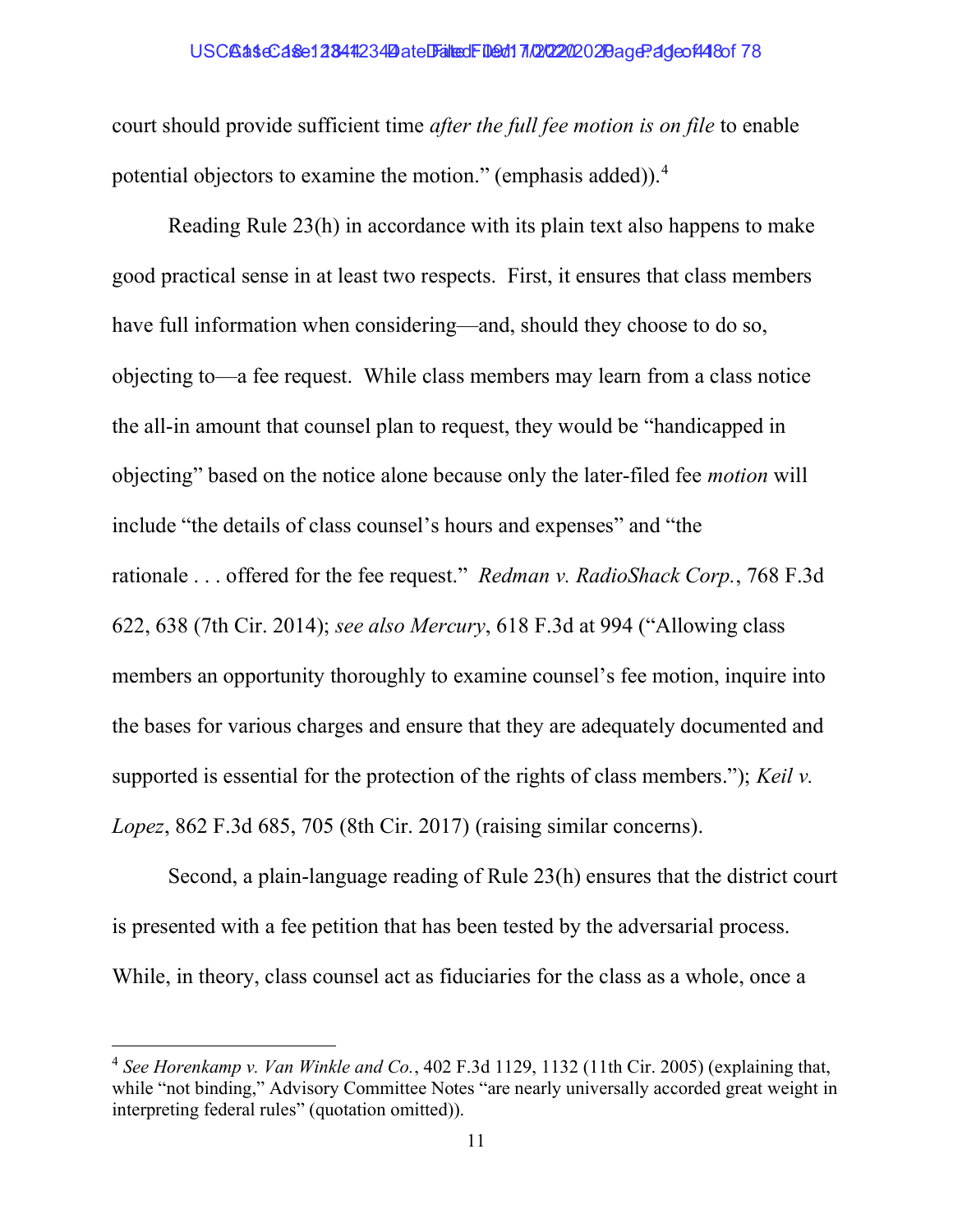court should provide sufficient time *after the full fee motion is on file* to enable potential objectors to examine the motion." (emphasis added)).[4]

Reading Rule 23(h) in accordance with its plain text also happens to make good practical sense in at least two respects. First, it ensures that class members have full information when considering—and, should they choose to do so, objecting to—a fee request. While class members may learn from a class notice the all-in amount that counsel plan to request, they would be "handicapped in objecting" based on the notice alone because only the later-filed fee *motion* will include "the details of class counsel's hours and expenses" and "the rationale . . . offered for the fee request." *Redman v. RadioShack Corp.*, 768 F.3d 622, 638 (7th Cir. 2014); *see also Mercury*, 618 F.3d at 994 ("Allowing class members an opportunity thoroughly to examine counsel's fee motion, inquire into the bases for various charges and ensure that they are adequately documented and supported is essential for the protection of the rights of class members."); *Keil v. Lopez*, 862 F.3d 685, 705 (8th Cir. 2017) (raising similar concerns).

Second, a plain-language reading of Rule 23(h) ensures that the district court is presented with a fee petition that has been tested by the adversarial process. While, in theory, class counsel act as fiduciaries for the class as a whole, once a

---

[4] *See Horenkamp v. Van Winkle and Co.*, 402 F.3d 1129, 1132 (11th Cir. 2005) (explaining that, while "not binding," Advisory Committee Notes "are nearly universally accorded great weight in interpreting federal rules" (quotation omitted)).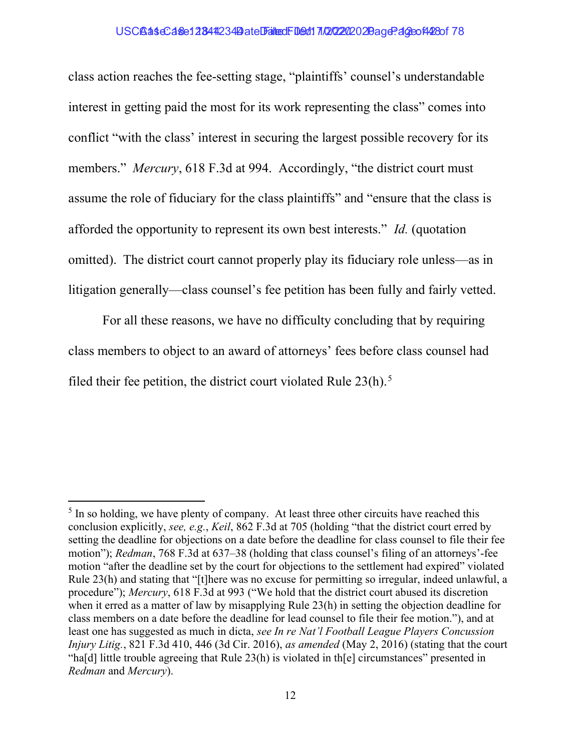class action reaches the fee-setting stage, "plaintiffs' counsel's understandable interest in getting paid the most for its work representing the class" comes into conflict "with the class' interest in securing the largest possible recovery for its members." *Mercury*, 618 F.3d at 994. Accordingly, "the district court must assume the role of fiduciary for the class plaintiffs" and "ensure that the class is afforded the opportunity to represent its own best interests." *Id.* (quotation omitted). The district court cannot properly play its fiduciary role unless—as in litigation generally—class counsel's fee petition has been fully and fairly vetted.

For all these reasons, we have no difficulty concluding that by requiring class members to object to an award of attorneys' fees before class counsel had filed their fee petition, the district court violated Rule 23(h).[5]

---

[5] In so holding, we have plenty of company. At least three other circuits have reached this conclusion explicitly, *see, e.g.*, *Keil*, 862 F.3d at 705 (holding "that the district court erred by setting the deadline for objections on a date before the deadline for class counsel to file their fee motion"); *Redman*, 768 F.3d at 637–38 (holding that class counsel's filing of an attorneys'-fee motion "after the deadline set by the court for objections to the settlement had expired" violated Rule 23(h) and stating that "[t]here was no excuse for permitting so irregular, indeed unlawful, a procedure"); *Mercury*, 618 F.3d at 993 ("We hold that the district court abused its discretion when it erred as a matter of law by misapplying Rule 23(h) in setting the objection deadline for class members on a date before the deadline for lead counsel to file their fee motion."), and at least one has suggested as much in dicta, *see In re Nat'l Football League Players Concussion Injury Litig.*, 821 F.3d 410, 446 (3d Cir. 2016), *as amended* (May 2, 2016) (stating that the court "ha[d] little trouble agreeing that Rule 23(h) is violated in th[e] circumstances" presented in *Redman* and *Mercury*).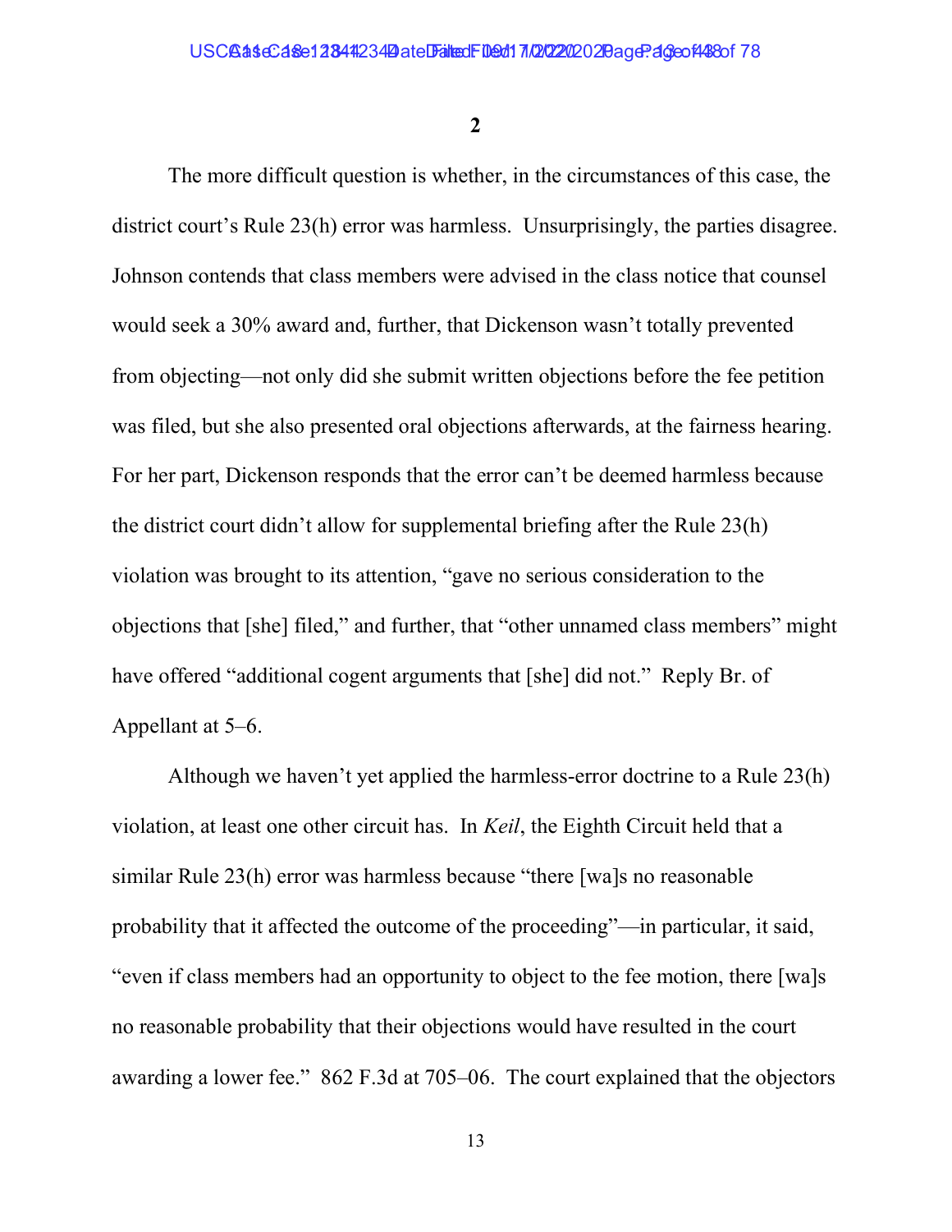**2**

The more difficult question is whether, in the circumstances of this case, the district court's Rule 23(h) error was harmless. Unsurprisingly, the parties disagree. Johnson contends that class members were advised in the class notice that counsel would seek a 30% award and, further, that Dickenson wasn't totally prevented from objecting—not only did she submit written objections before the fee petition was filed, but she also presented oral objections afterwards, at the fairness hearing. For her part, Dickenson responds that the error can't be deemed harmless because the district court didn't allow for supplemental briefing after the Rule 23(h) violation was brought to its attention, "gave no serious consideration to the objections that [she] filed," and further, that "other unnamed class members" might have offered "additional cogent arguments that [she] did not." Reply Br. of Appellant at 5–6.

Although we haven't yet applied the harmless-error doctrine to a Rule 23(h) violation, at least one other circuit has. In *Keil*, the Eighth Circuit held that a similar Rule 23(h) error was harmless because "there [wa]s no reasonable probability that it affected the outcome of the proceeding"—in particular, it said, "even if class members had an opportunity to object to the fee motion, there [wa]s no reasonable probability that their objections would have resulted in the court awarding a lower fee." 862 F.3d at 705–06. The court explained that the objectors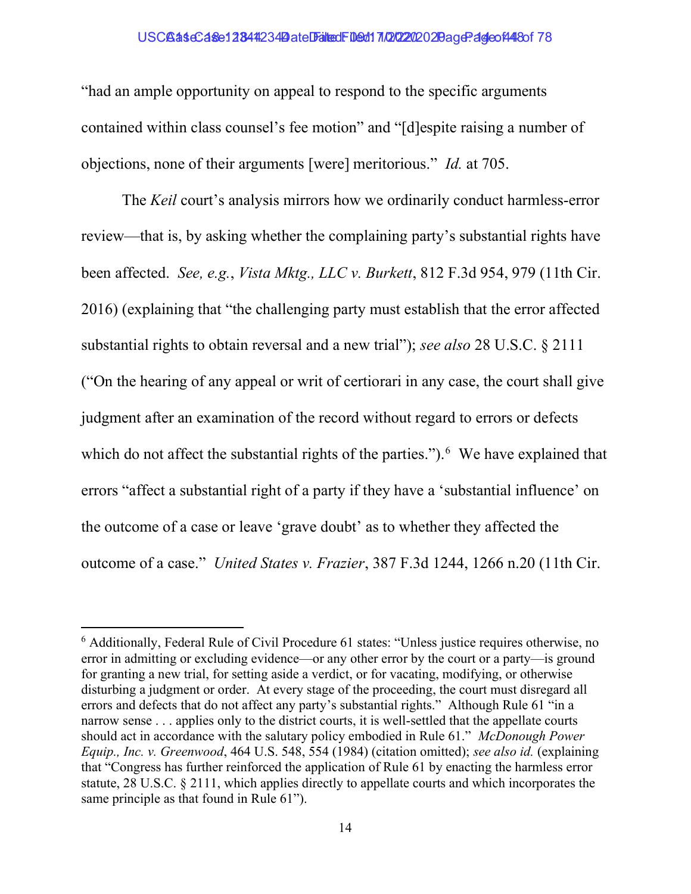"had an ample opportunity on appeal to respond to the specific arguments contained within class counsel's fee motion" and "[d]espite raising a number of objections, none of their arguments [were] meritorious." *Id.* at 705.

The *Keil* court's analysis mirrors how we ordinarily conduct harmless-error review—that is, by asking whether the complaining party's substantial rights have been affected. *See, e.g.*, *Vista Mktg., LLC v. Burkett*, 812 F.3d 954, 979 (11th Cir. 2016) (explaining that "the challenging party must establish that the error affected substantial rights to obtain reversal and a new trial"); *see also* 28 U.S.C. § 2111 ("On the hearing of any appeal or writ of certiorari in any case, the court shall give judgment after an examination of the record without regard to errors or defects which do not affect the substantial rights of the parties.").[6] We have explained that errors "affect a substantial right of a party if they have a 'substantial influence' on the outcome of a case or leave 'grave doubt' as to whether they affected the outcome of a case." *United States v. Frazier*, 387 F.3d 1244, 1266 n.20 (11th Cir.

---

[6] Additionally, Federal Rule of Civil Procedure 61 states: "Unless justice requires otherwise, no error in admitting or excluding evidence—or any other error by the court or a party—is ground for granting a new trial, for setting aside a verdict, or for vacating, modifying, or otherwise disturbing a judgment or order. At every stage of the proceeding, the court must disregard all errors and defects that do not affect any party's substantial rights." Although Rule 61 "in a narrow sense . . . applies only to the district courts, it is well-settled that the appellate courts should act in accordance with the salutary policy embodied in Rule 61." *McDonough Power Equip., Inc. v. Greenwood*, 464 U.S. 548, 554 (1984) (citation omitted); *see also id.* (explaining that "Congress has further reinforced the application of Rule 61 by enacting the harmless error statute, 28 U.S.C. § 2111, which applies directly to appellate courts and which incorporates the same principle as that found in Rule 61").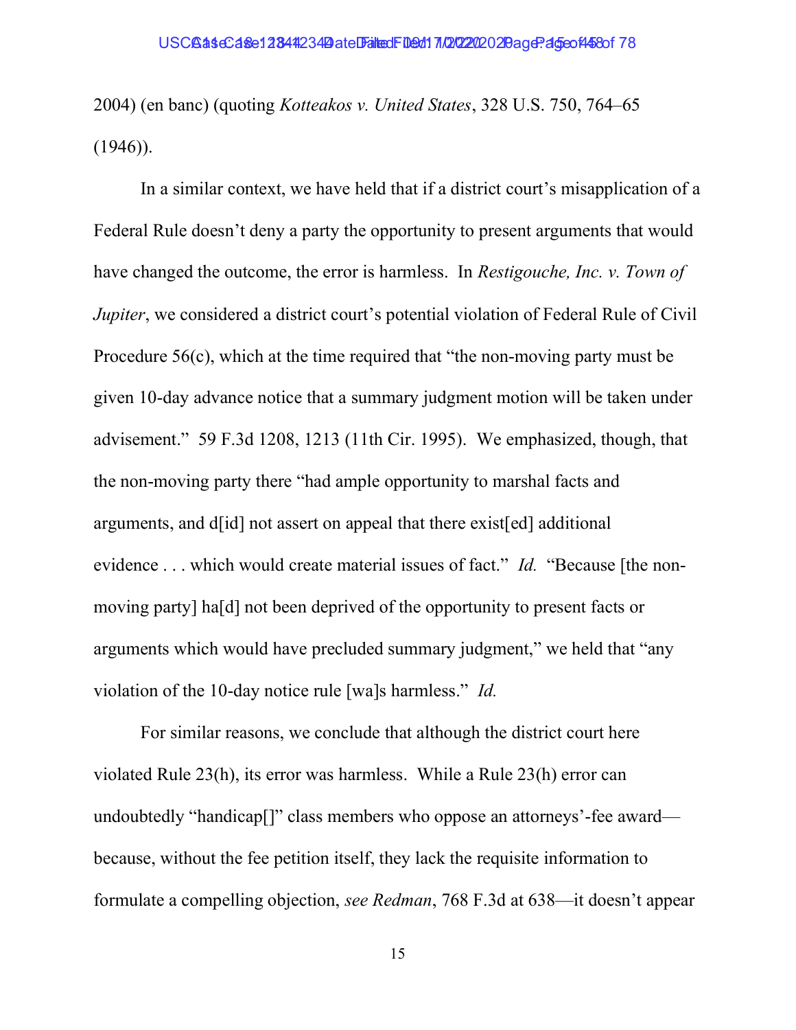2004) (en banc) (quoting *Kotteakos v. United States*, 328 U.S. 750, 764–65 (1946)).

In a similar context, we have held that if a district court's misapplication of a Federal Rule doesn't deny a party the opportunity to present arguments that would have changed the outcome, the error is harmless. In *Restigouche, Inc. v. Town of Jupiter*, we considered a district court's potential violation of Federal Rule of Civil Procedure 56(c), which at the time required that "the non-moving party must be given 10-day advance notice that a summary judgment motion will be taken under advisement." 59 F.3d 1208, 1213 (11th Cir. 1995). We emphasized, though, that the non-moving party there "had ample opportunity to marshal facts and arguments, and d[id] not assert on appeal that there exist[ed] additional evidence . . . which would create material issues of fact." *Id.* "Because [the non-moving party] ha[d] not been deprived of the opportunity to present facts or arguments which would have precluded summary judgment," we held that "any violation of the 10-day notice rule [wa]s harmless." *Id.*

For similar reasons, we conclude that although the district court here violated Rule 23(h), its error was harmless. While a Rule 23(h) error can undoubtedly "handicap[]" class members who oppose an attorneys'-fee award—because, without the fee petition itself, they lack the requisite information to formulate a compelling objection, *see Redman*, 768 F.3d at 638—it doesn't appear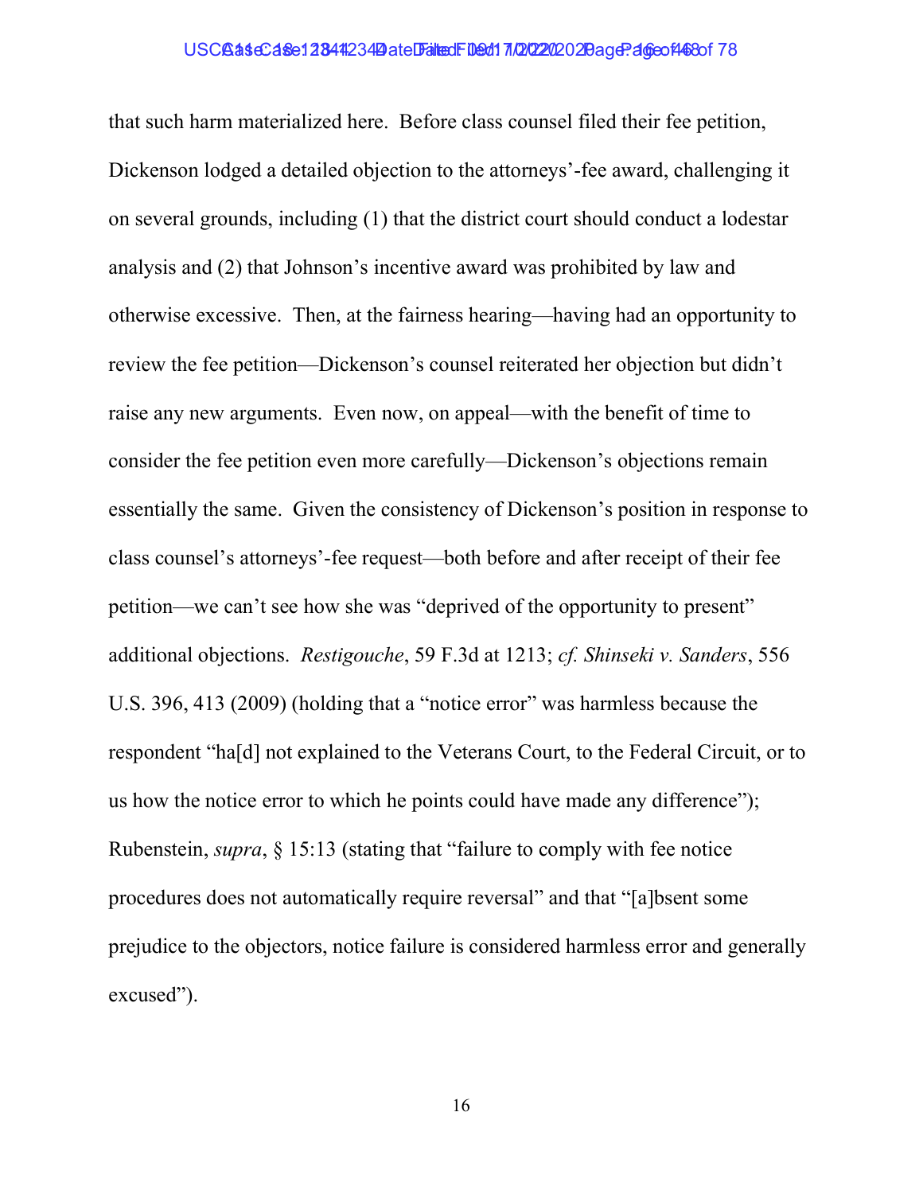that such harm materialized here. Before class counsel filed their fee petition, Dickenson lodged a detailed objection to the attorneys'-fee award, challenging it on several grounds, including (1) that the district court should conduct a lodestar analysis and (2) that Johnson's incentive award was prohibited by law and otherwise excessive. Then, at the fairness hearing—having had an opportunity to review the fee petition—Dickenson's counsel reiterated her objection but didn't raise any new arguments. Even now, on appeal—with the benefit of time to consider the fee petition even more carefully—Dickenson's objections remain essentially the same. Given the consistency of Dickenson's position in response to class counsel's attorneys'-fee request—both before and after receipt of their fee petition—we can't see how she was "deprived of the opportunity to present" additional objections. *Restigouche*, 59 F.3d at 1213; *cf. Shinseki v. Sanders*, 556 U.S. 396, 413 (2009) (holding that a "notice error" was harmless because the respondent "ha[d] not explained to the Veterans Court, to the Federal Circuit, or to us how the notice error to which he points could have made any difference"); Rubenstein, *supra*, § 15:13 (stating that "failure to comply with fee notice procedures does not automatically require reversal" and that "[a]bsent some prejudice to the objectors, notice failure is considered harmless error and generally excused").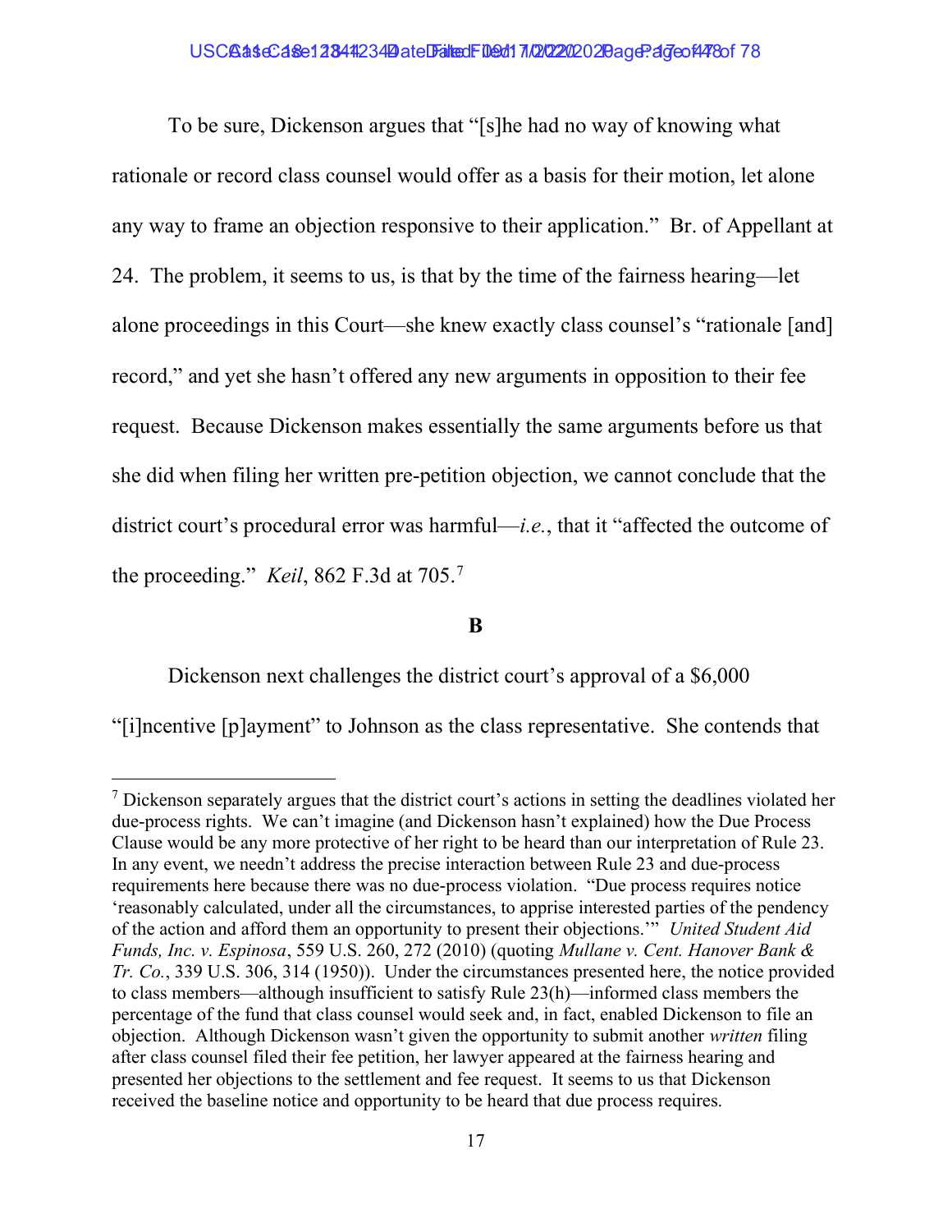To be sure, Dickenson argues that "[s]he had no way of knowing what rationale or record class counsel would offer as a basis for their motion, let alone any way to frame an objection responsive to their application." Br. of Appellant at 24. The problem, it seems to us, is that by the time of the fairness hearing—let alone proceedings in this Court—she knew exactly class counsel's "rationale [and] record," and yet she hasn't offered any new arguments in opposition to their fee request. Because Dickenson makes essentially the same arguments before us that she did when filing her written pre-petition objection, we cannot conclude that the district court's procedural error was harmful—*i.e.*, that it "affected the outcome of the proceeding." *Keil*, 862 F.3d at 705.[7]

**B**

Dickenson next challenges the district court's approval of a $6,000 "[i]ncentive [p]ayment" to Johnson as the class representative. She contends that

[7] Dickenson separately argues that the district court's actions in setting the deadlines violated her due-process rights. We can't imagine (and Dickenson hasn't explained) how the Due Process Clause would be any more protective of her right to be heard than our interpretation of Rule 23. In any event, we needn't address the precise interaction between Rule 23 and due-process requirements here because there was no due-process violation. "Due process requires notice 'reasonably calculated, under all the circumstances, to apprise interested parties of the pendency of the action and afford them an opportunity to present their objections.'" *United Student Aid Funds, Inc. v. Espinosa*, 559 U.S. 260, 272 (2010) (quoting *Mullane v. Cent. Hanover Bank & Tr. Co.*, 339 U.S. 306, 314 (1950)). Under the circumstances presented here, the notice provided to class members—although insufficient to satisfy Rule 23(h)—informed class members the percentage of the fund that class counsel would seek and, in fact, enabled Dickenson to file an objection. Although Dickenson wasn't given the opportunity to submit another *written* filing after class counsel filed their fee petition, her lawyer appeared at the fairness hearing and presented her objections to the settlement and fee request. It seems to us that Dickenson received the baseline notice and opportunity to be heard that due process requires.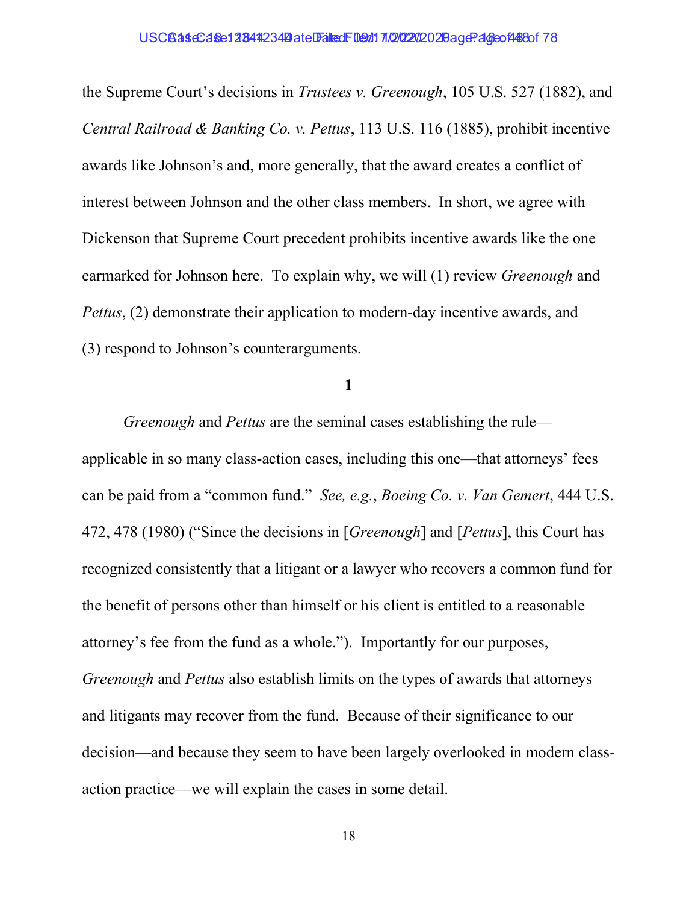the Supreme Court's decisions in *Trustees v. Greenough*, 105 U.S. 527 (1882), and *Central Railroad & Banking Co. v. Pettus*, 113 U.S. 116 (1885), prohibit incentive awards like Johnson's and, more generally, that the award creates a conflict of interest between Johnson and the other class members. In short, we agree with Dickenson that Supreme Court precedent prohibits incentive awards like the one earmarked for Johnson here. To explain why, we will (1) review *Greenough* and *Pettus*, (2) demonstrate their application to modern-day incentive awards, and (3) respond to Johnson's counterarguments.

**1**

*Greenough* and *Pettus* are the seminal cases establishing the rule—applicable in so many class-action cases, including this one—that attorneys' fees can be paid from a "common fund." *See, e.g.*, *Boeing Co. v. Van Gemert*, 444 U.S. 472, 478 (1980) ("Since the decisions in [*Greenough*] and [*Pettus*], this Court has recognized consistently that a litigant or a lawyer who recovers a common fund for the benefit of persons other than himself or his client is entitled to a reasonable attorney's fee from the fund as a whole."). Importantly for our purposes, *Greenough* and *Pettus* also establish limits on the types of awards that attorneys and litigants may recover from the fund. Because of their significance to our decision—and because they seem to have been largely overlooked in modern class-action practice—we will explain the cases in some detail.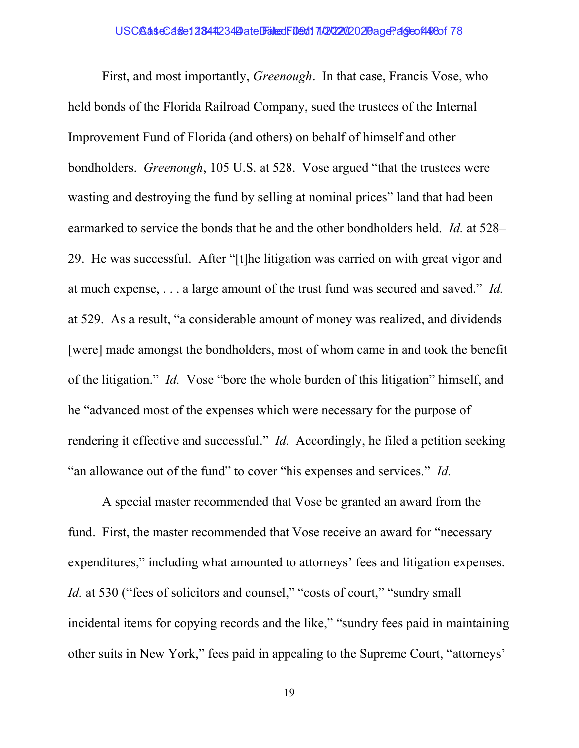First, and most importantly, *Greenough*. In that case, Francis Vose, who held bonds of the Florida Railroad Company, sued the trustees of the Internal Improvement Fund of Florida (and others) on behalf of himself and other bondholders. *Greenough*, 105 U.S. at 528. Vose argued "that the trustees were wasting and destroying the fund by selling at nominal prices" land that had been earmarked to service the bonds that he and the other bondholders held. *Id.* at 528–29. He was successful. After "[t]he litigation was carried on with great vigor and at much expense, . . . a large amount of the trust fund was secured and saved." *Id.* at 529. As a result, "a considerable amount of money was realized, and dividends [were] made amongst the bondholders, most of whom came in and took the benefit of the litigation." *Id.* Vose "bore the whole burden of this litigation" himself, and he "advanced most of the expenses which were necessary for the purpose of rendering it effective and successful." *Id.* Accordingly, he filed a petition seeking "an allowance out of the fund" to cover "his expenses and services." *Id.*

A special master recommended that Vose be granted an award from the fund. First, the master recommended that Vose receive an award for "necessary expenditures," including what amounted to attorneys' fees and litigation expenses. *Id.* at 530 ("fees of solicitors and counsel," "costs of court," "sundry small incidental items for copying records and the like," "sundry fees paid in maintaining other suits in New York," fees paid in appealing to the Supreme Court, "attorneys'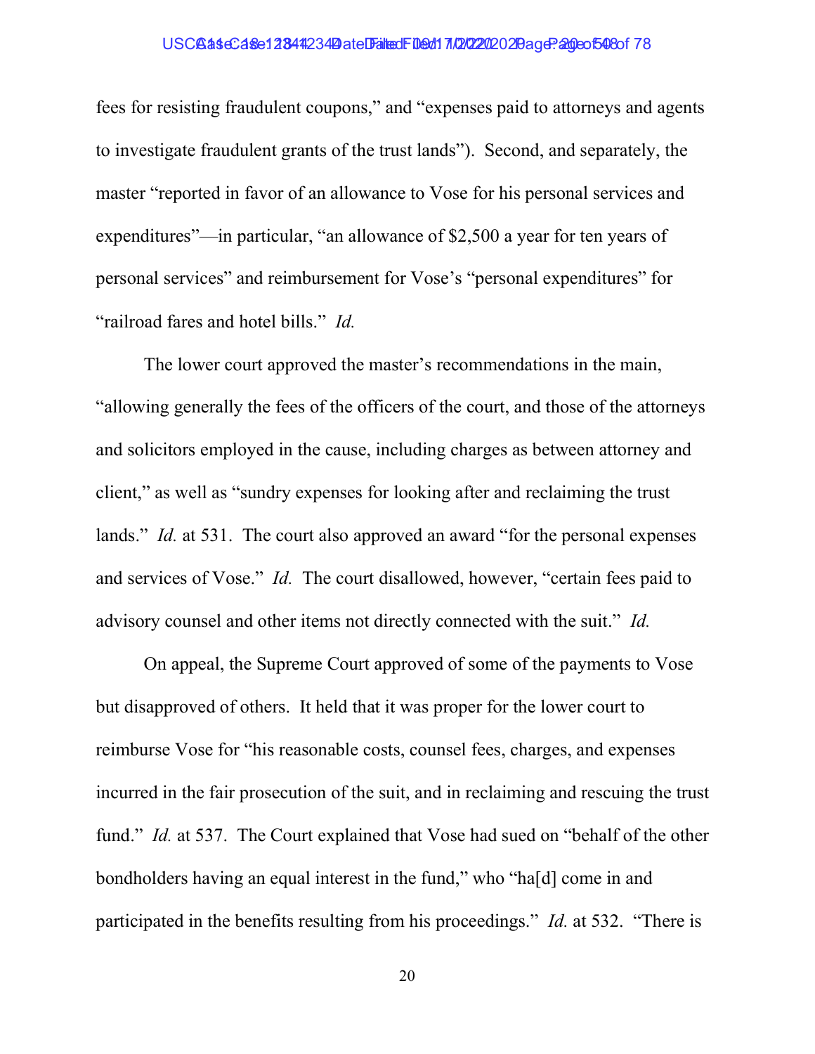fees for resisting fraudulent coupons," and "expenses paid to attorneys and agents to investigate fraudulent grants of the trust lands"). Second, and separately, the master "reported in favor of an allowance to Vose for his personal services and expenditures"—in particular, "an allowance of $2,500 a year for ten years of personal services" and reimbursement for Vose's "personal expenditures" for "railroad fares and hotel bills." *Id.*

The lower court approved the master's recommendations in the main, "allowing generally the fees of the officers of the court, and those of the attorneys and solicitors employed in the cause, including charges as between attorney and client," as well as "sundry expenses for looking after and reclaiming the trust lands." *Id.* at 531. The court also approved an award "for the personal expenses and services of Vose." *Id.* The court disallowed, however, "certain fees paid to advisory counsel and other items not directly connected with the suit." *Id.*

On appeal, the Supreme Court approved of some of the payments to Vose but disapproved of others. It held that it was proper for the lower court to reimburse Vose for "his reasonable costs, counsel fees, charges, and expenses incurred in the fair prosecution of the suit, and in reclaiming and rescuing the trust fund." *Id.* at 537. The Court explained that Vose had sued on "behalf of the other bondholders having an equal interest in the fund," who "ha[d] come in and participated in the benefits resulting from his proceedings." *Id.* at 532. "There is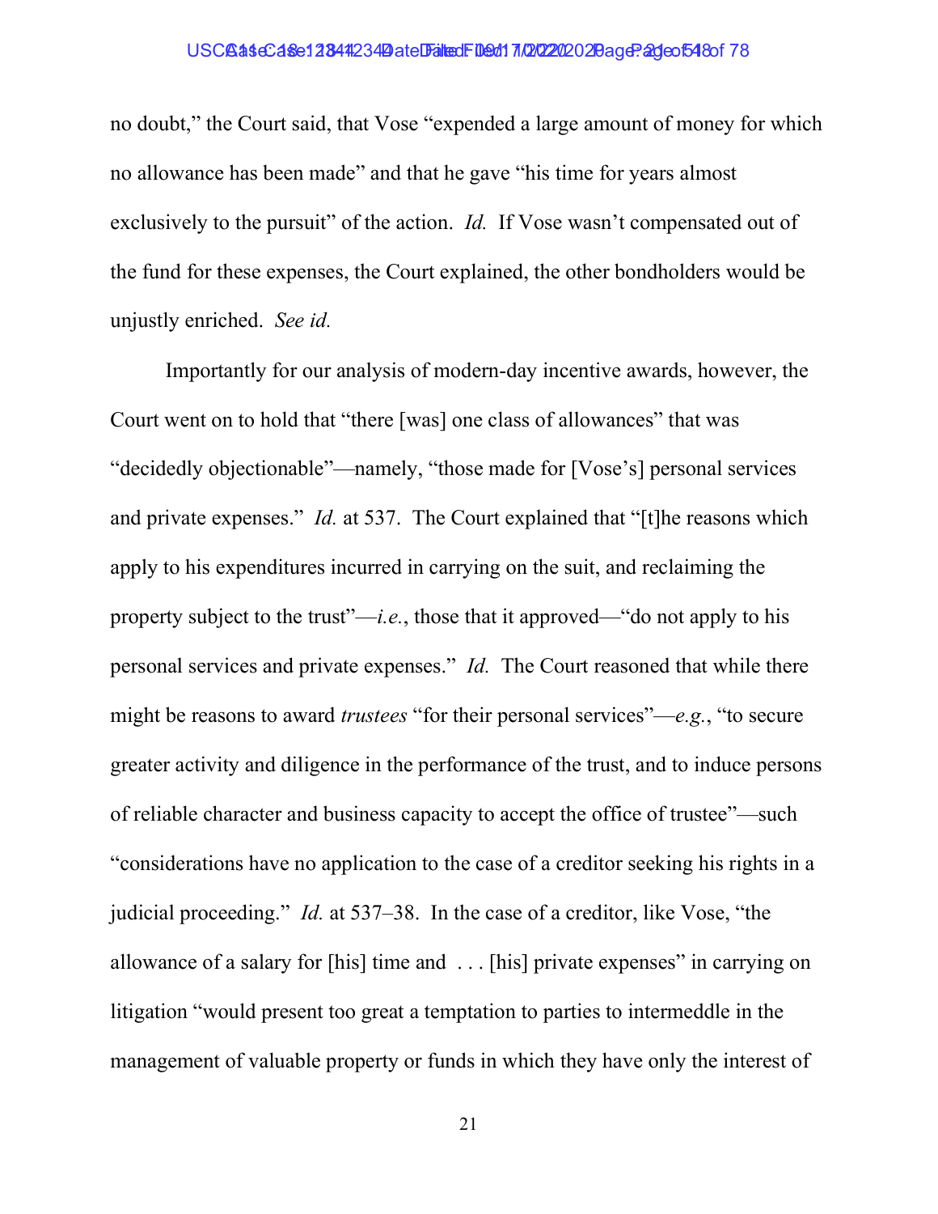no doubt," the Court said, that Vose "expended a large amount of money for which no allowance has been made" and that he gave "his time for years almost exclusively to the pursuit" of the action. *Id.* If Vose wasn't compensated out of the fund for these expenses, the Court explained, the other bondholders would be unjustly enriched. *See id.*

Importantly for our analysis of modern-day incentive awards, however, the Court went on to hold that "there [was] one class of allowances" that was "decidedly objectionable"—namely, "those made for [Vose's] personal services and private expenses." *Id.* at 537. The Court explained that "[t]he reasons which apply to his expenditures incurred in carrying on the suit, and reclaiming the property subject to the trust"—*i.e.*, those that it approved—"do not apply to his personal services and private expenses." *Id.* The Court reasoned that while there might be reasons to award *trustees* "for their personal services"—*e.g.*, "to secure greater activity and diligence in the performance of the trust, and to induce persons of reliable character and business capacity to accept the office of trustee"—such "considerations have no application to the case of a creditor seeking his rights in a judicial proceeding." *Id.* at 537–38. In the case of a creditor, like Vose, "the allowance of a salary for [his] time and . . . [his] private expenses" in carrying on litigation "would present too great a temptation to parties to intermeddle in the management of valuable property or funds in which they have only the interest of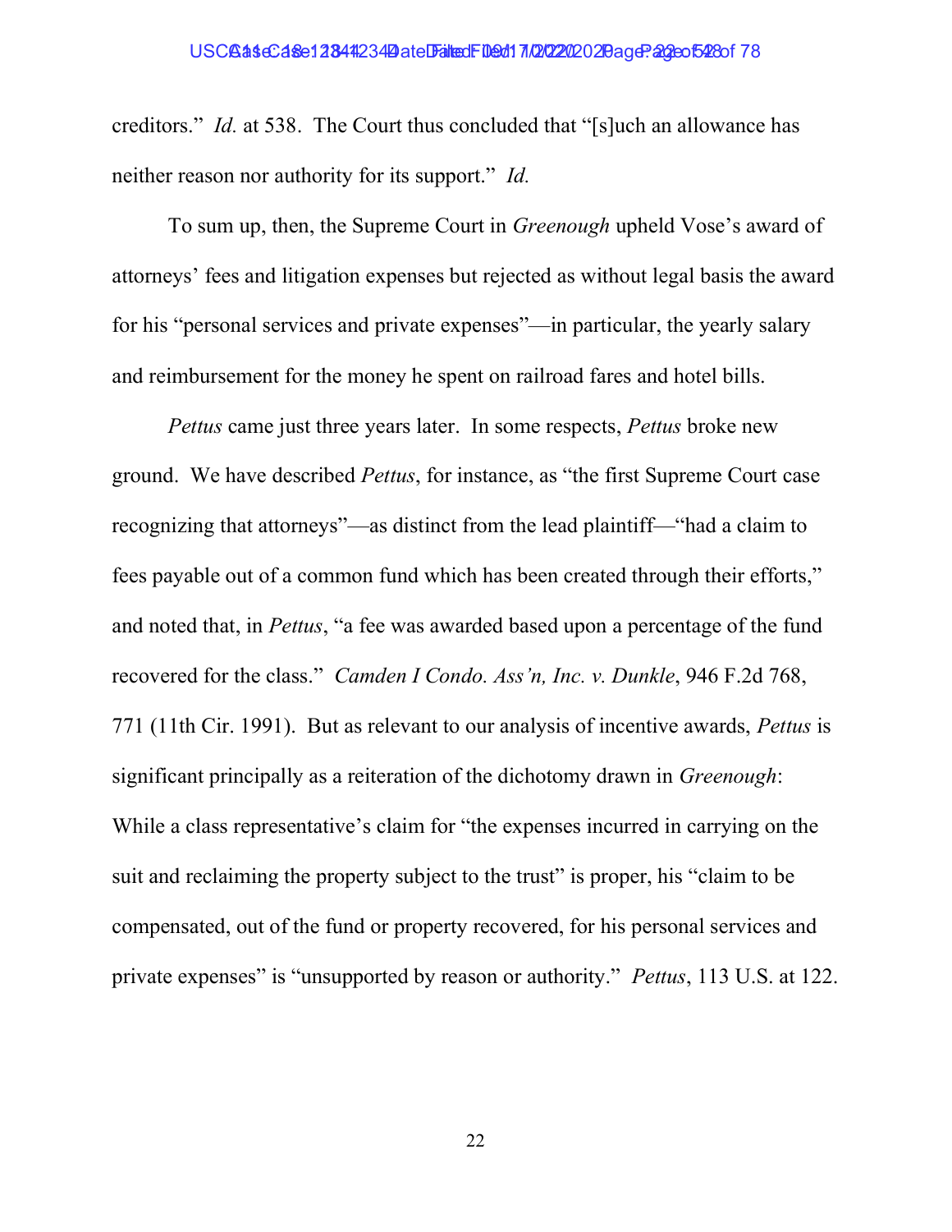creditors." *Id.* at 538. The Court thus concluded that "[s]uch an allowance has neither reason nor authority for its support." *Id.*

To sum up, then, the Supreme Court in *Greenough* upheld Vose's award of attorneys' fees and litigation expenses but rejected as without legal basis the award for his "personal services and private expenses"—in particular, the yearly salary and reimbursement for the money he spent on railroad fares and hotel bills.

*Pettus* came just three years later. In some respects, *Pettus* broke new ground. We have described *Pettus*, for instance, as "the first Supreme Court case recognizing that attorneys"—as distinct from the lead plaintiff—"had a claim to fees payable out of a common fund which has been created through their efforts," and noted that, in *Pettus*, "a fee was awarded based upon a percentage of the fund recovered for the class." *Camden I Condo. Ass'n, Inc. v. Dunkle*, 946 F.2d 768, 771 (11th Cir. 1991). But as relevant to our analysis of incentive awards, *Pettus* is significant principally as a reiteration of the dichotomy drawn in *Greenough*: While a class representative's claim for "the expenses incurred in carrying on the suit and reclaiming the property subject to the trust" is proper, his "claim to be compensated, out of the fund or property recovered, for his personal services and private expenses" is "unsupported by reason or authority." *Pettus*, 113 U.S. at 122.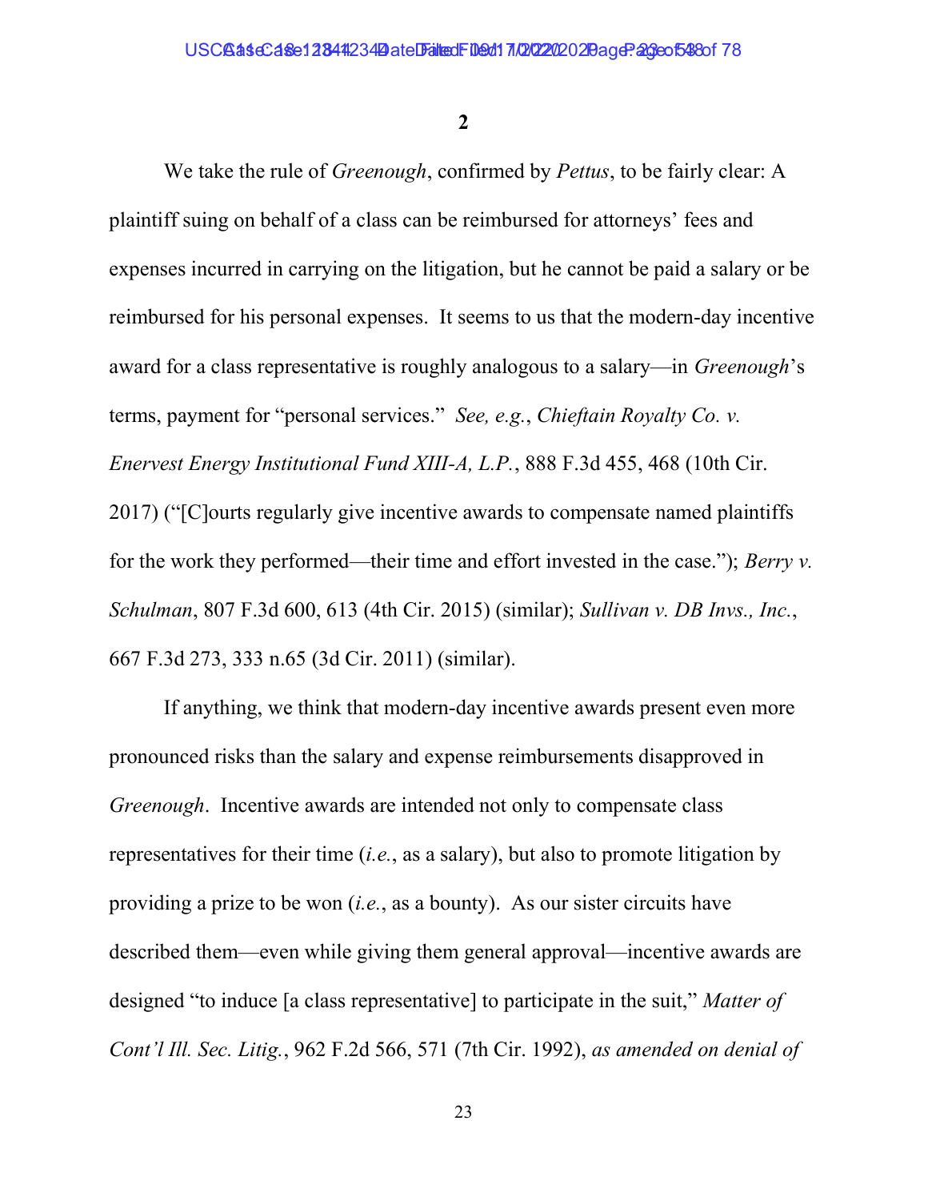**2**

We take the rule of *Greenough*, confirmed by *Pettus*, to be fairly clear: A plaintiff suing on behalf of a class can be reimbursed for attorneys' fees and expenses incurred in carrying on the litigation, but he cannot be paid a salary or be reimbursed for his personal expenses. It seems to us that the modern-day incentive award for a class representative is roughly analogous to a salary—in *Greenough*'s terms, payment for "personal services." *See, e.g.*, *Chieftain Royalty Co. v. Enervest Energy Institutional Fund XIII-A, L.P.*, 888 F.3d 455, 468 (10th Cir. 2017) ("[C]ourts regularly give incentive awards to compensate named plaintiffs for the work they performed—their time and effort invested in the case."); *Berry v. Schulman*, 807 F.3d 600, 613 (4th Cir. 2015) (similar); *Sullivan v. DB Invs., Inc.*, 667 F.3d 273, 333 n.65 (3d Cir. 2011) (similar).

If anything, we think that modern-day incentive awards present even more pronounced risks than the salary and expense reimbursements disapproved in *Greenough*. Incentive awards are intended not only to compensate class representatives for their time (*i.e.*, as a salary), but also to promote litigation by providing a prize to be won (*i.e.*, as a bounty). As our sister circuits have described them—even while giving them general approval—incentive awards are designed "to induce [a class representative] to participate in the suit," *Matter of Cont'l Ill. Sec. Litig.*, 962 F.2d 566, 571 (7th Cir. 1992), *as amended on denial of*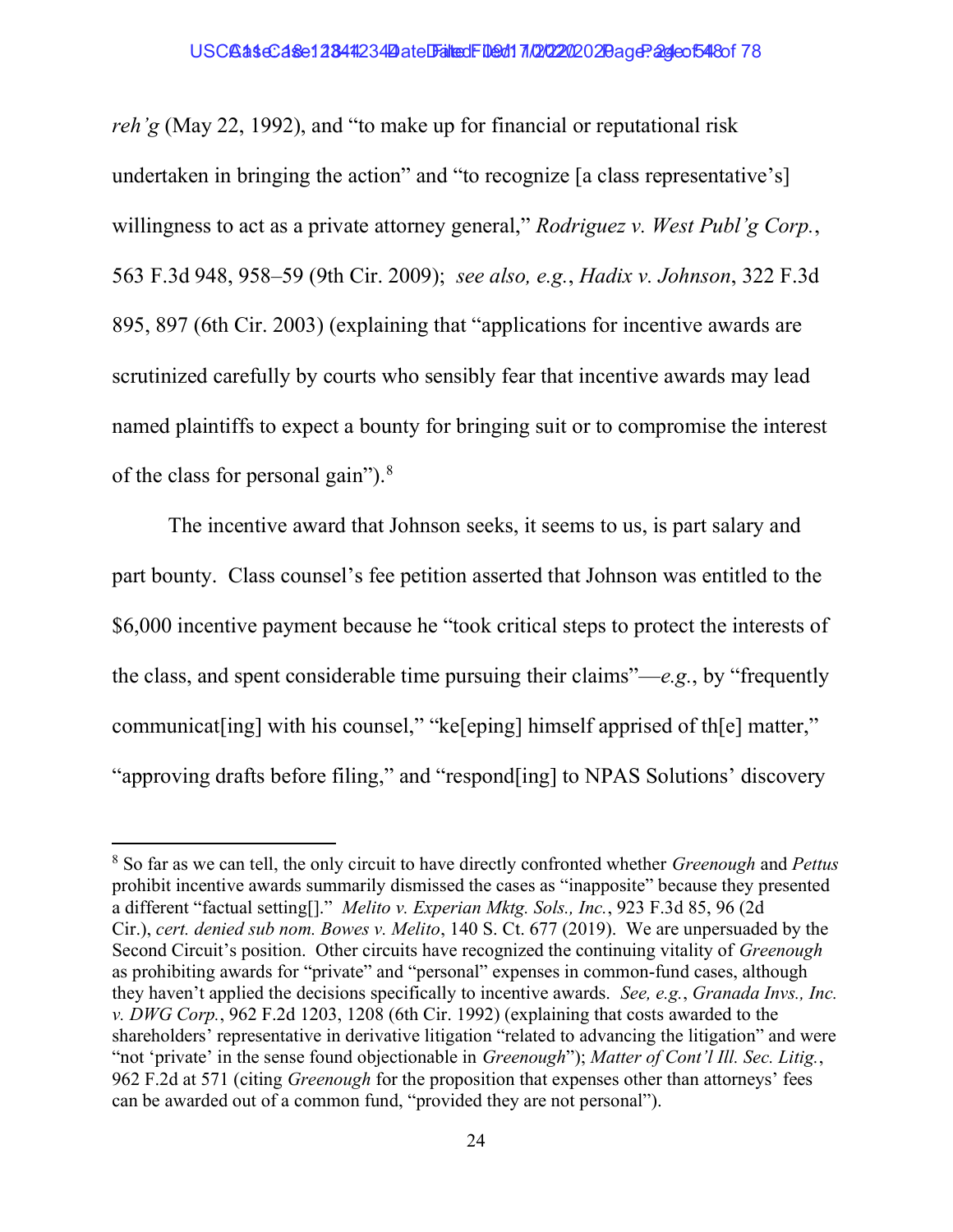*reh'g* (May 22, 1992), and "to make up for financial or reputational risk undertaken in bringing the action" and "to recognize [a class representative's] willingness to act as a private attorney general," *Rodriguez v. West Publ'g Corp.*, 563 F.3d 948, 958–59 (9th Cir. 2009); *see also, e.g.*, *Hadix v. Johnson*, 322 F.3d 895, 897 (6th Cir. 2003) (explaining that "applications for incentive awards are scrutinized carefully by courts who sensibly fear that incentive awards may lead named plaintiffs to expect a bounty for bringing suit or to compromise the interest of the class for personal gain").[8]

The incentive award that Johnson seeks, it seems to us, is part salary and part bounty. Class counsel's fee petition asserted that Johnson was entitled to the $6,000 incentive payment because he "took critical steps to protect the interests of the class, and spent considerable time pursuing their claims"—*e.g.*, by "frequently communicat[ing] with his counsel," "ke[eping] himself apprised of th[e] matter," "approving drafts before filing," and "respond[ing] to NPAS Solutions' discovery

---

[8] So far as we can tell, the only circuit to have directly confronted whether *Greenough* and *Pettus* prohibit incentive awards summarily dismissed the cases as "inapposite" because they presented a different "factual setting[]." *Melito v. Experian Mktg. Sols., Inc.*, 923 F.3d 85, 96 (2d Cir.), *cert. denied sub nom. Bowes v. Melito*, 140 S. Ct. 677 (2019). We are unpersuaded by the Second Circuit's position. Other circuits have recognized the continuing vitality of *Greenough* as prohibiting awards for "private" and "personal" expenses in common-fund cases, although they haven't applied the decisions specifically to incentive awards. *See, e.g.*, *Granada Invs., Inc. v. DWG Corp.*, 962 F.2d 1203, 1208 (6th Cir. 1992) (explaining that costs awarded to the shareholders' representative in derivative litigation "related to advancing the litigation" and were "not 'private' in the sense found objectionable in *Greenough*"); *Matter of Cont'l Ill. Sec. Litig.*, 962 F.2d at 571 (citing *Greenough* for the proposition that expenses other than attorneys' fees can be awarded out of a common fund, "provided they are not personal").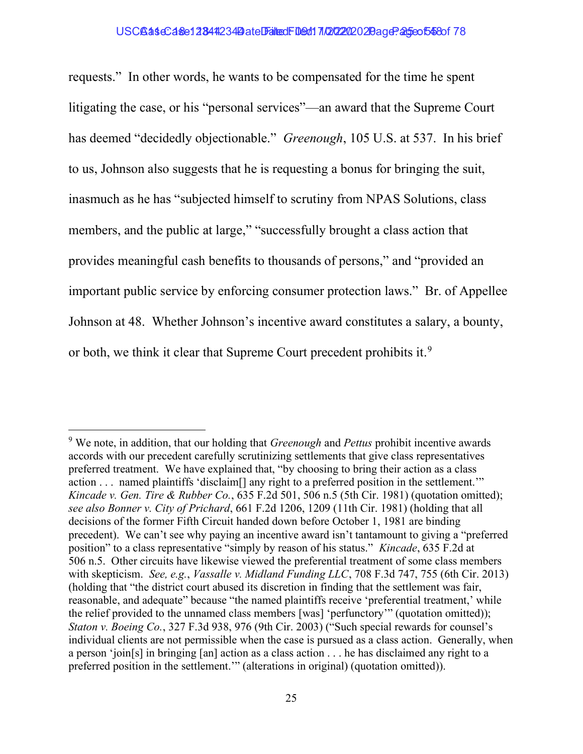requests." In other words, he wants to be compensated for the time he spent litigating the case, or his "personal services"—an award that the Supreme Court has deemed "decidedly objectionable." *Greenough*, 105 U.S. at 537. In his brief to us, Johnson also suggests that he is requesting a bonus for bringing the suit, inasmuch as he has "subjected himself to scrutiny from NPAS Solutions, class members, and the public at large," "successfully brought a class action that provides meaningful cash benefits to thousands of persons," and "provided an important public service by enforcing consumer protection laws." Br. of Appellee Johnson at 48. Whether Johnson's incentive award constitutes a salary, a bounty, or both, we think it clear that Supreme Court precedent prohibits it.[9]

---

[9] We note, in addition, that our holding that *Greenough* and *Pettus* prohibit incentive awards accords with our precedent carefully scrutinizing settlements that give class representatives preferred treatment. We have explained that, "by choosing to bring their action as a class action . . . named plaintiffs 'disclaim[] any right to a preferred position in the settlement.'" *Kincade v. Gen. Tire & Rubber Co.*, 635 F.2d 501, 506 n.5 (5th Cir. 1981) (quotation omitted); *see also Bonner v. City of Prichard*, 661 F.2d 1206, 1209 (11th Cir. 1981) (holding that all decisions of the former Fifth Circuit handed down before October 1, 1981 are binding precedent). We can't see why paying an incentive award isn't tantamount to giving a "preferred position" to a class representative "simply by reason of his status." *Kincade*, 635 F.2d at 506 n.5. Other circuits have likewise viewed the preferential treatment of some class members with skepticism. *See, e.g.*, *Vassalle v. Midland Funding LLC*, 708 F.3d 747, 755 (6th Cir. 2013) (holding that "the district court abused its discretion in finding that the settlement was fair, reasonable, and adequate" because "the named plaintiffs receive 'preferential treatment,' while the relief provided to the unnamed class members [was] 'perfunctory'" (quotation omitted)); *Staton v. Boeing Co.*, 327 F.3d 938, 976 (9th Cir. 2003) ("Such special rewards for counsel's individual clients are not permissible when the case is pursued as a class action. Generally, when a person 'join[s] in bringing [an] action as a class action . . . he has disclaimed any right to a preferred position in the settlement.'" (alterations in original) (quotation omitted)).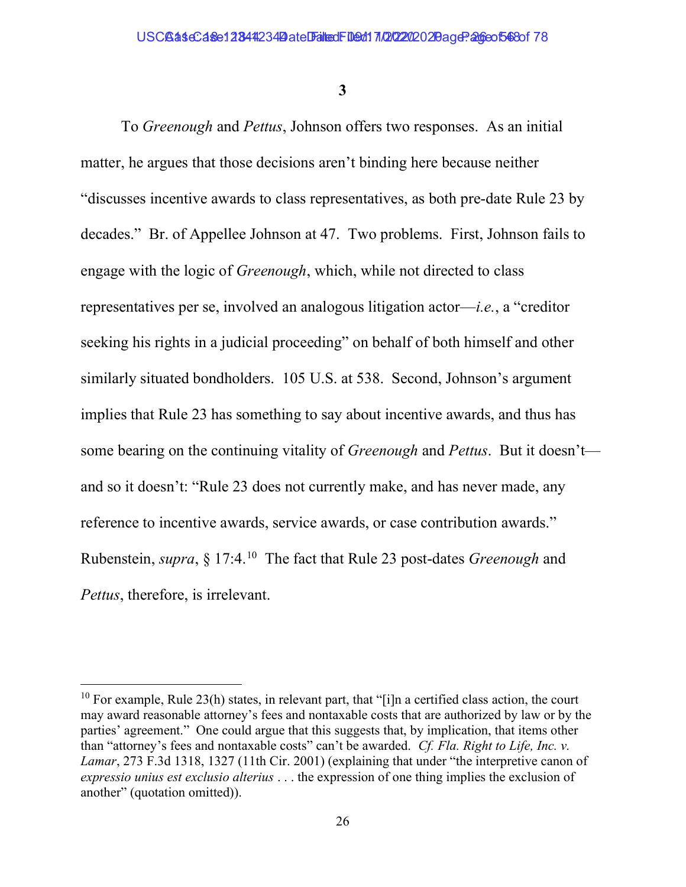**3**

To *Greenough* and *Pettus*, Johnson offers two responses. As an initial matter, he argues that those decisions aren't binding here because neither "discusses incentive awards to class representatives, as both pre-date Rule 23 by decades." Br. of Appellee Johnson at 47. Two problems. First, Johnson fails to engage with the logic of *Greenough*, which, while not directed to class representatives per se, involved an analogous litigation actor—*i.e.*, a "creditor seeking his rights in a judicial proceeding" on behalf of both himself and other similarly situated bondholders. 105 U.S. at 538. Second, Johnson's argument implies that Rule 23 has something to say about incentive awards, and thus has some bearing on the continuing vitality of *Greenough* and *Pettus*. But it doesn't—and so it doesn't: "Rule 23 does not currently make, and has never made, any reference to incentive awards, service awards, or case contribution awards." Rubenstein, *supra*, § 17:4.[10] The fact that Rule 23 post-dates *Greenough* and *Pettus*, therefore, is irrelevant.

---

[10] For example, Rule 23(h) states, in relevant part, that "[i]n a certified class action, the court may award reasonable attorney's fees and nontaxable costs that are authorized by law or by the parties' agreement." One could argue that this suggests that, by implication, that items other than "attorney's fees and nontaxable costs" can't be awarded. *Cf. Fla. Right to Life, Inc. v. Lamar*, 273 F.3d 1318, 1327 (11th Cir. 2001) (explaining that under "the interpretive canon of *expressio unius est exclusio alterius* . . . the expression of one thing implies the exclusion of another" (quotation omitted)).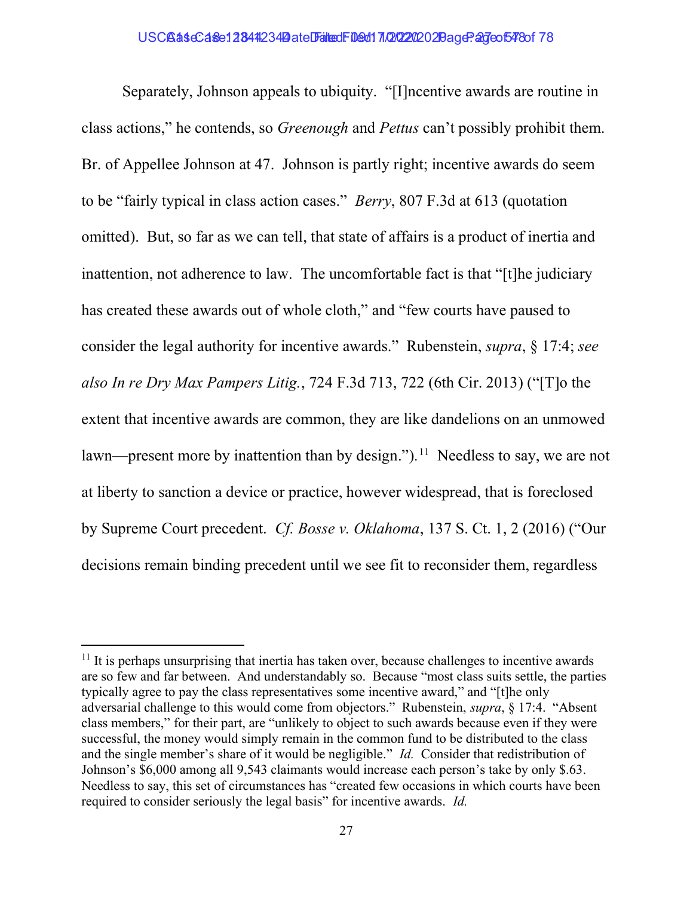Separately, Johnson appeals to ubiquity. "[I]ncentive awards are routine in class actions," he contends, so *Greenough* and *Pettus* can't possibly prohibit them. Br. of Appellee Johnson at 47. Johnson is partly right; incentive awards do seem to be "fairly typical in class action cases." *Berry*, 807 F.3d at 613 (quotation omitted). But, so far as we can tell, that state of affairs is a product of inertia and inattention, not adherence to law. The uncomfortable fact is that "[t]he judiciary has created these awards out of whole cloth," and "few courts have paused to consider the legal authority for incentive awards." Rubenstein, *supra*, § 17:4; *see also In re Dry Max Pampers Litig.*, 724 F.3d 713, 722 (6th Cir. 2013) ("[T]o the extent that incentive awards are common, they are like dandelions on an unmowed lawn—present more by inattention than by design.").[11] Needless to say, we are not at liberty to sanction a device or practice, however widespread, that is foreclosed by Supreme Court precedent. *Cf. Bosse v. Oklahoma*, 137 S. Ct. 1, 2 (2016) ("Our decisions remain binding precedent until we see fit to reconsider them, regardless

[11] It is perhaps unsurprising that inertia has taken over, because challenges to incentive awards are so few and far between. And understandably so. Because "most class suits settle, the parties typically agree to pay the class representatives some incentive award," and "[t]he only adversarial challenge to this would come from objectors." Rubenstein, *supra*, § 17:4. "Absent class members," for their part, are "unlikely to object to such awards because even if they were successful, the money would simply remain in the common fund to be distributed to the class and the single member's share of it would be negligible." *Id.* Consider that redistribution of Johnson's $6,000 among all 9,543 claimants would increase each person's take by only $.63. Needless to say, this set of circumstances has "created few occasions in which courts have been required to consider seriously the legal basis" for incentive awards. *Id.*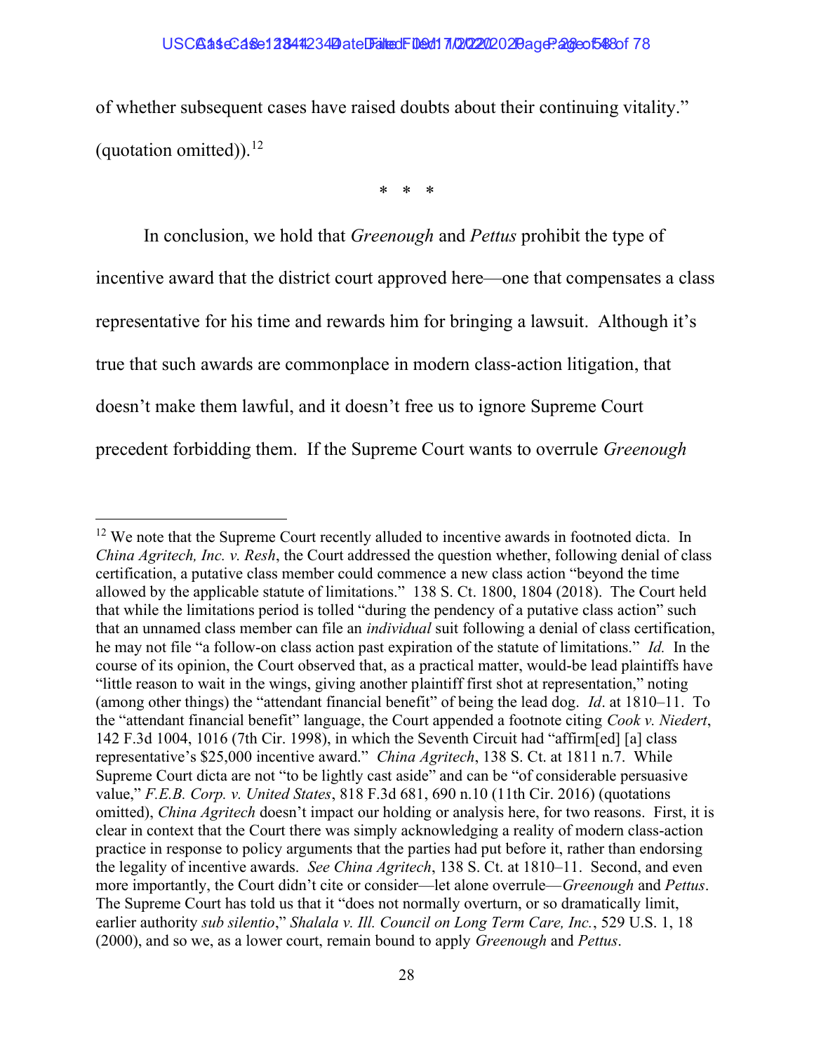of whether subsequent cases have raised doubts about their continuing vitality." (quotation omitted)).[12]

\* \* \*

In conclusion, we hold that *Greenough* and *Pettus* prohibit the type of incentive award that the district court approved here—one that compensates a class representative for his time and rewards him for bringing a lawsuit. Although it's true that such awards are commonplace in modern class-action litigation, that doesn't make them lawful, and it doesn't free us to ignore Supreme Court precedent forbidding them. If the Supreme Court wants to overrule *Greenough*

---

[12] We note that the Supreme Court recently alluded to incentive awards in footnoted dicta. In *China Agritech, Inc. v. Resh*, the Court addressed the question whether, following denial of class certification, a putative class member could commence a new class action "beyond the time allowed by the applicable statute of limitations." 138 S. Ct. 1800, 1804 (2018). The Court held that while the limitations period is tolled "during the pendency of a putative class action" such that an unnamed class member can file an *individual* suit following a denial of class certification, he may not file "a follow-on class action past expiration of the statute of limitations." *Id.* In the course of its opinion, the Court observed that, as a practical matter, would-be lead plaintiffs have "little reason to wait in the wings, giving another plaintiff first shot at representation," noting (among other things) the "attendant financial benefit" of being the lead dog. *Id*. at 1810–11. To the "attendant financial benefit" language, the Court appended a footnote citing *Cook v. Niedert*, 142 F.3d 1004, 1016 (7th Cir. 1998), in which the Seventh Circuit had "affirm[ed] [a] class representative's $25,000 incentive award." *China Agritech*, 138 S. Ct. at 1811 n.7. While Supreme Court dicta are not "to be lightly cast aside" and can be "of considerable persuasive value," *F.E.B. Corp. v. United States*, 818 F.3d 681, 690 n.10 (11th Cir. 2016) (quotations omitted), *China Agritech* doesn't impact our holding or analysis here, for two reasons. First, it is clear in context that the Court there was simply acknowledging a reality of modern class-action practice in response to policy arguments that the parties had put before it, rather than endorsing the legality of incentive awards. *See China Agritech*, 138 S. Ct. at 1810–11. Second, and even more importantly, the Court didn't cite or consider—let alone overrule—*Greenough* and *Pettus*. The Supreme Court has told us that it "does not normally overturn, or so dramatically limit, earlier authority *sub silentio*," *Shalala v. Ill. Council on Long Term Care, Inc.*, 529 U.S. 1, 18 (2000), and so we, as a lower court, remain bound to apply *Greenough* and *Pettus*.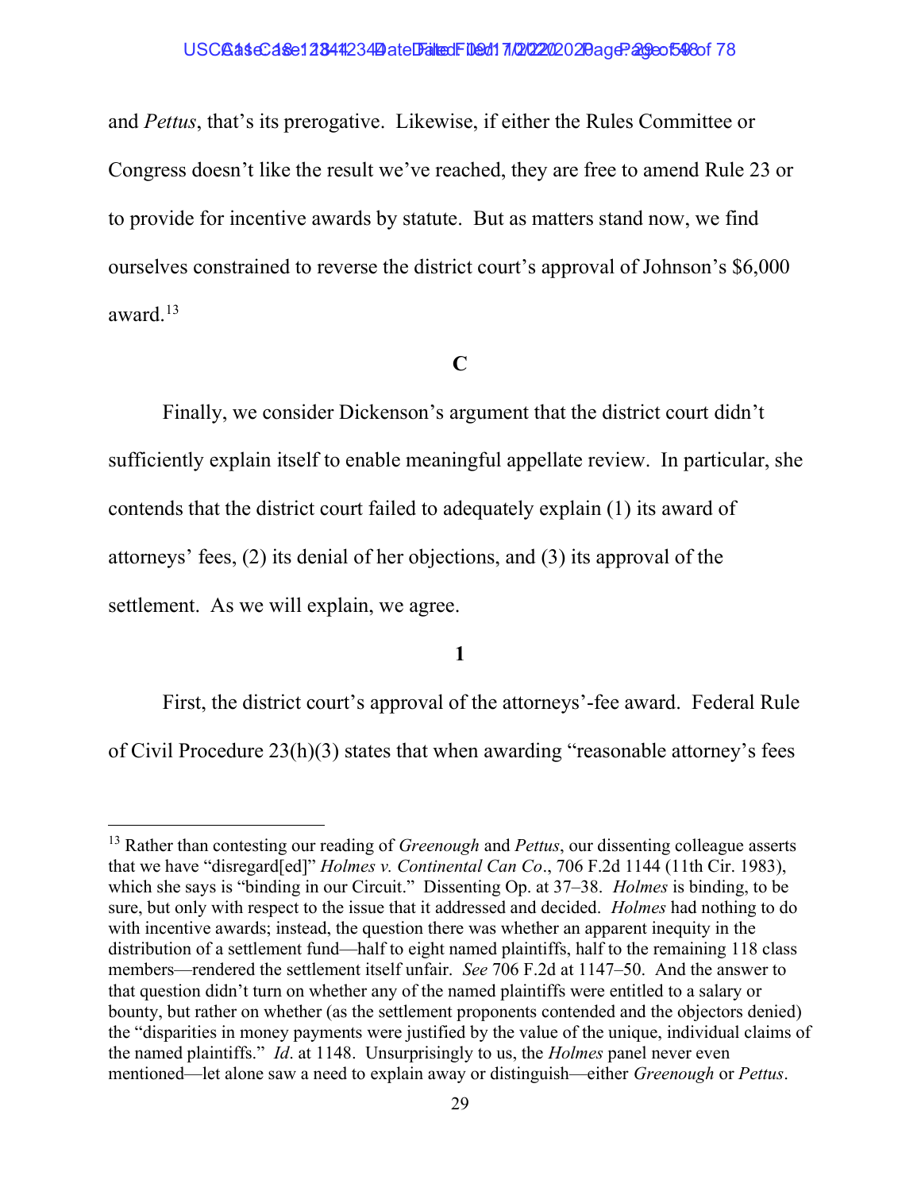and *Pettus*, that's its prerogative. Likewise, if either the Rules Committee or Congress doesn't like the result we've reached, they are free to amend Rule 23 or to provide for incentive awards by statute. But as matters stand now, we find ourselves constrained to reverse the district court's approval of Johnson's $6,000 award.[13]

**C**

Finally, we consider Dickenson's argument that the district court didn't sufficiently explain itself to enable meaningful appellate review. In particular, she contends that the district court failed to adequately explain (1) its award of attorneys' fees, (2) its denial of her objections, and (3) its approval of the settlement. As we will explain, we agree.

**1**

First, the district court's approval of the attorneys'-fee award. Federal Rule of Civil Procedure 23(h)(3) states that when awarding "reasonable attorney's fees

---

[13] Rather than contesting our reading of *Greenough* and *Pettus*, our dissenting colleague asserts that we have "disregard[ed]" *Holmes v. Continental Can Co*., 706 F.2d 1144 (11th Cir. 1983), which she says is "binding in our Circuit." Dissenting Op. at 37–38. *Holmes* is binding, to be sure, but only with respect to the issue that it addressed and decided. *Holmes* had nothing to do with incentive awards; instead, the question there was whether an apparent inequity in the distribution of a settlement fund—half to eight named plaintiffs, half to the remaining 118 class members—rendered the settlement itself unfair. *See* 706 F.2d at 1147–50. And the answer to that question didn't turn on whether any of the named plaintiffs were entitled to a salary or bounty, but rather on whether (as the settlement proponents contended and the objectors denied) the "disparities in money payments were justified by the value of the unique, individual claims of the named plaintiffs." *Id*. at 1148. Unsurprisingly to us, the *Holmes* panel never even mentioned—let alone saw a need to explain away or distinguish—either *Greenough* or *Pettus*.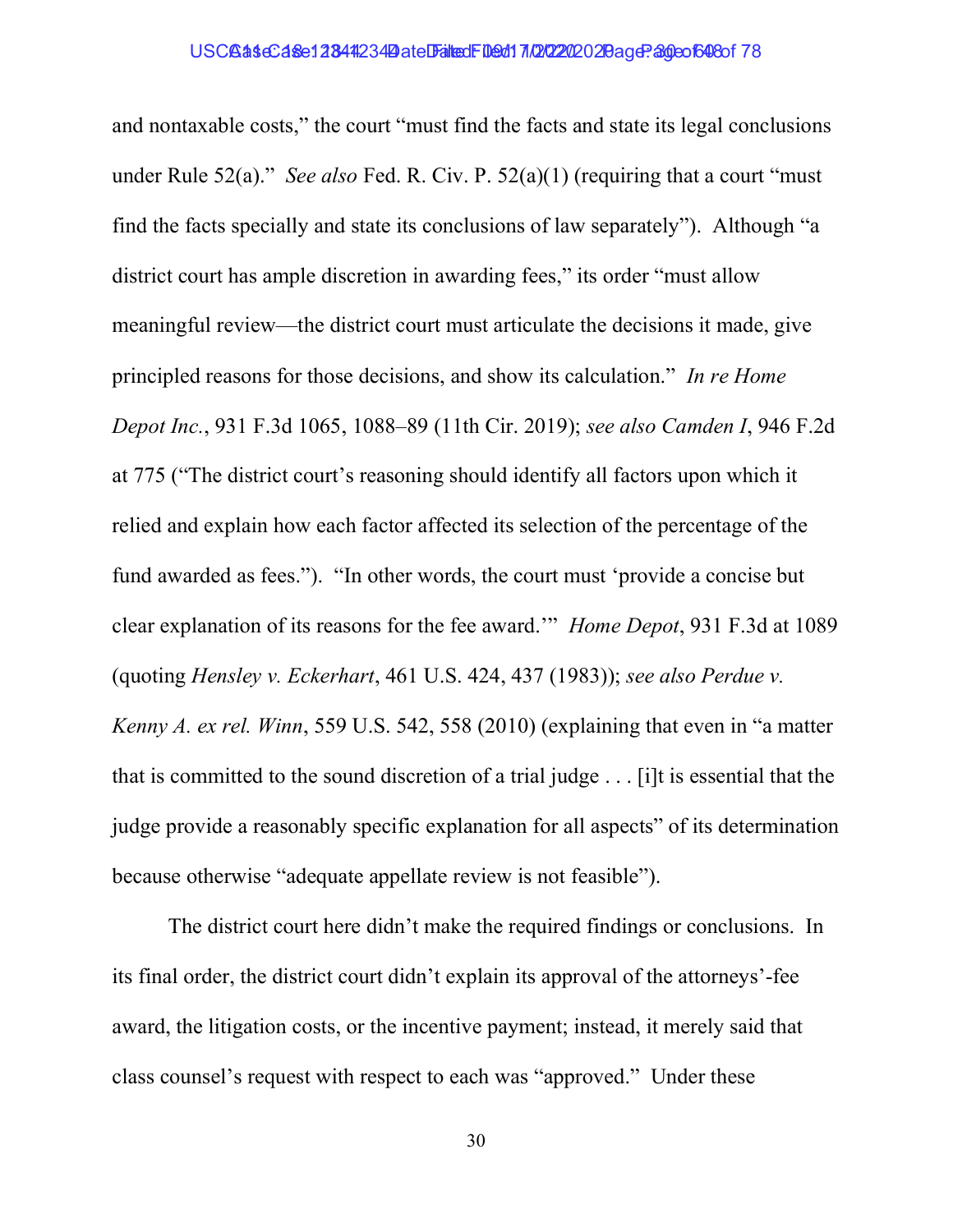and nontaxable costs," the court "must find the facts and state its legal conclusions under Rule 52(a)." *See also* Fed. R. Civ. P. 52(a)(1) (requiring that a court "must find the facts specially and state its conclusions of law separately"). Although "a district court has ample discretion in awarding fees," its order "must allow meaningful review—the district court must articulate the decisions it made, give principled reasons for those decisions, and show its calculation." *In re Home Depot Inc.*, 931 F.3d 1065, 1088–89 (11th Cir. 2019); *see also Camden I*, 946 F.2d at 775 ("The district court's reasoning should identify all factors upon which it relied and explain how each factor affected its selection of the percentage of the fund awarded as fees."). "In other words, the court must 'provide a concise but clear explanation of its reasons for the fee award.'" *Home Depot*, 931 F.3d at 1089 (quoting *Hensley v. Eckerhart*, 461 U.S. 424, 437 (1983)); *see also Perdue v. Kenny A. ex rel. Winn*, 559 U.S. 542, 558 (2010) (explaining that even in "a matter that is committed to the sound discretion of a trial judge . . . [i]t is essential that the judge provide a reasonably specific explanation for all aspects" of its determination because otherwise "adequate appellate review is not feasible").

The district court here didn't make the required findings or conclusions. In its final order, the district court didn't explain its approval of the attorneys'-fee award, the litigation costs, or the incentive payment; instead, it merely said that class counsel's request with respect to each was "approved." Under these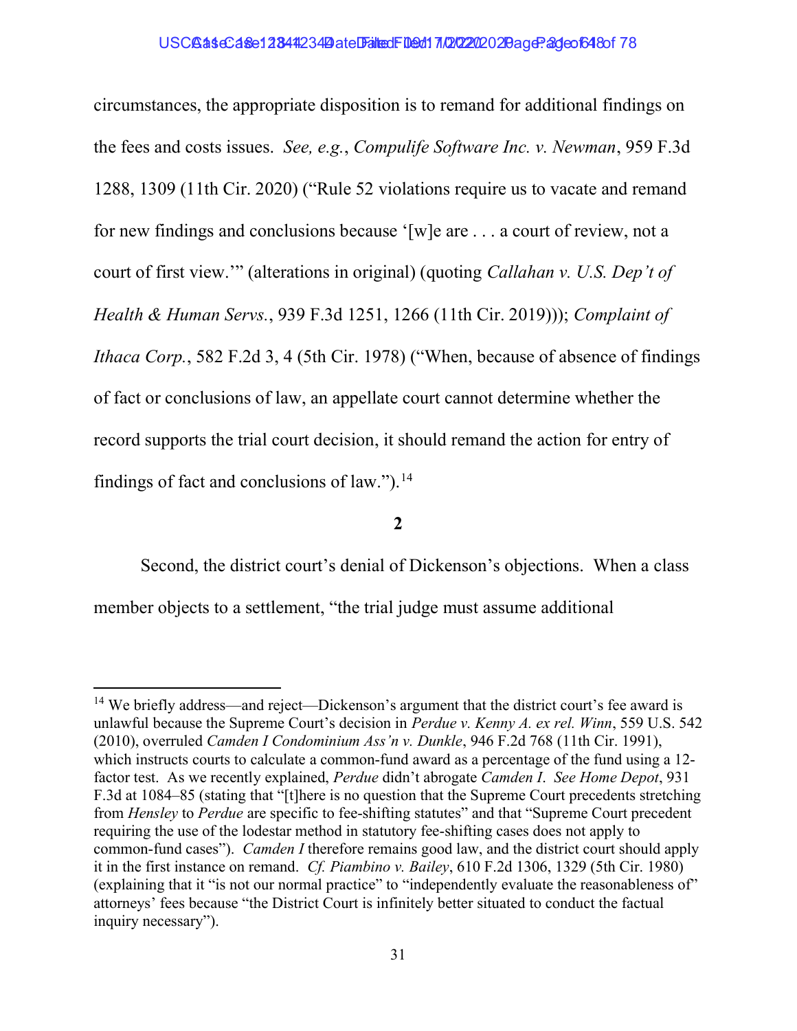circumstances, the appropriate disposition is to remand for additional findings on the fees and costs issues. *See, e.g.*, *Compulife Software Inc. v. Newman*, 959 F.3d 1288, 1309 (11th Cir. 2020) ("Rule 52 violations require us to vacate and remand for new findings and conclusions because '[w]e are . . . a court of review, not a court of first view.'" (alterations in original) (quoting *Callahan v. U.S. Dep't of Health & Human Servs.*, 939 F.3d 1251, 1266 (11th Cir. 2019))); *Complaint of Ithaca Corp.*, 582 F.2d 3, 4 (5th Cir. 1978) ("When, because of absence of findings of fact or conclusions of law, an appellate court cannot determine whether the record supports the trial court decision, it should remand the action for entry of findings of fact and conclusions of law.").[14]

**2**

Second, the district court's denial of Dickenson's objections. When a class member objects to a settlement, "the trial judge must assume additional

---

[14] We briefly address—and reject—Dickenson's argument that the district court's fee award is unlawful because the Supreme Court's decision in *Perdue v. Kenny A. ex rel. Winn*, 559 U.S. 542 (2010), overruled *Camden I Condominium Ass'n v. Dunkle*, 946 F.2d 768 (11th Cir. 1991), which instructs courts to calculate a common-fund award as a percentage of the fund using a 12-factor test. As we recently explained, *Perdue* didn't abrogate *Camden I*. *See Home Depot*, 931 F.3d at 1084–85 (stating that "[t]here is no question that the Supreme Court precedents stretching from *Hensley* to *Perdue* are specific to fee-shifting statutes" and that "Supreme Court precedent requiring the use of the lodestar method in statutory fee-shifting cases does not apply to common-fund cases"). *Camden I* therefore remains good law, and the district court should apply it in the first instance on remand. *Cf. Piambino v. Bailey*, 610 F.2d 1306, 1329 (5th Cir. 1980) (explaining that it "is not our normal practice" to "independently evaluate the reasonableness of" attorneys' fees because "the District Court is infinitely better situated to conduct the factual inquiry necessary").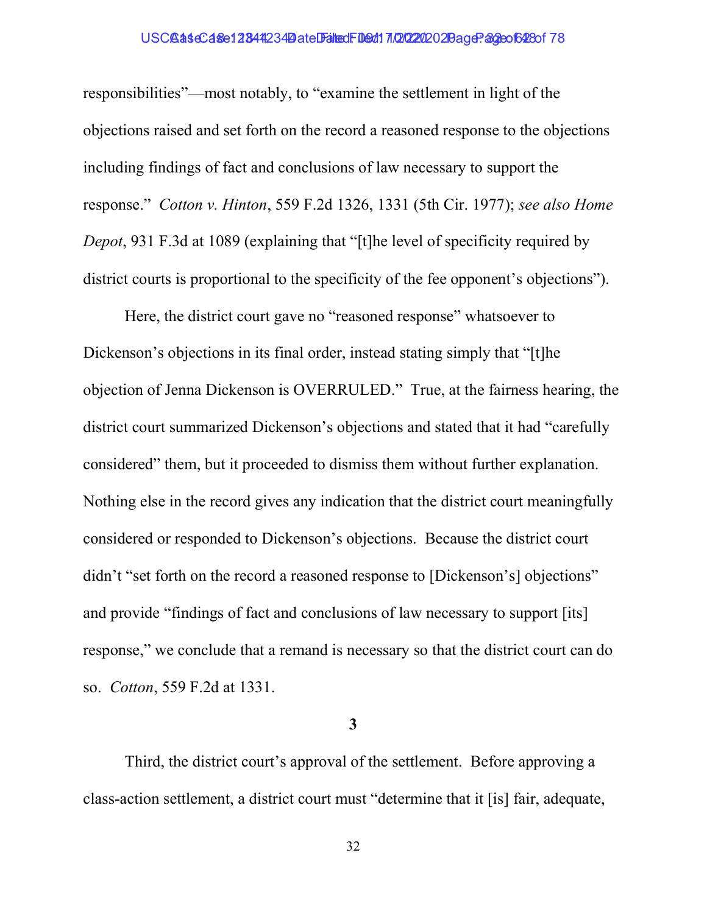responsibilities"—most notably, to "examine the settlement in light of the objections raised and set forth on the record a reasoned response to the objections including findings of fact and conclusions of law necessary to support the response." *Cotton v. Hinton*, 559 F.2d 1326, 1331 (5th Cir. 1977); *see also Home Depot*, 931 F.3d at 1089 (explaining that "[t]he level of specificity required by district courts is proportional to the specificity of the fee opponent's objections").

Here, the district court gave no "reasoned response" whatsoever to Dickenson's objections in its final order, instead stating simply that "[t]he objection of Jenna Dickenson is OVERRULED." True, at the fairness hearing, the district court summarized Dickenson's objections and stated that it had "carefully considered" them, but it proceeded to dismiss them without further explanation. Nothing else in the record gives any indication that the district court meaningfully considered or responded to Dickenson's objections. Because the district court didn't "set forth on the record a reasoned response to [Dickenson's] objections" and provide "findings of fact and conclusions of law necessary to support [its] response," we conclude that a remand is necessary so that the district court can do so. *Cotton*, 559 F.2d at 1331.

### 3

Third, the district court's approval of the settlement. Before approving a class-action settlement, a district court must "determine that it [is] fair, adequate,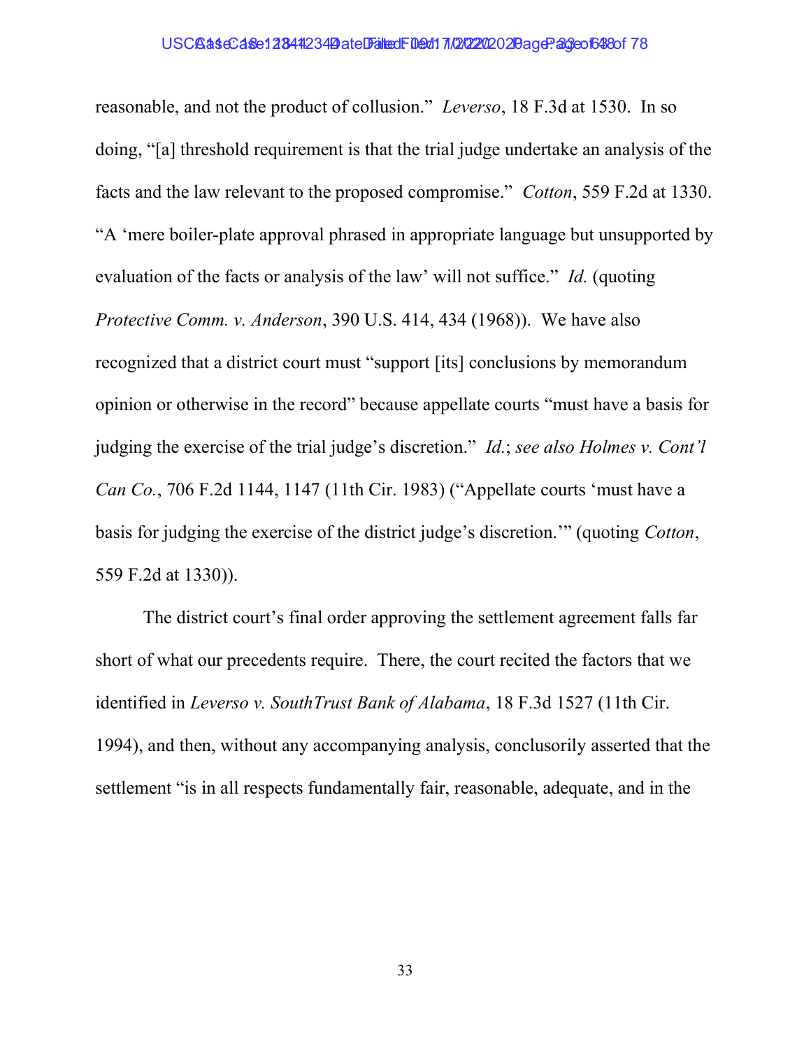reasonable, and not the product of collusion." *Leverso*, 18 F.3d at 1530. In so doing, "[a] threshold requirement is that the trial judge undertake an analysis of the facts and the law relevant to the proposed compromise." *Cotton*, 559 F.2d at 1330. "A 'mere boiler-plate approval phrased in appropriate language but unsupported by evaluation of the facts or analysis of the law' will not suffice." *Id.* (quoting *Protective Comm. v. Anderson*, 390 U.S. 414, 434 (1968)). We have also recognized that a district court must "support [its] conclusions by memorandum opinion or otherwise in the record" because appellate courts "must have a basis for judging the exercise of the trial judge's discretion." *Id.*; *see also Holmes v. Cont'l Can Co.*, 706 F.2d 1144, 1147 (11th Cir. 1983) ("Appellate courts 'must have a basis for judging the exercise of the district judge's discretion.'" (quoting *Cotton*, 559 F.2d at 1330)).

The district court's final order approving the settlement agreement falls far short of what our precedents require. There, the court recited the factors that we identified in *Leverso v. SouthTrust Bank of Alabama*, 18 F.3d 1527 (11th Cir. 1994), and then, without any accompanying analysis, conclusorily asserted that the settlement "is in all respects fundamentally fair, reasonable, adequate, and in the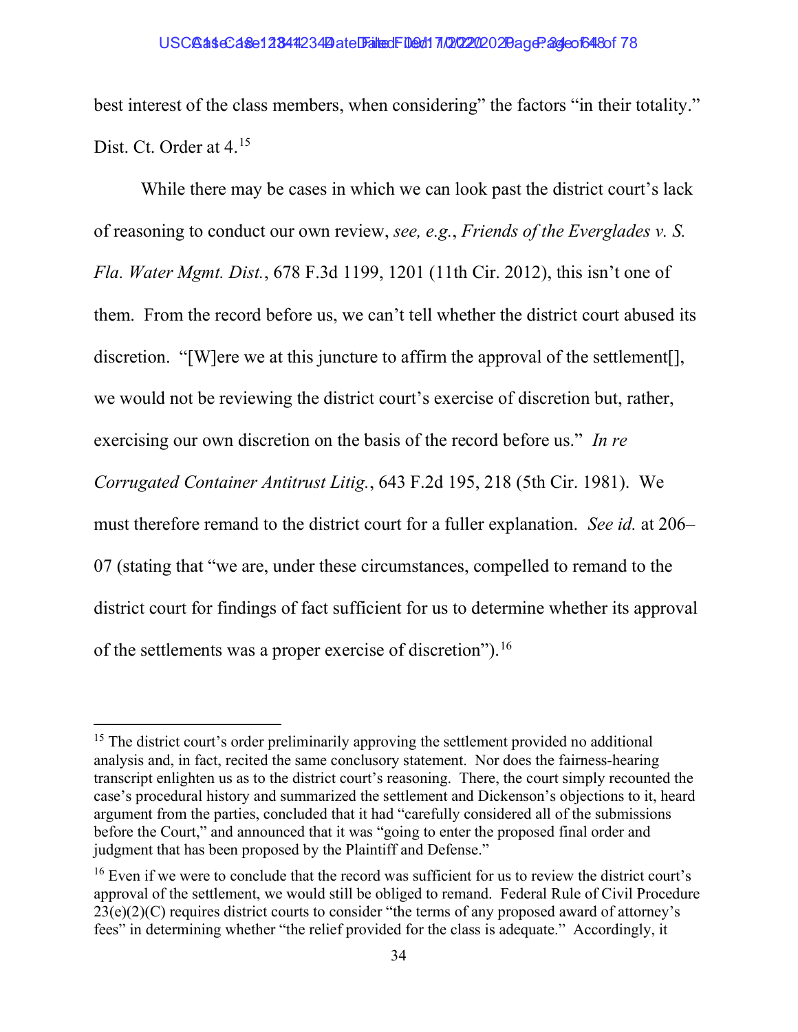best interest of the class members, when considering" the factors "in their totality." Dist. Ct. Order at 4.[15]

While there may be cases in which we can look past the district court's lack of reasoning to conduct our own review, *see, e.g.*, *Friends of the Everglades v. S. Fla. Water Mgmt. Dist.*, 678 F.3d 1199, 1201 (11th Cir. 2012), this isn't one of them. From the record before us, we can't tell whether the district court abused its discretion. "[W]ere we at this juncture to affirm the approval of the settlement[], we would not be reviewing the district court's exercise of discretion but, rather, exercising our own discretion on the basis of the record before us." *In re Corrugated Container Antitrust Litig.*, 643 F.2d 195, 218 (5th Cir. 1981). We must therefore remand to the district court for a fuller explanation. *See id.* at 206–07 (stating that "we are, under these circumstances, compelled to remand to the district court for findings of fact sufficient for us to determine whether its approval of the settlements was a proper exercise of discretion").[16]

---

[15] The district court's order preliminarily approving the settlement provided no additional analysis and, in fact, recited the same conclusory statement. Nor does the fairness-hearing transcript enlighten us as to the district court's reasoning. There, the court simply recounted the case's procedural history and summarized the settlement and Dickenson's objections to it, heard argument from the parties, concluded that it had "carefully considered all of the submissions before the Court," and announced that it was "going to enter the proposed final order and judgment that has been proposed by the Plaintiff and Defense."

[16] Even if we were to conclude that the record was sufficient for us to review the district court's approval of the settlement, we would still be obliged to remand. Federal Rule of Civil Procedure 23(e)(2)(C) requires district courts to consider "the terms of any proposed award of attorney's fees" in determining whether "the relief provided for the class is adequate." Accordingly, it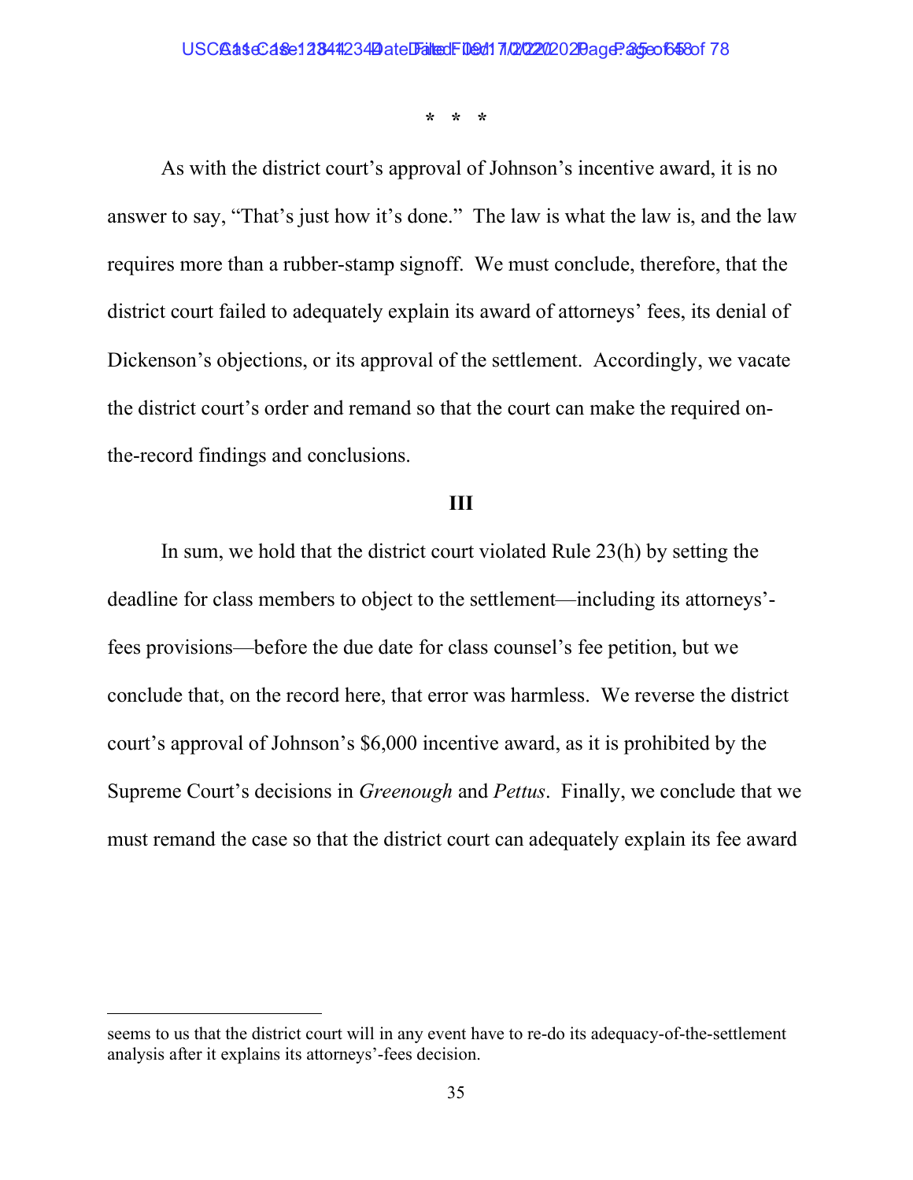\* \* \*

As with the district court's approval of Johnson's incentive award, it is no answer to say, "That's just how it's done." The law is what the law is, and the law requires more than a rubber-stamp signoff. We must conclude, therefore, that the district court failed to adequately explain its award of attorneys' fees, its denial of Dickenson's objections, or its approval of the settlement. Accordingly, we vacate the district court's order and remand so that the court can make the required on-the-record findings and conclusions.

## III

In sum, we hold that the district court violated Rule 23(h) by setting the deadline for class members to object to the settlement—including its attorneys'-fees provisions—before the due date for class counsel's fee petition, but we conclude that, on the record here, that error was harmless. We reverse the district court's approval of Johnson's $6,000 incentive award, as it is prohibited by the Supreme Court's decisions in *Greenough* and *Pettus*. Finally, we conclude that we must remand the case so that the district court can adequately explain its fee award

---

seems to us that the district court will in any event have to re-do its adequacy-of-the-settlement analysis after it explains its attorneys'-fees decision.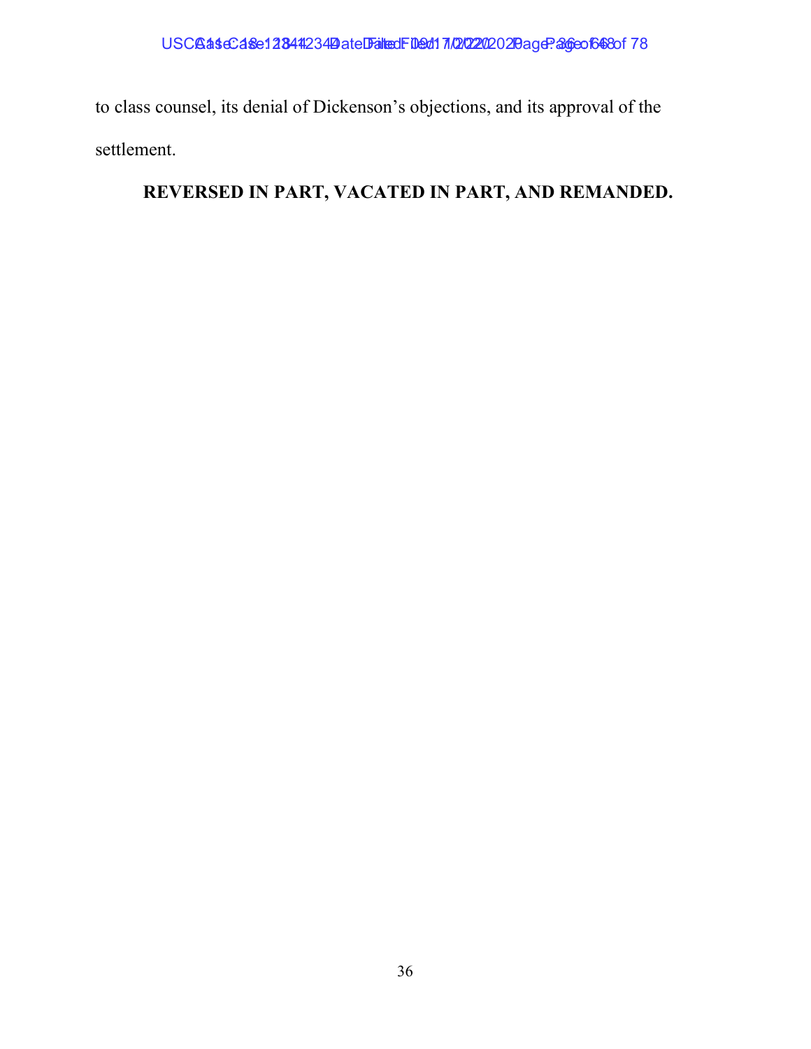to class counsel, its denial of Dickenson's objections, and its approval of the settlement.

**REVERSED IN PART, VACATED IN PART, AND REMANDED.**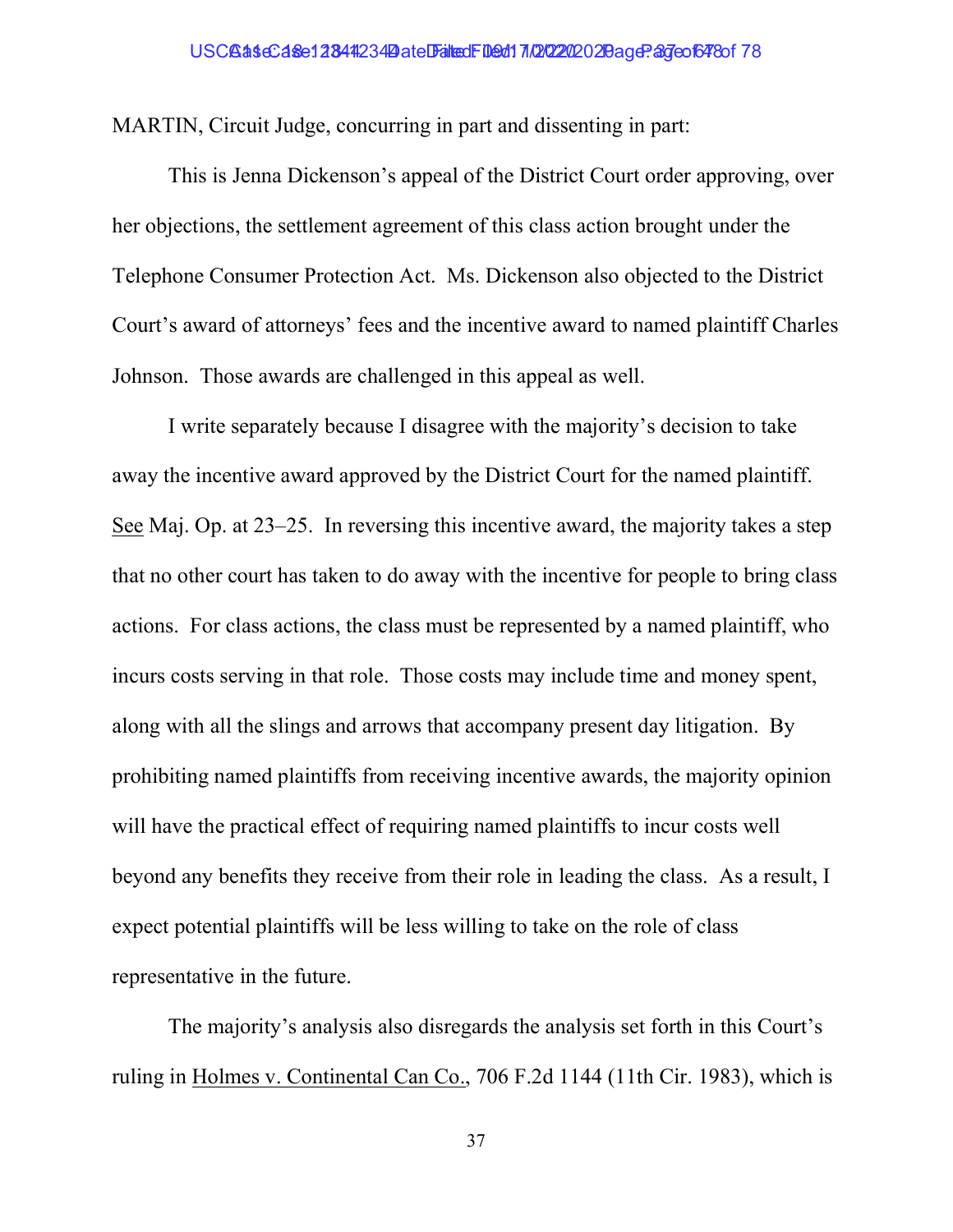MARTIN, Circuit Judge, concurring in part and dissenting in part:

This is Jenna Dickenson's appeal of the District Court order approving, over her objections, the settlement agreement of this class action brought under the Telephone Consumer Protection Act. Ms. Dickenson also objected to the District Court's award of attorneys' fees and the incentive award to named plaintiff Charles Johnson. Those awards are challenged in this appeal as well.

I write separately because I disagree with the majority's decision to take away the incentive award approved by the District Court for the named plaintiff. See Maj. Op. at 23–25. In reversing this incentive award, the majority takes a step that no other court has taken to do away with the incentive for people to bring class actions. For class actions, the class must be represented by a named plaintiff, who incurs costs serving in that role. Those costs may include time and money spent, along with all the slings and arrows that accompany present day litigation. By prohibiting named plaintiffs from receiving incentive awards, the majority opinion will have the practical effect of requiring named plaintiffs to incur costs well beyond any benefits they receive from their role in leading the class. As a result, I expect potential plaintiffs will be less willing to take on the role of class representative in the future.

The majority's analysis also disregards the analysis set forth in this Court's ruling in Holmes v. Continental Can Co., 706 F.2d 1144 (11th Cir. 1983), which is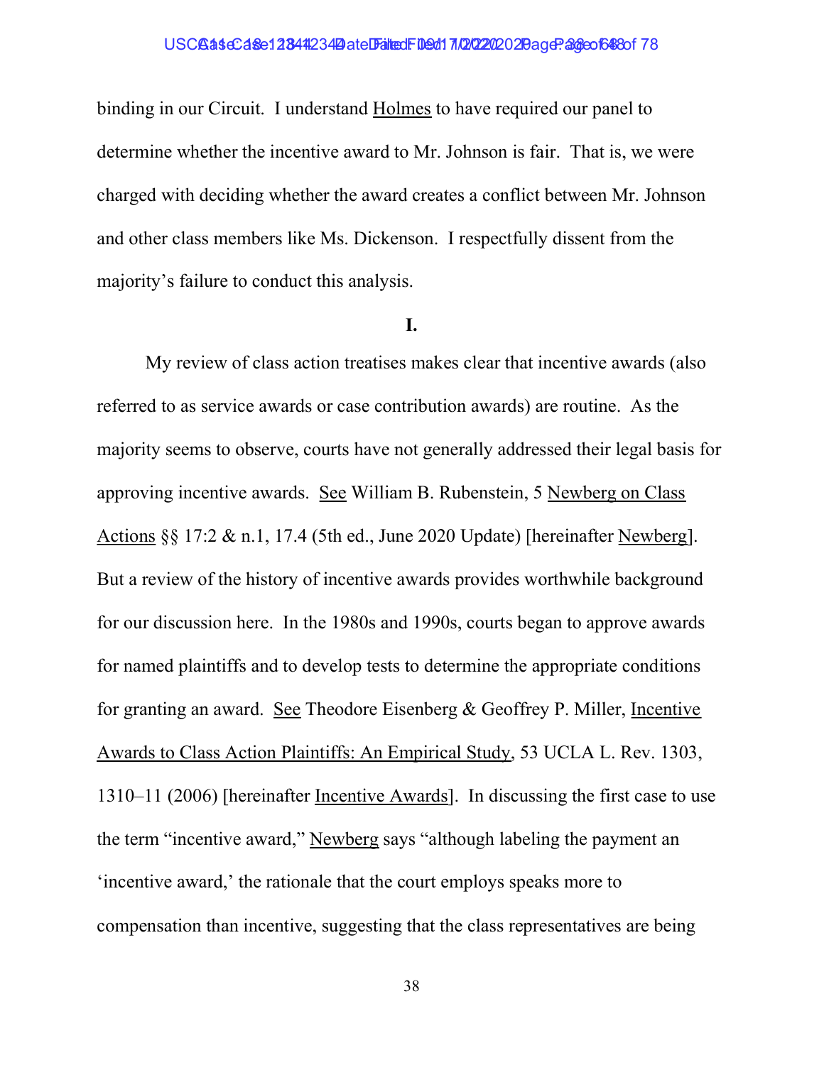binding in our Circuit. I understand Holmes to have required our panel to determine whether the incentive award to Mr. Johnson is fair. That is, we were charged with deciding whether the award creates a conflict between Mr. Johnson and other class members like Ms. Dickenson. I respectfully dissent from the majority's failure to conduct this analysis.

**I.**

My review of class action treatises makes clear that incentive awards (also referred to as service awards or case contribution awards) are routine. As the majority seems to observe, courts have not generally addressed their legal basis for approving incentive awards. See William B. Rubenstein, 5 Newberg on Class Actions §§ 17:2 & n.1, 17.4 (5th ed., June 2020 Update) [hereinafter Newberg]. But a review of the history of incentive awards provides worthwhile background for our discussion here. In the 1980s and 1990s, courts began to approve awards for named plaintiffs and to develop tests to determine the appropriate conditions for granting an award. See Theodore Eisenberg & Geoffrey P. Miller, Incentive Awards to Class Action Plaintiffs: An Empirical Study, 53 UCLA L. Rev. 1303, 1310–11 (2006) [hereinafter Incentive Awards]. In discussing the first case to use the term "incentive award," Newberg says "although labeling the payment an 'incentive award,' the rationale that the court employs speaks more to compensation than incentive, suggesting that the class representatives are being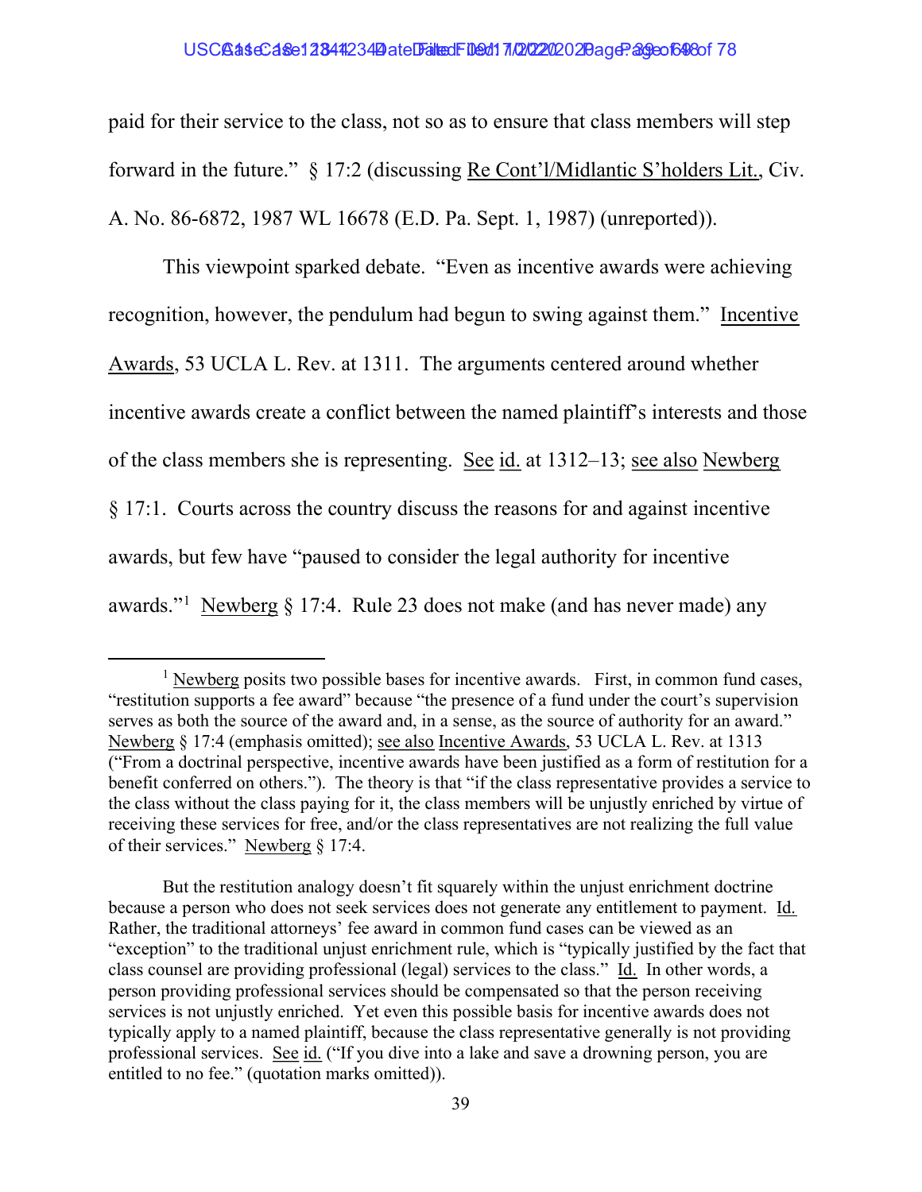paid for their service to the class, not so as to ensure that class members will step forward in the future." § 17:2 (discussing Re Cont'l/Midlantic S'holders Lit., Civ. A. No. 86-6872, 1987 WL 16678 (E.D. Pa. Sept. 1, 1987) (unreported)).

This viewpoint sparked debate. "Even as incentive awards were achieving recognition, however, the pendulum had begun to swing against them." Incentive Awards, 53 UCLA L. Rev. at 1311. The arguments centered around whether incentive awards create a conflict between the named plaintiff's interests and those of the class members she is representing. See id. at 1312–13; see also Newberg § 17:1. Courts across the country discuss the reasons for and against incentive awards, but few have "paused to consider the legal authority for incentive awards."[1] Newberg § 17:4. Rule 23 does not make (and has never made) any

---

[1] Newberg posits two possible bases for incentive awards. First, in common fund cases, "restitution supports a fee award" because "the presence of a fund under the court's supervision serves as both the source of the award and, in a sense, as the source of authority for an award." Newberg § 17:4 (emphasis omitted); see also Incentive Awards, 53 UCLA L. Rev. at 1313 ("From a doctrinal perspective, incentive awards have been justified as a form of restitution for a benefit conferred on others."). The theory is that "if the class representative provides a service to the class without the class paying for it, the class members will be unjustly enriched by virtue of receiving these services for free, and/or the class representatives are not realizing the full value of their services." Newberg § 17:4.

But the restitution analogy doesn't fit squarely within the unjust enrichment doctrine because a person who does not seek services does not generate any entitlement to payment. Id. Rather, the traditional attorneys' fee award in common fund cases can be viewed as an "exception" to the traditional unjust enrichment rule, which is "typically justified by the fact that class counsel are providing professional (legal) services to the class." Id. In other words, a person providing professional services should be compensated so that the person receiving services is not unjustly enriched. Yet even this possible basis for incentive awards does not typically apply to a named plaintiff, because the class representative generally is not providing professional services. See id. ("If you dive into a lake and save a drowning person, you are entitled to no fee." (quotation marks omitted)).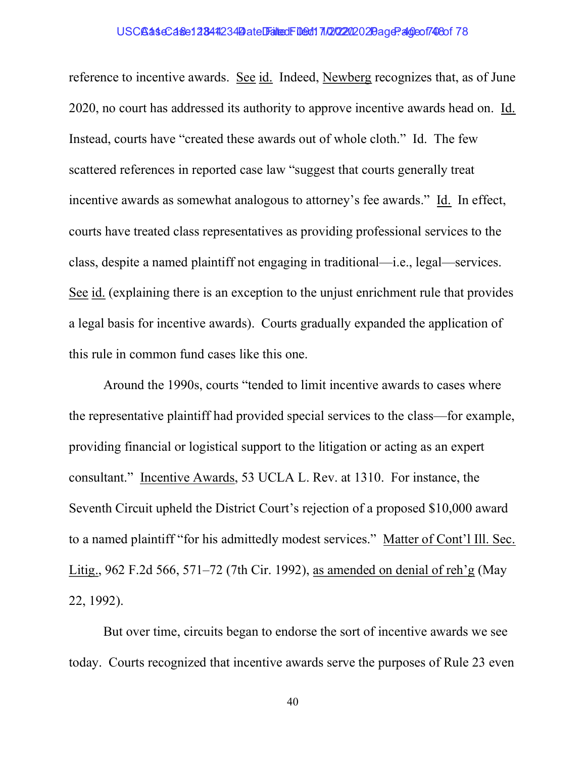reference to incentive awards. See id. Indeed, Newberg recognizes that, as of June 2020, no court has addressed its authority to approve incentive awards head on. Id. Instead, courts have "created these awards out of whole cloth." Id. The few scattered references in reported case law "suggest that courts generally treat incentive awards as somewhat analogous to attorney's fee awards." Id. In effect, courts have treated class representatives as providing professional services to the class, despite a named plaintiff not engaging in traditional—i.e., legal—services. See id. (explaining there is an exception to the unjust enrichment rule that provides a legal basis for incentive awards). Courts gradually expanded the application of this rule in common fund cases like this one.

Around the 1990s, courts "tended to limit incentive awards to cases where the representative plaintiff had provided special services to the class—for example, providing financial or logistical support to the litigation or acting as an expert consultant." Incentive Awards, 53 UCLA L. Rev. at 1310. For instance, the Seventh Circuit upheld the District Court's rejection of a proposed $10,000 award to a named plaintiff "for his admittedly modest services." Matter of Cont'l Ill. Sec. Litig., 962 F.2d 566, 571–72 (7th Cir. 1992), as amended on denial of reh'g (May 22, 1992).

But over time, circuits began to endorse the sort of incentive awards we see today. Courts recognized that incentive awards serve the purposes of Rule 23 even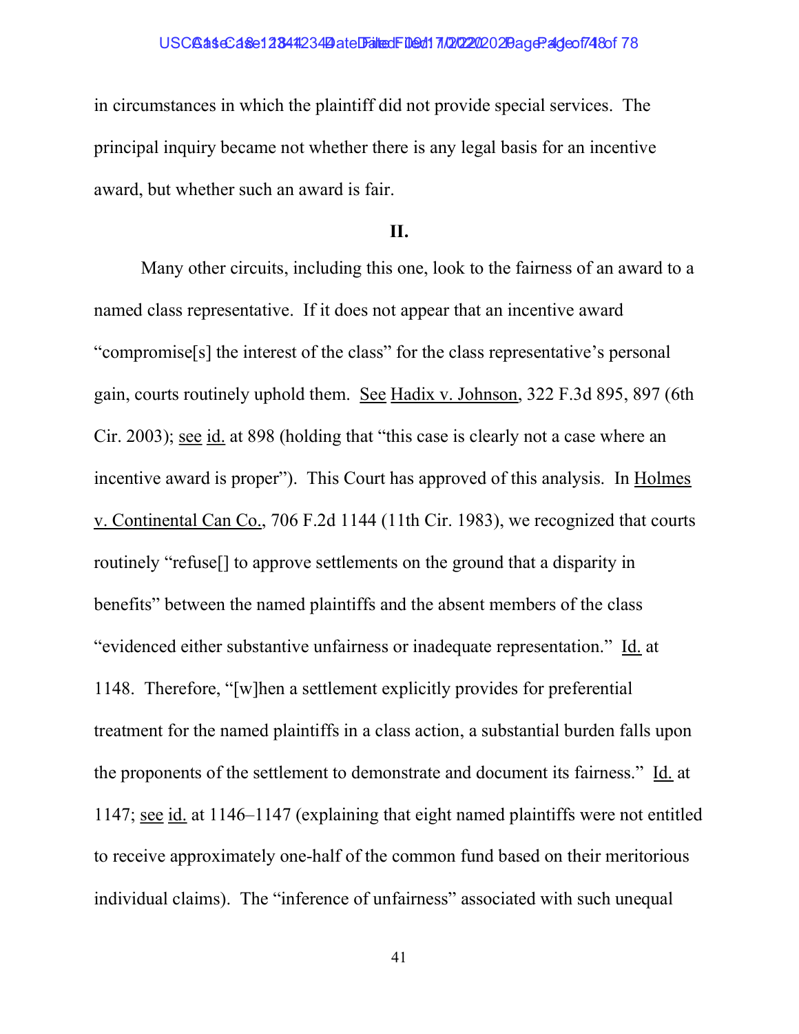in circumstances in which the plaintiff did not provide special services. The principal inquiry became not whether there is any legal basis for an incentive award, but whether such an award is fair.

## II.

Many other circuits, including this one, look to the fairness of an award to a named class representative. If it does not appear that an incentive award "compromise[s] the interest of the class" for the class representative's personal gain, courts routinely uphold them. See Hadix v. Johnson, 322 F.3d 895, 897 (6th Cir. 2003); see id. at 898 (holding that "this case is clearly not a case where an incentive award is proper"). This Court has approved of this analysis. In Holmes v. Continental Can Co., 706 F.2d 1144 (11th Cir. 1983), we recognized that courts routinely "refuse[] to approve settlements on the ground that a disparity in benefits" between the named plaintiffs and the absent members of the class "evidenced either substantive unfairness or inadequate representation." Id. at 1148. Therefore, "[w]hen a settlement explicitly provides for preferential treatment for the named plaintiffs in a class action, a substantial burden falls upon the proponents of the settlement to demonstrate and document its fairness." Id. at 1147; see id. at 1146–1147 (explaining that eight named plaintiffs were not entitled to receive approximately one-half of the common fund based on their meritorious individual claims). The "inference of unfairness" associated with such unequal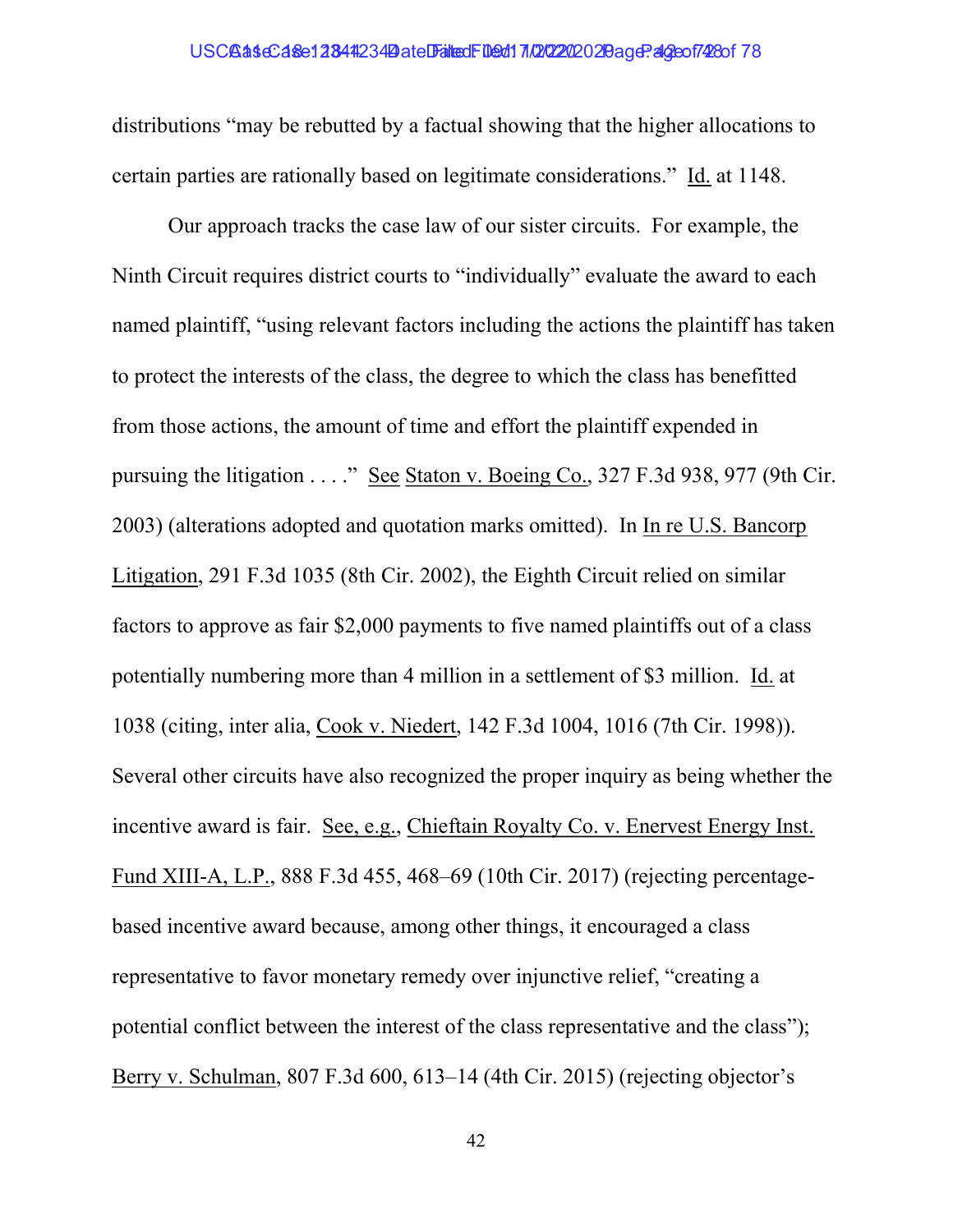distributions "may be rebutted by a factual showing that the higher allocations to certain parties are rationally based on legitimate considerations." Id. at 1148.

Our approach tracks the case law of our sister circuits. For example, the Ninth Circuit requires district courts to "individually" evaluate the award to each named plaintiff, "using relevant factors including the actions the plaintiff has taken to protect the interests of the class, the degree to which the class has benefitted from those actions, the amount of time and effort the plaintiff expended in pursuing the litigation . . . ." See Staton v. Boeing Co., 327 F.3d 938, 977 (9th Cir. 2003) (alterations adopted and quotation marks omitted). In In re U.S. Bancorp Litigation, 291 F.3d 1035 (8th Cir. 2002), the Eighth Circuit relied on similar factors to approve as fair $2,000 payments to five named plaintiffs out of a class potentially numbering more than 4 million in a settlement of $3 million. Id. at 1038 (citing, inter alia, Cook v. Niedert, 142 F.3d 1004, 1016 (7th Cir. 1998)). Several other circuits have also recognized the proper inquiry as being whether the incentive award is fair. See, e.g., Chieftain Royalty Co. v. Enervest Energy Inst. Fund XIII-A, L.P., 888 F.3d 455, 468–69 (10th Cir. 2017) (rejecting percentage-based incentive award because, among other things, it encouraged a class representative to favor monetary remedy over injunctive relief, "creating a potential conflict between the interest of the class representative and the class"); Berry v. Schulman, 807 F.3d 600, 613–14 (4th Cir. 2015) (rejecting objector's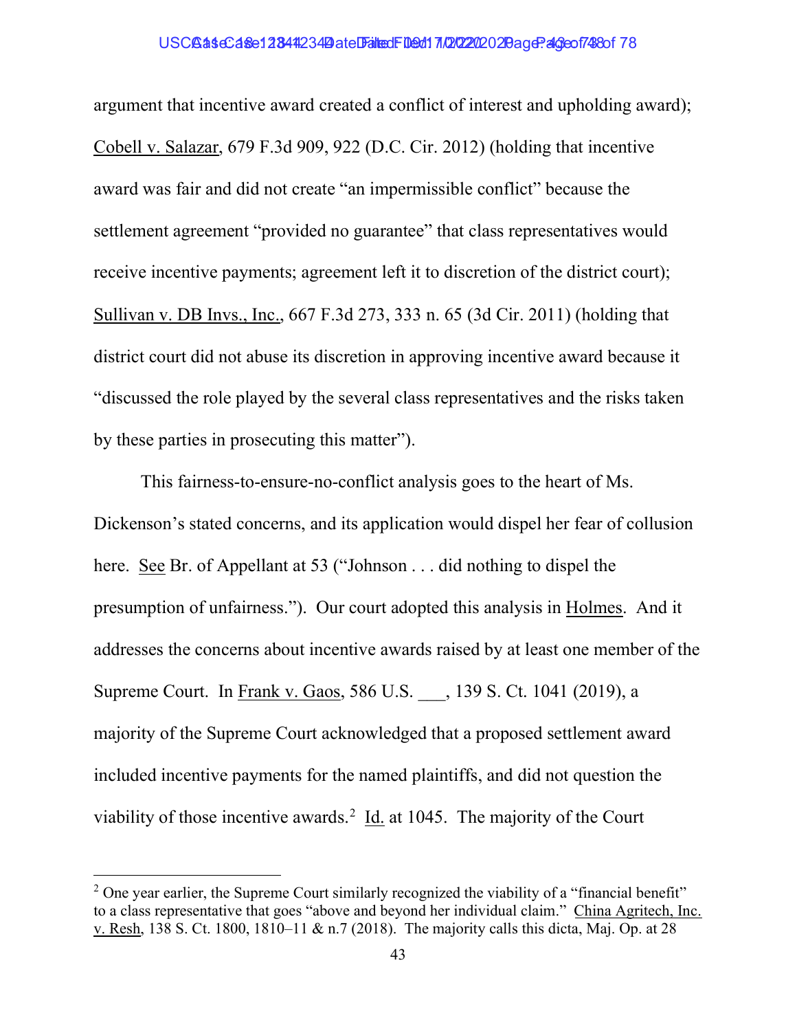argument that incentive award created a conflict of interest and upholding award); Cobell v. Salazar, 679 F.3d 909, 922 (D.C. Cir. 2012) (holding that incentive award was fair and did not create "an impermissible conflict" because the settlement agreement "provided no guarantee" that class representatives would receive incentive payments; agreement left it to discretion of the district court); Sullivan v. DB Invs., Inc., 667 F.3d 273, 333 n. 65 (3d Cir. 2011) (holding that district court did not abuse its discretion in approving incentive award because it "discussed the role played by the several class representatives and the risks taken by these parties in prosecuting this matter").

This fairness-to-ensure-no-conflict analysis goes to the heart of Ms. Dickenson's stated concerns, and its application would dispel her fear of collusion here. See Br. of Appellant at 53 ("Johnson . . . did nothing to dispel the presumption of unfairness."). Our court adopted this analysis in Holmes. And it addresses the concerns about incentive awards raised by at least one member of the Supreme Court. In Frank v. Gaos, 586 U.S. ___, 139 S. Ct. 1041 (2019), a majority of the Supreme Court acknowledged that a proposed settlement award included incentive payments for the named plaintiffs, and did not question the viability of those incentive awards.[2] Id. at 1045. The majority of the Court

[2] One year earlier, the Supreme Court similarly recognized the viability of a "financial benefit" to a class representative that goes "above and beyond her individual claim." China Agritech, Inc. v. Resh, 138 S. Ct. 1800, 1810–11 & n.7 (2018). The majority calls this dicta, Maj. Op. at 28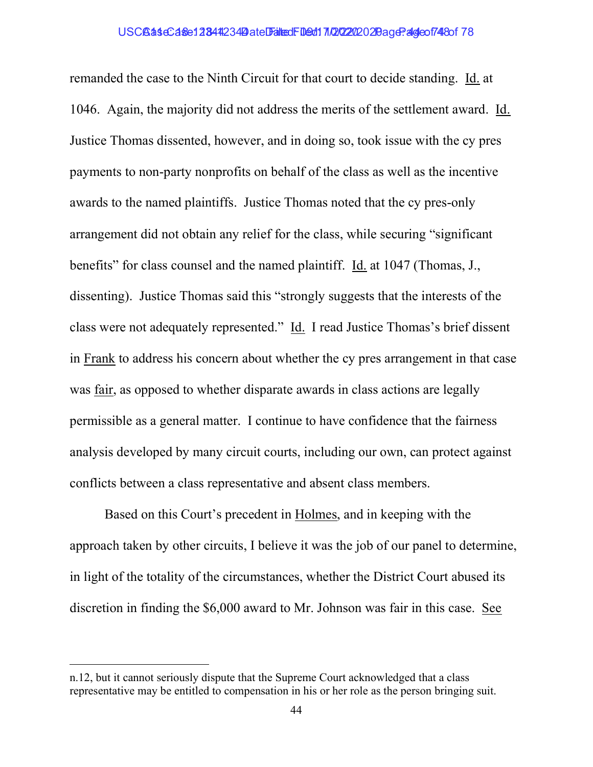remanded the case to the Ninth Circuit for that court to decide standing. Id. at 1046. Again, the majority did not address the merits of the settlement award. Id. Justice Thomas dissented, however, and in doing so, took issue with the cy pres payments to non-party nonprofits on behalf of the class as well as the incentive awards to the named plaintiffs. Justice Thomas noted that the cy pres-only arrangement did not obtain any relief for the class, while securing "significant benefits" for class counsel and the named plaintiff. Id. at 1047 (Thomas, J., dissenting). Justice Thomas said this "strongly suggests that the interests of the class were not adequately represented." Id. I read Justice Thomas's brief dissent in Frank to address his concern about whether the cy pres arrangement in that case was fair, as opposed to whether disparate awards in class actions are legally permissible as a general matter. I continue to have confidence that the fairness analysis developed by many circuit courts, including our own, can protect against conflicts between a class representative and absent class members.

Based on this Court's precedent in Holmes, and in keeping with the approach taken by other circuits, I believe it was the job of our panel to determine, in light of the totality of the circumstances, whether the District Court abused its discretion in finding the $6,000 award to Mr. Johnson was fair in this case. See

---

n.12, but it cannot seriously dispute that the Supreme Court acknowledged that a class representative may be entitled to compensation in his or her role as the person bringing suit.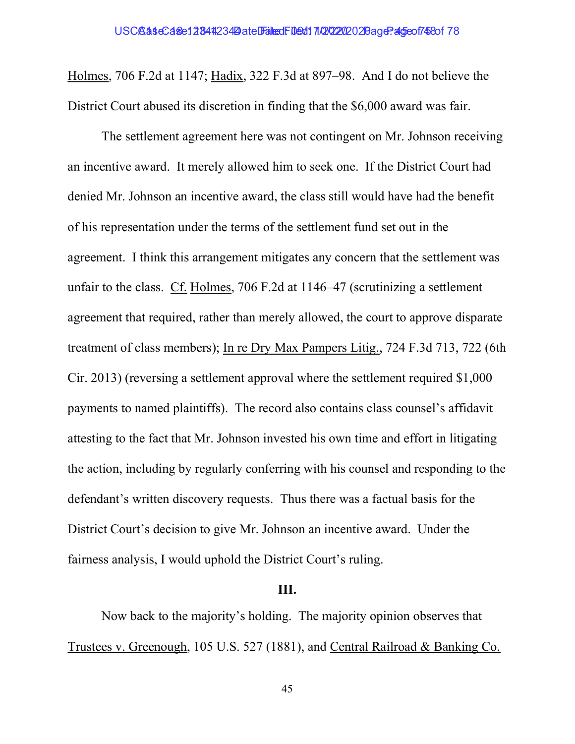Holmes, 706 F.2d at 1147; Hadix, 322 F.3d at 897–98. And I do not believe the District Court abused its discretion in finding that the $6,000 award was fair.

The settlement agreement here was not contingent on Mr. Johnson receiving an incentive award. It merely allowed him to seek one. If the District Court had denied Mr. Johnson an incentive award, the class still would have had the benefit of his representation under the terms of the settlement fund set out in the agreement. I think this arrangement mitigates any concern that the settlement was unfair to the class. Cf. Holmes, 706 F.2d at 1146–47 (scrutinizing a settlement agreement that required, rather than merely allowed, the court to approve disparate treatment of class members); In re Dry Max Pampers Litig., 724 F.3d 713, 722 (6th Cir. 2013) (reversing a settlement approval where the settlement required $1,000 payments to named plaintiffs). The record also contains class counsel's affidavit attesting to the fact that Mr. Johnson invested his own time and effort in litigating the action, including by regularly conferring with his counsel and responding to the defendant's written discovery requests. Thus there was a factual basis for the District Court's decision to give Mr. Johnson an incentive award. Under the fairness analysis, I would uphold the District Court's ruling.

### III.

Now back to the majority's holding. The majority opinion observes that Trustees v. Greenough, 105 U.S. 527 (1881), and Central Railroad & Banking Co.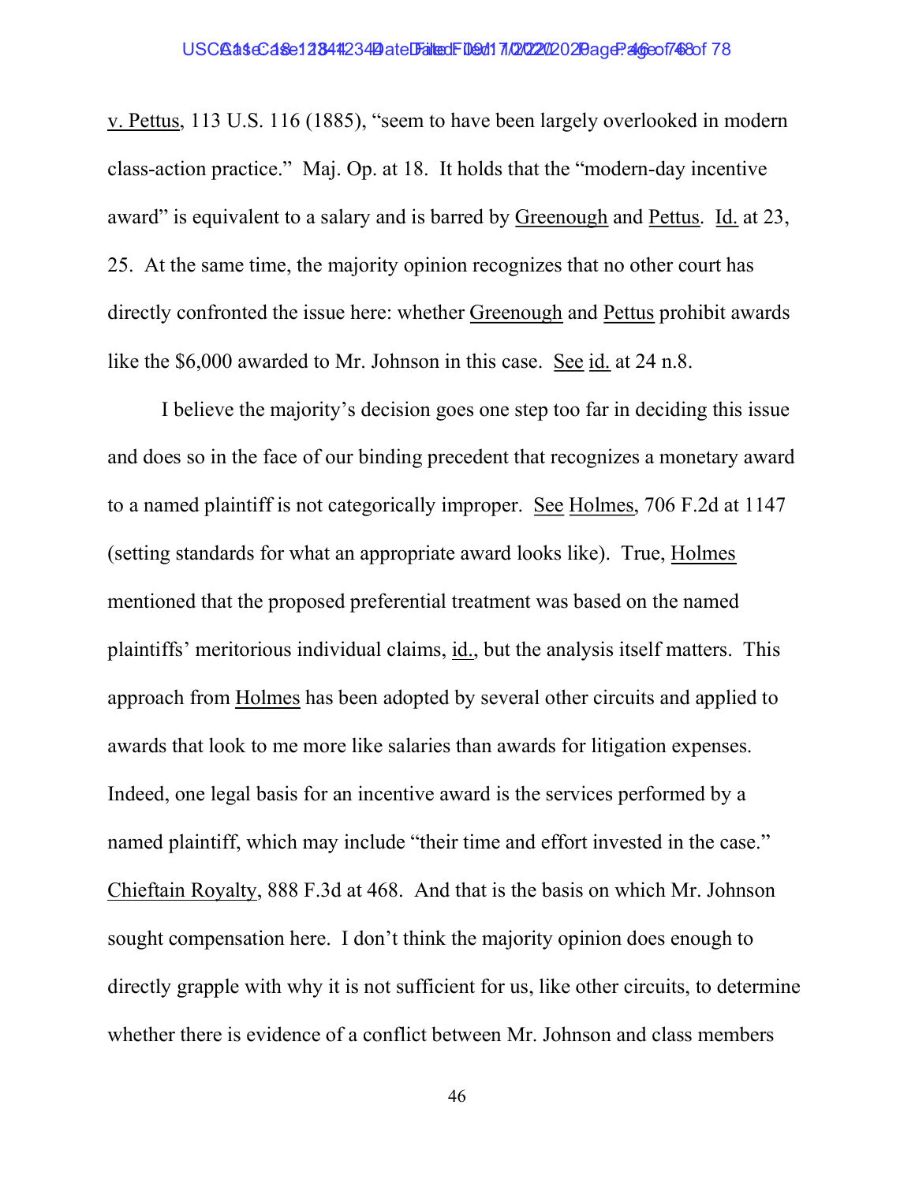v. Pettus, 113 U.S. 116 (1885), "seem to have been largely overlooked in modern class-action practice." Maj. Op. at 18. It holds that the "modern-day incentive award" is equivalent to a salary and is barred by Greenough and Pettus. Id. at 23, 25. At the same time, the majority opinion recognizes that no other court has directly confronted the issue here: whether Greenough and Pettus prohibit awards like the $6,000 awarded to Mr. Johnson in this case. See id. at 24 n.8.

I believe the majority's decision goes one step too far in deciding this issue and does so in the face of our binding precedent that recognizes a monetary award to a named plaintiff is not categorically improper. See Holmes, 706 F.2d at 1147 (setting standards for what an appropriate award looks like). True, Holmes mentioned that the proposed preferential treatment was based on the named plaintiffs' meritorious individual claims, id., but the analysis itself matters. This approach from Holmes has been adopted by several other circuits and applied to awards that look to me more like salaries than awards for litigation expenses. Indeed, one legal basis for an incentive award is the services performed by a named plaintiff, which may include "their time and effort invested in the case." Chieftain Royalty, 888 F.3d at 468. And that is the basis on which Mr. Johnson sought compensation here. I don't think the majority opinion does enough to directly grapple with why it is not sufficient for us, like other circuits, to determine whether there is evidence of a conflict between Mr. Johnson and class members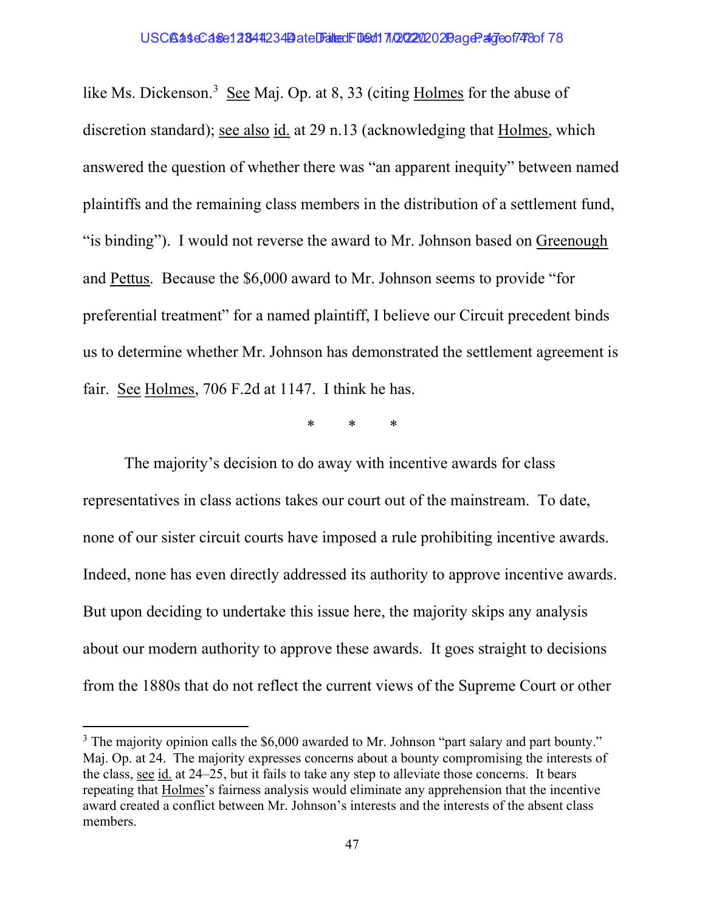like Ms. Dickenson.[3] See Maj. Op. at 8, 33 (citing Holmes for the abuse of discretion standard); see also id. at 29 n.13 (acknowledging that Holmes, which answered the question of whether there was "an apparent inequity" between named plaintiffs and the remaining class members in the distribution of a settlement fund, "is binding"). I would not reverse the award to Mr. Johnson based on Greenough and Pettus. Because the $6,000 award to Mr. Johnson seems to provide "for preferential treatment" for a named plaintiff, I believe our Circuit precedent binds us to determine whether Mr. Johnson has demonstrated the settlement agreement is fair. See Holmes, 706 F.2d at 1147. I think he has.

\* \* \*

The majority's decision to do away with incentive awards for class representatives in class actions takes our court out of the mainstream. To date, none of our sister circuit courts have imposed a rule prohibiting incentive awards. Indeed, none has even directly addressed its authority to approve incentive awards. But upon deciding to undertake this issue here, the majority skips any analysis about our modern authority to approve these awards. It goes straight to decisions from the 1880s that do not reflect the current views of the Supreme Court or other

---

[3] The majority opinion calls the $6,000 awarded to Mr. Johnson "part salary and part bounty." Maj. Op. at 24. The majority expresses concerns about a bounty compromising the interests of the class, see id. at 24–25, but it fails to take any step to alleviate those concerns. It bears repeating that Holmes's fairness analysis would eliminate any apprehension that the incentive award created a conflict between Mr. Johnson's interests and the interests of the absent class members.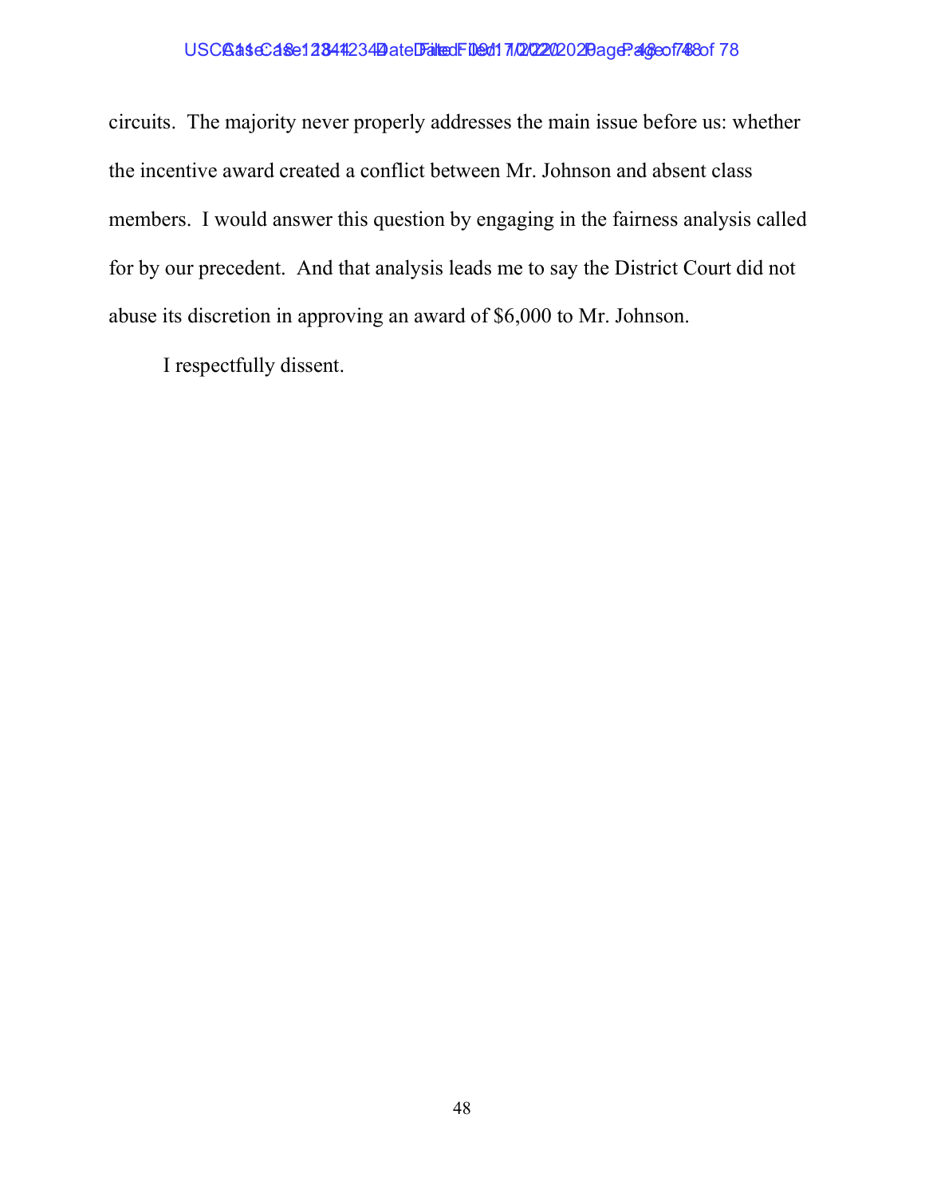circuits. The majority never properly addresses the main issue before us: whether the incentive award created a conflict between Mr. Johnson and absent class members. I would answer this question by engaging in the fairness analysis called for by our precedent. And that analysis leads me to say the District Court did not abuse its discretion in approving an award of $6,000 to Mr. Johnson.

I respectfully dissent.